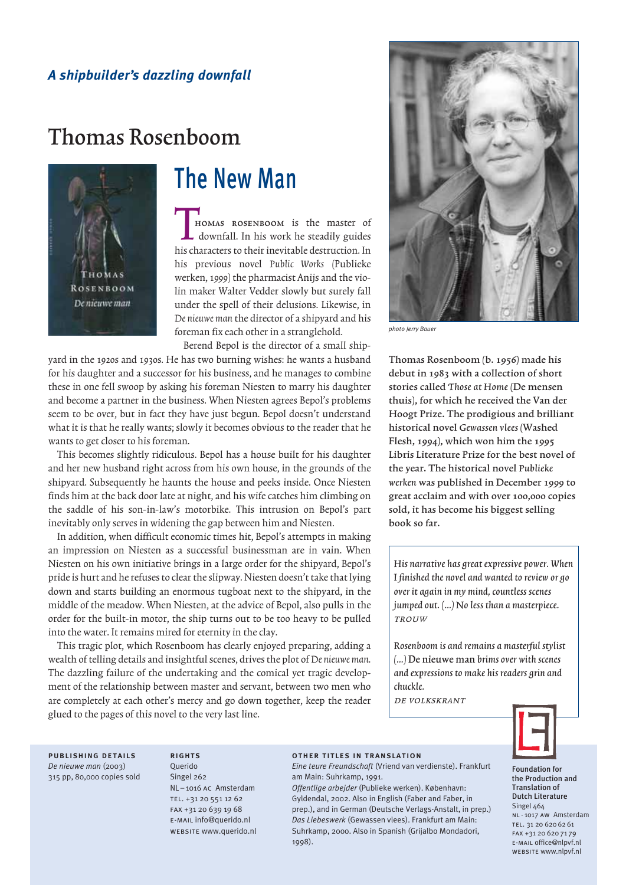*A shipbuilder's dazzling downfall*

# Thomas Rosenboom

## The New Man

THOMAS ROSENBOOM is the master of downfall. In his work he steadily guides his characters to their inevitable destruction. In his previous novel *Public Works* (Publieke werken, 1999) the pharmacist Anijs and the violin maker Walter Vedder slowly but surely fall under the spell of their delusions. Likewise, in *De nieuwe man* the director of a shipyard and his foreman fix each other in a stranglehold.

Berend Bepol is the director of a small shipyard in the 1920s and 1930s. He has two burning wishes: he wants a husband for his daughter and a successor for his business, and he manages to combine these in one fell swoop by asking his foreman Niesten to marry his daughter and become a partner in the business. When Niesten agrees Bepol's problems seem to be over, but in fact they have just begun. Bepol doesn't understand what it is that he really wants; slowly it becomes obvious to the reader that he wants to get closer to his foreman.

This becomes slightly ridiculous. Bepol has a house built for his daughter and her new husband right across from his own house, in the grounds of the shipyard. Subsequently he haunts the house and peeks inside. Once Niesten finds him at the back door late at night, and his wife catches him climbing on the saddle of his son-in-law's motorbike. This intrusion on Bepol's part inevitably only serves in widening the gap between him and Niesten.

In addition, when difficult economic times hit, Bepol's attempts in making an impression on Niesten as a successful businessman are in vain. When Niesten on his own initiative brings in a large order for the shipyard, Bepol's pride is hurt and he refuses to clear the slipway. Niesten doesn't take that lying down and starts building an enormous tugboat next to the shipyard, in the middle of the meadow. When Niesten, at the advice of Bepol, also pulls in the order for the built-in motor, the ship turns out to be too heavy to be pulled into the water. It remains mired for eternity in the clay.

This tragic plot, which Rosenboom has clearly enjoyed preparing, adding a wealth of telling details and insightful scenes, drives the plot of *De nieuwe man*. The dazzling failure of the undertaking and the comical yet tragic development of the relationship between master and servant, between two men who are completely at each other's mercy and go down together, keep the reader glued to the pages of this novel to the very last line.

*photo Jerry Bauer*

**Thomas Rosenboom (b. 1956) made his debut in 1983 with a collection of short stories called *Those at Home* (De mensen thuis), for which he received the Van der Hoogt Prize. The prodigious and brilliant historical novel *Gewassen vlees* (Washed Flesh, 1994), which won him the 1995 Libris Literature Prize for the best novel of the year. The historical novel *Publieke werken* was published in December 1999 to great acclaim and with over 100,000 copies sold, it has become his biggest selling book so far.**

*His narrative has great expressive power. When I finished the novel and wanted to review or go over it again in my mind, countless scenes jumped out. (...) No less than a masterpiece.*
TROUW

*Rosenboom is and remains a masterful stylist (...)* De nieuwe man *brims over with scenes and expressions to make his readers grin and chuckle.*
DE VOLKSKRANT

**PUBLISHING DETAILS**
*De nieuwe man* (2003)
315 pp, 80,000 copies sold

**RIGHTS**
Querido
Singel 262
NL – 1016 AC Amsterdam
TEL. +31 20 551 12 62
FAX +31 20 639 19 68
E-MAIL info@querido.nl
WEBSITE www.querido.nl

**OTHER TITLES IN TRANSLATION**
*Eine teure Freundschaft* (Vriend van verdienste). Frankfurt am Main: Suhrkamp, 1991.
*Offentlige arbejder* (Publieke werken). København: Gyldendal, 2002. Also in English (Faber and Faber, in prep.), and in German (Deutsche Verlags-Anstalt, in prep.)
*Das Liebeswerk* (Gewassen vlees). Frankfurt am Main: Suhrkamp, 2000. Also in Spanish (Grijalbo Mondadori, 1998).

**Foundation for the Production and Translation of Dutch Literature**
Singel 464
NL - 1017 AW Amsterdam
TEL. 31 20 620 62 61
FAX +31 20 620 71 79
E-MAIL office@nlpvf.nl
WEBSITE www.nlpvf.nl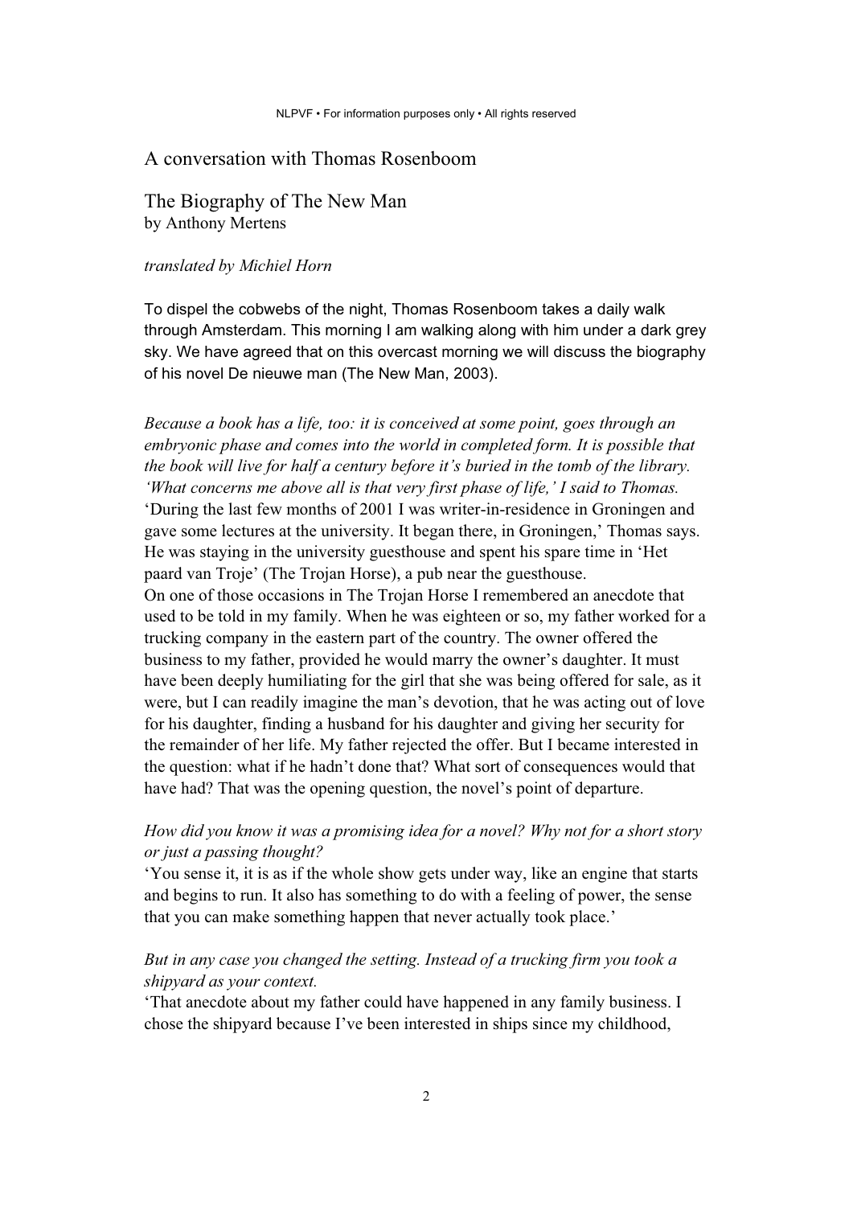# A conversation with Thomas Rosenboom

## The Biography of The New Man

by Anthony Mertens

*translated by Michiel Horn*

To dispel the cobwebs of the night, Thomas Rosenboom takes a daily walk through Amsterdam. This morning I am walking along with him under a dark grey sky. We have agreed that on this overcast morning we will discuss the biography of his novel De nieuwe man (The New Man, 2003).

*Because a book has a life, too: it is conceived at some point, goes through an embryonic phase and comes into the world in completed form. It is possible that the book will live for half a century before it's buried in the tomb of the library. 'What concerns me above all is that very first phase of life,' I said to Thomas.*

'During the last few months of 2001 I was writer-in-residence in Groningen and gave some lectures at the university. It began there, in Groningen,' Thomas says. He was staying in the university guesthouse and spent his spare time in 'Het paard van Troje' (The Trojan Horse), a pub near the guesthouse.

On one of those occasions in The Trojan Horse I remembered an anecdote that used to be told in my family. When he was eighteen or so, my father worked for a trucking company in the eastern part of the country. The owner offered the business to my father, provided he would marry the owner's daughter. It must have been deeply humiliating for the girl that she was being offered for sale, as it were, but I can readily imagine the man's devotion, that he was acting out of love for his daughter, finding a husband for his daughter and giving her security for the remainder of her life. My father rejected the offer. But I became interested in the question: what if he hadn't done that? What sort of consequences would that have had? That was the opening question, the novel's point of departure.

*How did you know it was a promising idea for a novel? Why not for a short story or just a passing thought?*

'You sense it, it is as if the whole show gets under way, like an engine that starts and begins to run. It also has something to do with a feeling of power, the sense that you can make something happen that never actually took place.'

*But in any case you changed the setting. Instead of a trucking firm you took a shipyard as your context.*

'That anecdote about my father could have happened in any family business. I chose the shipyard because I've been interested in ships since my childhood,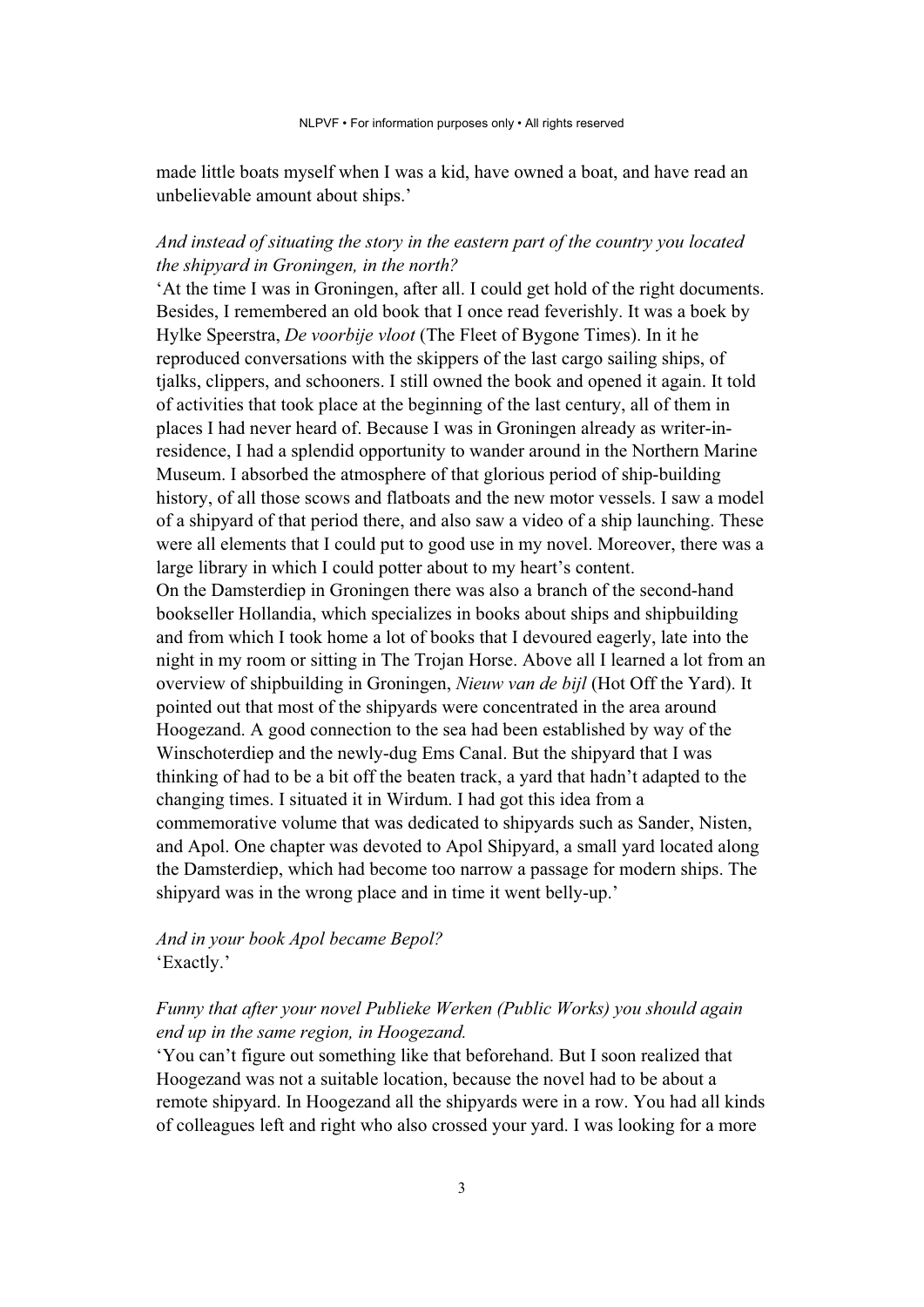made little boats myself when I was a kid, have owned a boat, and have read an unbelievable amount about ships.'

*And instead of situating the story in the eastern part of the country you located the shipyard in Groningen, in the north?*

'At the time I was in Groningen, after all. I could get hold of the right documents. Besides, I remembered an old book that I once read feverishly. It was a boek by Hylke Speerstra, *De voorbije vloot* (The Fleet of Bygone Times). In it he reproduced conversations with the skippers of the last cargo sailing ships, of tjalks, clippers, and schooners. I still owned the book and opened it again. It told of activities that took place at the beginning of the last century, all of them in places I had never heard of. Because I was in Groningen already as writer-in-residence, I had a splendid opportunity to wander around in the Northern Marine Museum. I absorbed the atmosphere of that glorious period of ship-building history, of all those scows and flatboats and the new motor vessels. I saw a model of a shipyard of that period there, and also saw a video of a ship launching. These were all elements that I could put to good use in my novel. Moreover, there was a large library in which I could potter about to my heart's content.

On the Damsterdiep in Groningen there was also a branch of the second-hand bookseller Hollandia, which specializes in books about ships and shipbuilding and from which I took home a lot of books that I devoured eagerly, late into the night in my room or sitting in The Trojan Horse. Above all I learned a lot from an overview of shipbuilding in Groningen, *Nieuw van de bijl* (Hot Off the Yard). It pointed out that most of the shipyards were concentrated in the area around Hoogezand. A good connection to the sea had been established by way of the Winschoterdiep and the newly-dug Ems Canal. But the shipyard that I was thinking of had to be a bit off the beaten track, a yard that hadn't adapted to the changing times. I situated it in Wirdum. I had got this idea from a commemorative volume that was dedicated to shipyards such as Sander, Nisten, and Apol. One chapter was devoted to Apol Shipyard, a small yard located along the Damsterdiep, which had become too narrow a passage for modern ships. The shipyard was in the wrong place and in time it went belly-up.'

*And in your book Apol became Bepol?*

'Exactly.'

*Funny that after your novel Publieke Werken (Public Works) you should again end up in the same region, in Hoogezand.*

'You can't figure out something like that beforehand. But I soon realized that Hoogezand was not a suitable location, because the novel had to be about a remote shipyard. In Hoogezand all the shipyards were in a row. You had all kinds of colleagues left and right who also crossed your yard. I was looking for a more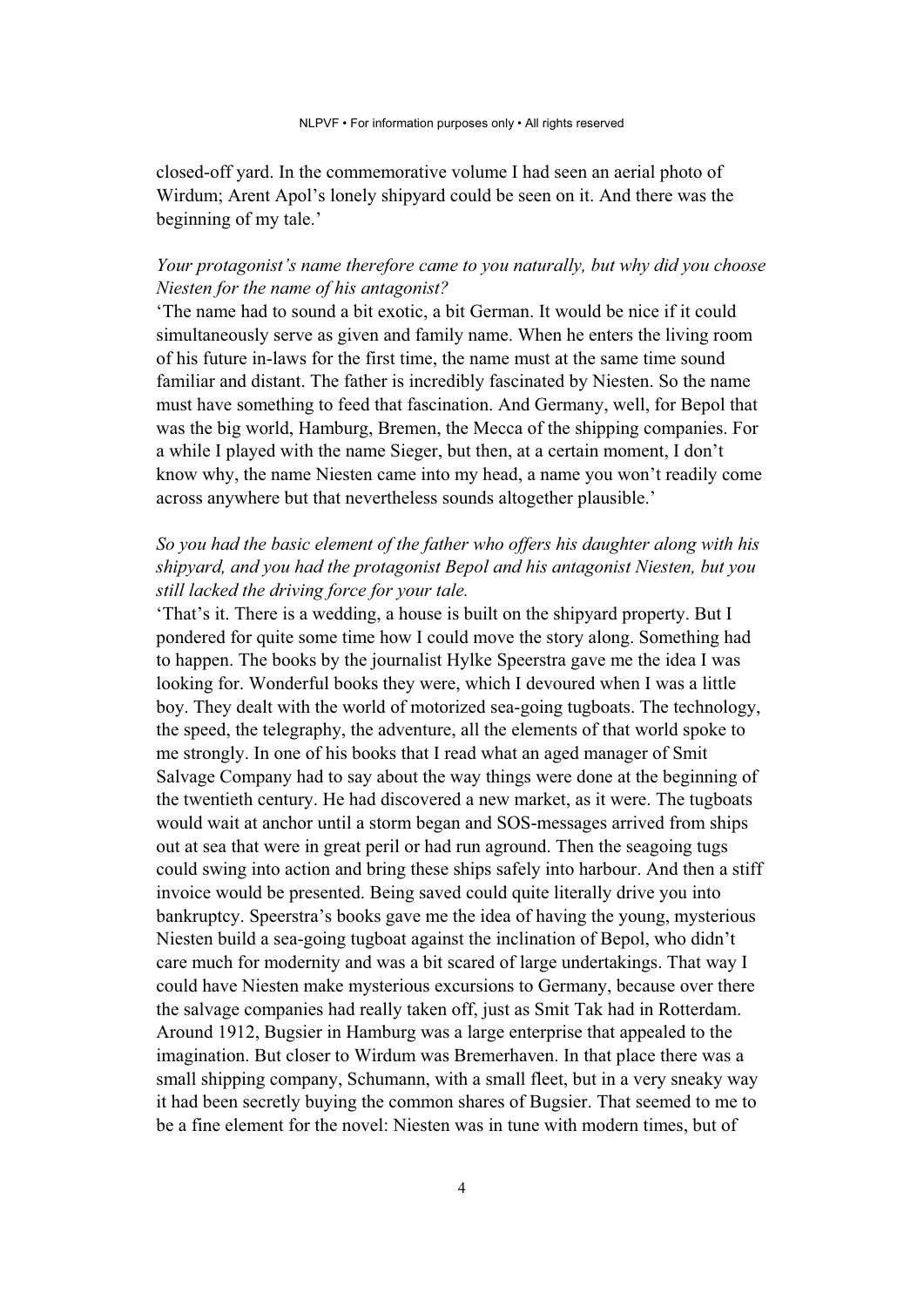closed-off yard. In the commemorative volume I had seen an aerial photo of Wirdum; Arent Apol's lonely shipyard could be seen on it. And there was the beginning of my tale.'

*Your protagonist's name therefore came to you naturally, but why did you choose Niesten for the name of his antagonist?*

'The name had to sound a bit exotic, a bit German. It would be nice if it could simultaneously serve as given and family name. When he enters the living room of his future in-laws for the first time, the name must at the same time sound familiar and distant. The father is incredibly fascinated by Niesten. So the name must have something to feed that fascination. And Germany, well, for Bepol that was the big world, Hamburg, Bremen, the Mecca of the shipping companies. For a while I played with the name Sieger, but then, at a certain moment, I don't know why, the name Niesten came into my head, a name you won't readily come across anywhere but that nevertheless sounds altogether plausible.'

*So you had the basic element of the father who offers his daughter along with his shipyard, and you had the protagonist Bepol and his antagonist Niesten, but you still lacked the driving force for your tale.*

'That's it. There is a wedding, a house is built on the shipyard property. But I pondered for quite some time how I could move the story along. Something had to happen. The books by the journalist Hylke Speerstra gave me the idea I was looking for. Wonderful books they were, which I devoured when I was a little boy. They dealt with the world of motorized sea-going tugboats. The technology, the speed, the telegraphy, the adventure, all the elements of that world spoke to me strongly. In one of his books that I read what an aged manager of Smit Salvage Company had to say about the way things were done at the beginning of the twentieth century. He had discovered a new market, as it were. The tugboats would wait at anchor until a storm began and SOS-messages arrived from ships out at sea that were in great peril or had run aground. Then the seagoing tugs could swing into action and bring these ships safely into harbour. And then a stiff invoice would be presented. Being saved could quite literally drive you into bankruptcy. Speerstra's books gave me the idea of having the young, mysterious Niesten build a sea-going tugboat against the inclination of Bepol, who didn't care much for modernity and was a bit scared of large undertakings. That way I could have Niesten make mysterious excursions to Germany, because over there the salvage companies had really taken off, just as Smit Tak had in Rotterdam. Around 1912, Bugsier in Hamburg was a large enterprise that appealed to the imagination. But closer to Wirdum was Bremerhaven. In that place there was a small shipping company, Schumann, with a small fleet, but in a very sneaky way it had been secretly buying the common shares of Bugsier. That seemed to me to be a fine element for the novel: Niesten was in tune with modern times, but of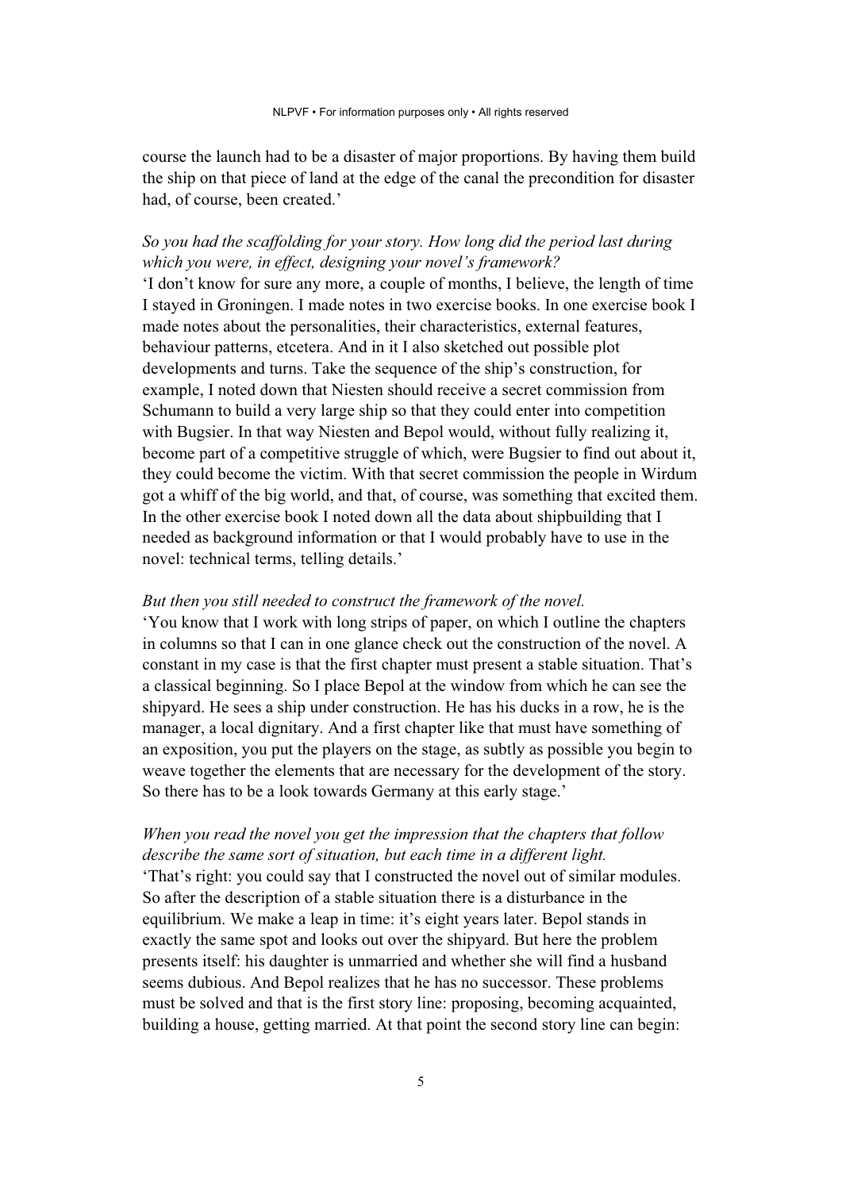course the launch had to be a disaster of major proportions. By having them build the ship on that piece of land at the edge of the canal the precondition for disaster had, of course, been created.'

*So you had the scaffolding for your story. How long did the period last during which you were, in effect, designing your novel's framework?*
'I don't know for sure any more, a couple of months, I believe, the length of time I stayed in Groningen. I made notes in two exercise books. In one exercise book I made notes about the personalities, their characteristics, external features, behaviour patterns, etcetera. And in it I also sketched out possible plot developments and turns. Take the sequence of the ship's construction, for example, I noted down that Niesten should receive a secret commission from Schumann to build a very large ship so that they could enter into competition with Bugsier. In that way Niesten and Bepol would, without fully realizing it, become part of a competitive struggle of which, were Bugsier to find out about it, they could become the victim. With that secret commission the people in Wirdum got a whiff of the big world, and that, of course, was something that excited them. In the other exercise book I noted down all the data about shipbuilding that I needed as background information or that I would probably have to use in the novel: technical terms, telling details.'

*But then you still needed to construct the framework of the novel.*
'You know that I work with long strips of paper, on which I outline the chapters in columns so that I can in one glance check out the construction of the novel. A constant in my case is that the first chapter must present a stable situation. That's a classical beginning. So I place Bepol at the window from which he can see the shipyard. He sees a ship under construction. He has his ducks in a row, he is the manager, a local dignitary. And a first chapter like that must have something of an exposition, you put the players on the stage, as subtly as possible you begin to weave together the elements that are necessary for the development of the story. So there has to be a look towards Germany at this early stage.'

*When you read the novel you get the impression that the chapters that follow describe the same sort of situation, but each time in a different light.*
'That's right: you could say that I constructed the novel out of similar modules. So after the description of a stable situation there is a disturbance in the equilibrium. We make a leap in time: it's eight years later. Bepol stands in exactly the same spot and looks out over the shipyard. But here the problem presents itself: his daughter is unmarried and whether she will find a husband seems dubious. And Bepol realizes that he has no successor. These problems must be solved and that is the first story line: proposing, becoming acquainted, building a house, getting married. At that point the second story line can begin: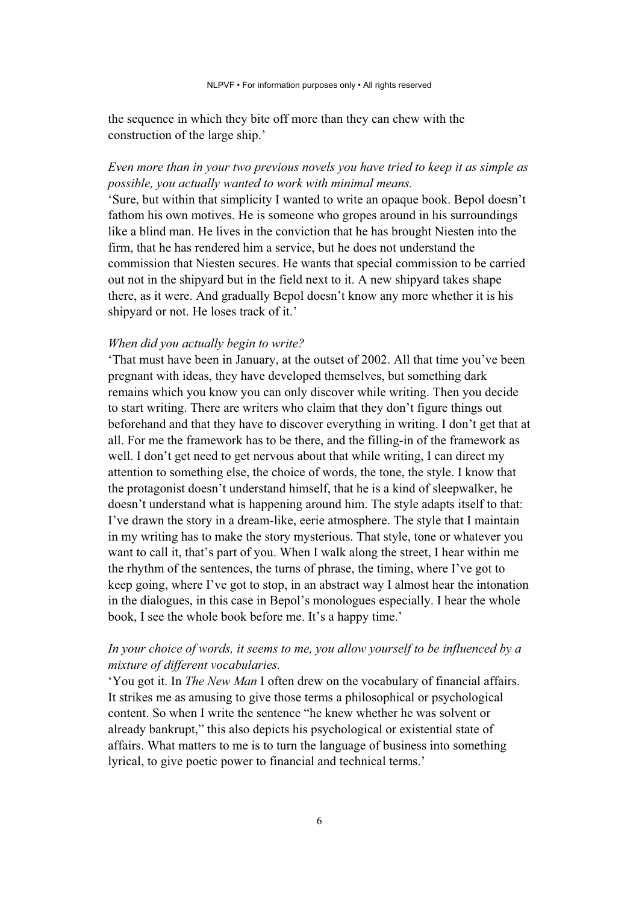the sequence in which they bite off more than they can chew with the construction of the large ship.'

*Even more than in your two previous novels you have tried to keep it as simple as possible, you actually wanted to work with minimal means.*

'Sure, but within that simplicity I wanted to write an opaque book. Bepol doesn't fathom his own motives. He is someone who gropes around in his surroundings like a blind man. He lives in the conviction that he has brought Niesten into the firm, that he has rendered him a service, but he does not understand the commission that Niesten secures. He wants that special commission to be carried out not in the shipyard but in the field next to it. A new shipyard takes shape there, as it were. And gradually Bepol doesn't know any more whether it is his shipyard or not. He loses track of it.'

*When did you actually begin to write?*

'That must have been in January, at the outset of 2002. All that time you've been pregnant with ideas, they have developed themselves, but something dark remains which you know you can only discover while writing. Then you decide to start writing. There are writers who claim that they don't figure things out beforehand and that they have to discover everything in writing. I don't get that at all. For me the framework has to be there, and the filling-in of the framework as well. I don't get need to get nervous about that while writing, I can direct my attention to something else, the choice of words, the tone, the style. I know that the protagonist doesn't understand himself, that he is a kind of sleepwalker, he doesn't understand what is happening around him. The style adapts itself to that: I've drawn the story in a dream-like, eerie atmosphere. The style that I maintain in my writing has to make the story mysterious. That style, tone or whatever you want to call it, that's part of you. When I walk along the street, I hear within me the rhythm of the sentences, the turns of phrase, the timing, where I've got to keep going, where I've got to stop, in an abstract way I almost hear the intonation in the dialogues, in this case in Bepol's monologues especially. I hear the whole book, I see the whole book before me. It's a happy time.'

*In your choice of words, it seems to me, you allow yourself to be influenced by a mixture of different vocabularies.*

'You got it. In *The New Man* I often drew on the vocabulary of financial affairs. It strikes me as amusing to give those terms a philosophical or psychological content. So when I write the sentence "he knew whether he was solvent or already bankrupt," this also depicts his psychological or existential state of affairs. What matters to me is to turn the language of business into something lyrical, to give poetic power to financial and technical terms.'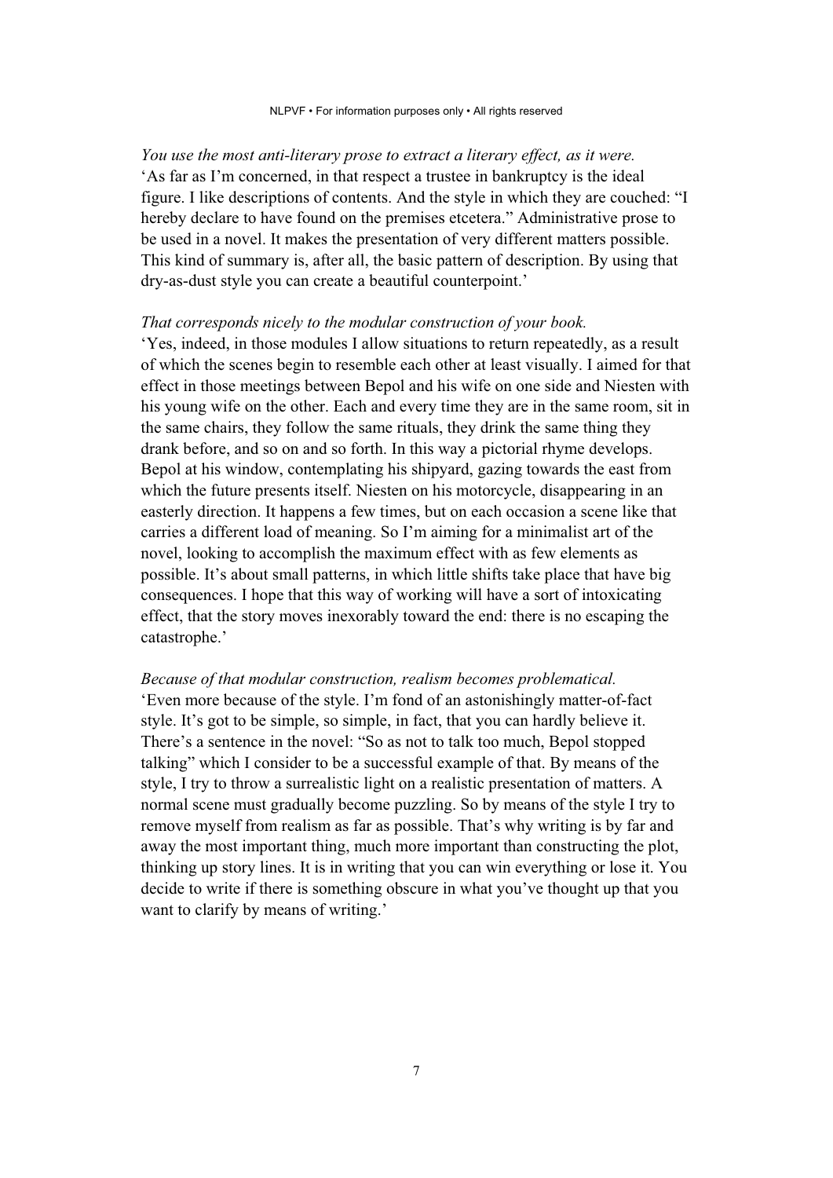*You use the most anti-literary prose to extract a literary effect, as it were.*
'As far as I'm concerned, in that respect a trustee in bankruptcy is the ideal figure. I like descriptions of contents. And the style in which they are couched: "I hereby declare to have found on the premises etcetera." Administrative prose to be used in a novel. It makes the presentation of very different matters possible. This kind of summary is, after all, the basic pattern of description. By using that dry-as-dust style you can create a beautiful counterpoint.'

*That corresponds nicely to the modular construction of your book.*
'Yes, indeed, in those modules I allow situations to return repeatedly, as a result of which the scenes begin to resemble each other at least visually. I aimed for that effect in those meetings between Bepol and his wife on one side and Niesten with his young wife on the other. Each and every time they are in the same room, sit in the same chairs, they follow the same rituals, they drink the same thing they drank before, and so on and so forth. In this way a pictorial rhyme develops. Bepol at his window, contemplating his shipyard, gazing towards the east from which the future presents itself. Niesten on his motorcycle, disappearing in an easterly direction. It happens a few times, but on each occasion a scene like that carries a different load of meaning. So I'm aiming for a minimalist art of the novel, looking to accomplish the maximum effect with as few elements as possible. It's about small patterns, in which little shifts take place that have big consequences. I hope that this way of working will have a sort of intoxicating effect, that the story moves inexorably toward the end: there is no escaping the catastrophe.'

*Because of that modular construction, realism becomes problematical.*
'Even more because of the style. I'm fond of an astonishingly matter-of-fact style. It's got to be simple, so simple, in fact, that you can hardly believe it. There's a sentence in the novel: "So as not to talk too much, Bepol stopped talking" which I consider to be a successful example of that. By means of the style, I try to throw a surrealistic light on a realistic presentation of matters. A normal scene must gradually become puzzling. So by means of the style I try to remove myself from realism as far as possible. That's why writing is by far and away the most important thing, much more important than constructing the plot, thinking up story lines. It is in writing that you can win everything or lose it. You decide to write if there is something obscure in what you've thought up that you want to clarify by means of writing.'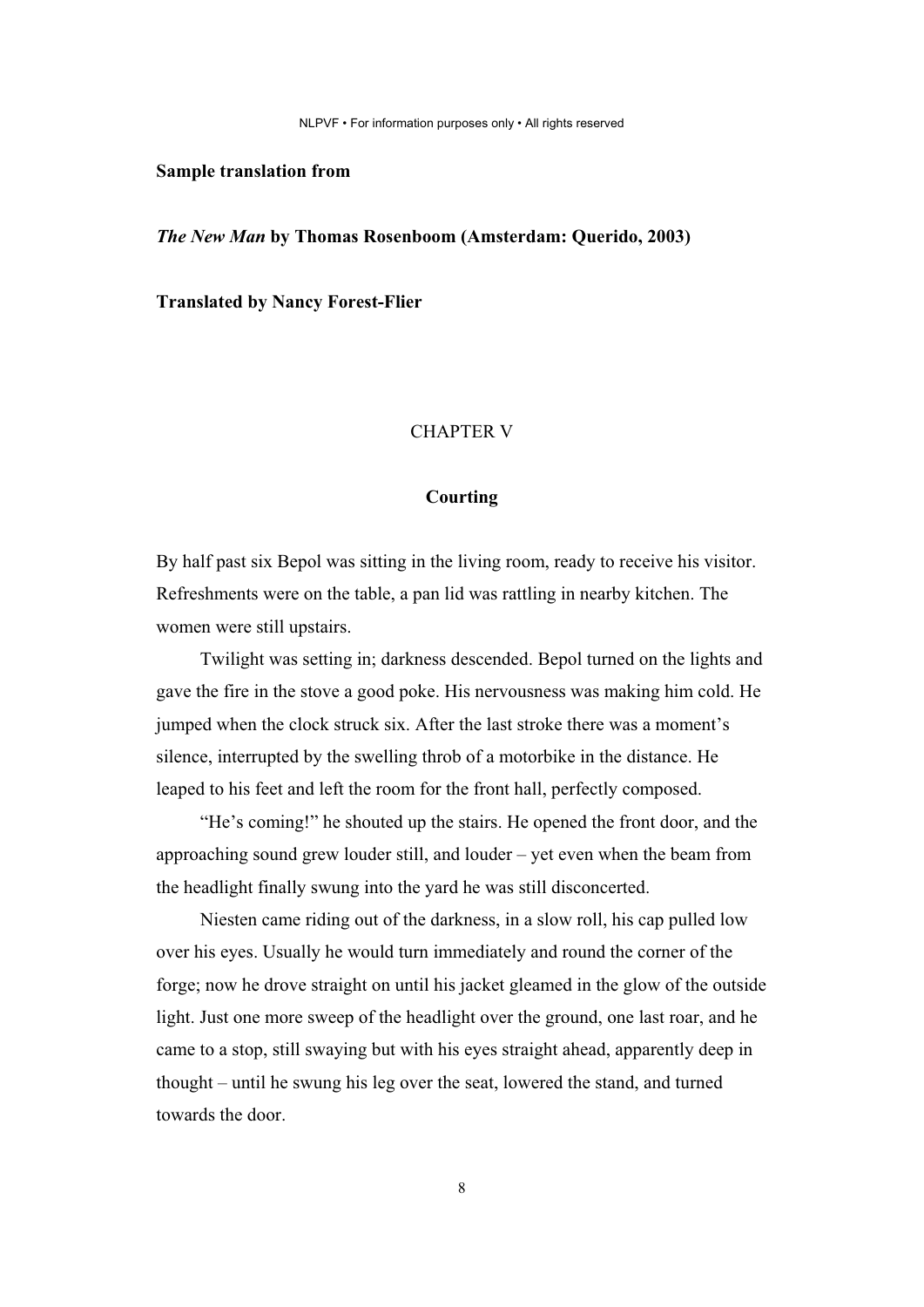**Sample translation from**

***The New Man* by Thomas Rosenboom (Amsterdam: Querido, 2003)**

**Translated by Nancy Forest-Flier**

## CHAPTER V

### Courting

By half past six Bepol was sitting in the living room, ready to receive his visitor. Refreshments were on the table, a pan lid was rattling in nearby kitchen. The women were still upstairs.

Twilight was setting in; darkness descended. Bepol turned on the lights and gave the fire in the stove a good poke. His nervousness was making him cold. He jumped when the clock struck six. After the last stroke there was a moment's silence, interrupted by the swelling throb of a motorbike in the distance. He leaped to his feet and left the room for the front hall, perfectly composed.

"He's coming!" he shouted up the stairs. He opened the front door, and the approaching sound grew louder still, and louder – yet even when the beam from the headlight finally swung into the yard he was still disconcerted.

Niesten came riding out of the darkness, in a slow roll, his cap pulled low over his eyes. Usually he would turn immediately and round the corner of the forge; now he drove straight on until his jacket gleamed in the glow of the outside light. Just one more sweep of the headlight over the ground, one last roar, and he came to a stop, still swaying but with his eyes straight ahead, apparently deep in thought – until he swung his leg over the seat, lowered the stand, and turned towards the door.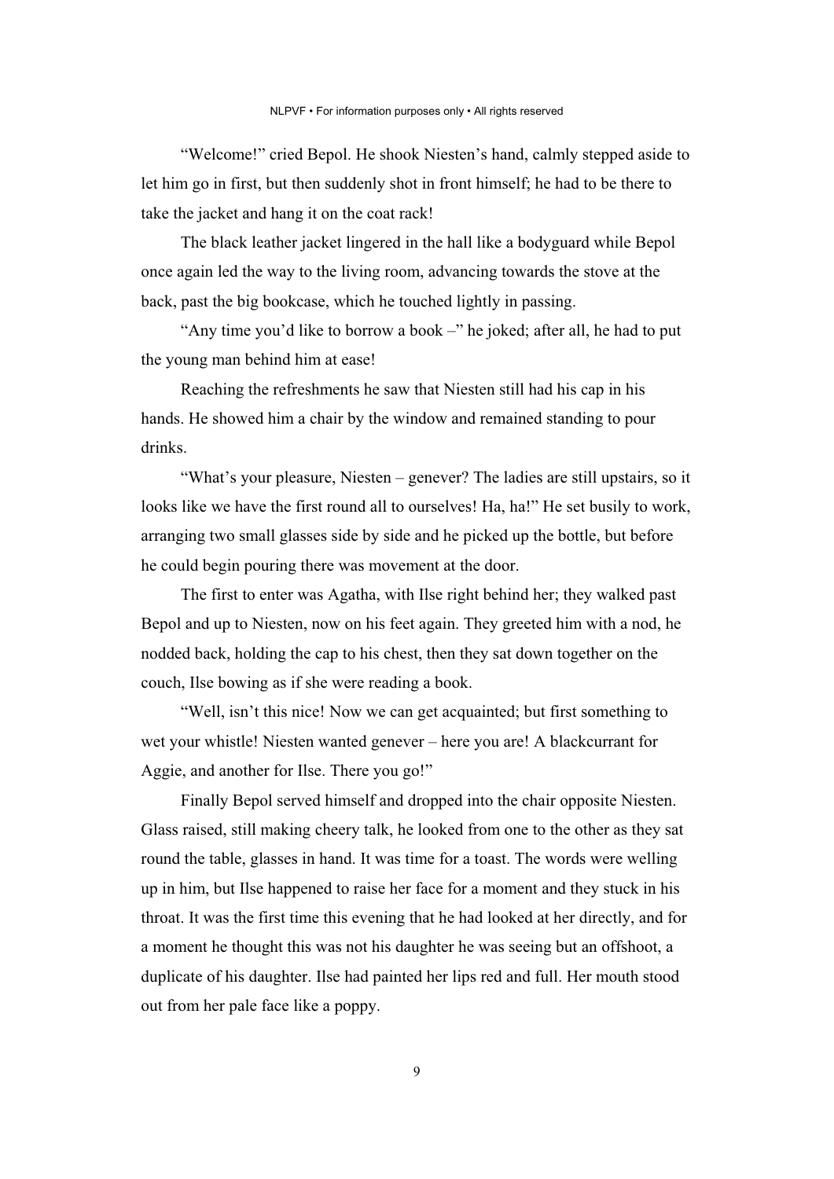"Welcome!" cried Bepol. He shook Niesten's hand, calmly stepped aside to let him go in first, but then suddenly shot in front himself; he had to be there to take the jacket and hang it on the coat rack!

The black leather jacket lingered in the hall like a bodyguard while Bepol once again led the way to the living room, advancing towards the stove at the back, past the big bookcase, which he touched lightly in passing.

"Any time you'd like to borrow a book –" he joked; after all, he had to put the young man behind him at ease!

Reaching the refreshments he saw that Niesten still had his cap in his hands. He showed him a chair by the window and remained standing to pour drinks.

"What's your pleasure, Niesten – genever? The ladies are still upstairs, so it looks like we have the first round all to ourselves! Ha, ha!" He set busily to work, arranging two small glasses side by side and he picked up the bottle, but before he could begin pouring there was movement at the door.

The first to enter was Agatha, with Ilse right behind her; they walked past Bepol and up to Niesten, now on his feet again. They greeted him with a nod, he nodded back, holding the cap to his chest, then they sat down together on the couch, Ilse bowing as if she were reading a book.

"Well, isn't this nice! Now we can get acquainted; but first something to wet your whistle! Niesten wanted genever – here you are! A blackcurrant for Aggie, and another for Ilse. There you go!"

Finally Bepol served himself and dropped into the chair opposite Niesten. Glass raised, still making cheery talk, he looked from one to the other as they sat round the table, glasses in hand. It was time for a toast. The words were welling up in him, but Ilse happened to raise her face for a moment and they stuck in his throat. It was the first time this evening that he had looked at her directly, and for a moment he thought this was not his daughter he was seeing but an offshoot, a duplicate of his daughter. Ilse had painted her lips red and full. Her mouth stood out from her pale face like a poppy.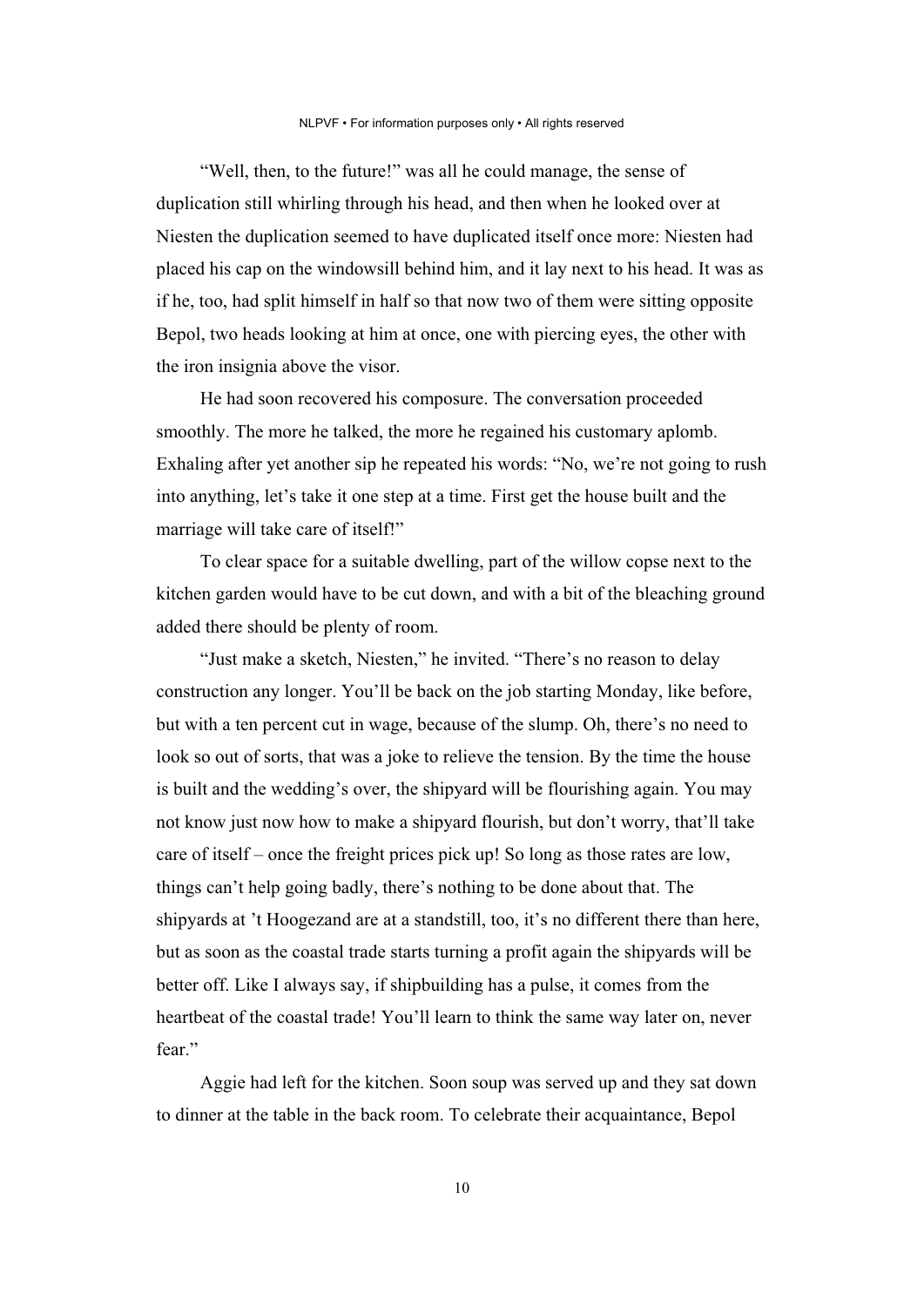"Well, then, to the future!" was all he could manage, the sense of duplication still whirling through his head, and then when he looked over at Niesten the duplication seemed to have duplicated itself once more: Niesten had placed his cap on the windowsill behind him, and it lay next to his head. It was as if he, too, had split himself in half so that now two of them were sitting opposite Bepol, two heads looking at him at once, one with piercing eyes, the other with the iron insignia above the visor.

He had soon recovered his composure. The conversation proceeded smoothly. The more he talked, the more he regained his customary aplomb. Exhaling after yet another sip he repeated his words: "No, we're not going to rush into anything, let's take it one step at a time. First get the house built and the marriage will take care of itself!"

To clear space for a suitable dwelling, part of the willow copse next to the kitchen garden would have to be cut down, and with a bit of the bleaching ground added there should be plenty of room.

"Just make a sketch, Niesten," he invited. "There's no reason to delay construction any longer. You'll be back on the job starting Monday, like before, but with a ten percent cut in wage, because of the slump. Oh, there's no need to look so out of sorts, that was a joke to relieve the tension. By the time the house is built and the wedding's over, the shipyard will be flourishing again. You may not know just now how to make a shipyard flourish, but don't worry, that'll take care of itself – once the freight prices pick up! So long as those rates are low, things can't help going badly, there's nothing to be done about that. The shipyards at 't Hoogezand are at a standstill, too, it's no different there than here, but as soon as the coastal trade starts turning a profit again the shipyards will be better off. Like I always say, if shipbuilding has a pulse, it comes from the heartbeat of the coastal trade! You'll learn to think the same way later on, never fear."

Aggie had left for the kitchen. Soon soup was served up and they sat down to dinner at the table in the back room. To celebrate their acquaintance, Bepol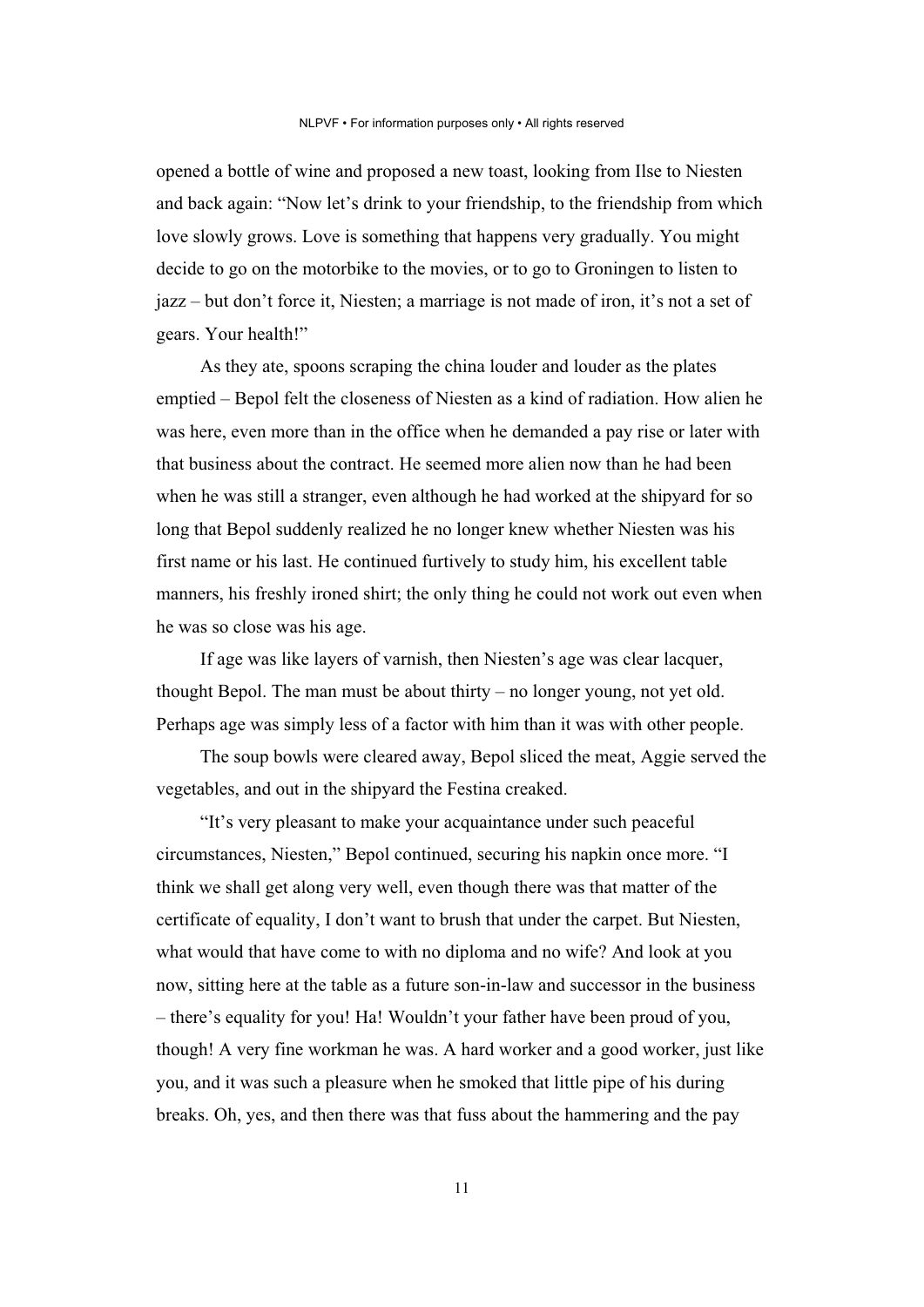opened a bottle of wine and proposed a new toast, looking from Ilse to Niesten and back again: "Now let's drink to your friendship, to the friendship from which love slowly grows. Love is something that happens very gradually. You might decide to go on the motorbike to the movies, or to go to Groningen to listen to jazz – but don't force it, Niesten; a marriage is not made of iron, it's not a set of gears. Your health!"

As they ate, spoons scraping the china louder and louder as the plates emptied – Bepol felt the closeness of Niesten as a kind of radiation. How alien he was here, even more than in the office when he demanded a pay rise or later with that business about the contract. He seemed more alien now than he had been when he was still a stranger, even although he had worked at the shipyard for so long that Bepol suddenly realized he no longer knew whether Niesten was his first name or his last. He continued furtively to study him, his excellent table manners, his freshly ironed shirt; the only thing he could not work out even when he was so close was his age.

If age was like layers of varnish, then Niesten's age was clear lacquer, thought Bepol. The man must be about thirty – no longer young, not yet old. Perhaps age was simply less of a factor with him than it was with other people.

The soup bowls were cleared away, Bepol sliced the meat, Aggie served the vegetables, and out in the shipyard the Festina creaked.

"It's very pleasant to make your acquaintance under such peaceful circumstances, Niesten," Bepol continued, securing his napkin once more. "I think we shall get along very well, even though there was that matter of the certificate of equality, I don't want to brush that under the carpet. But Niesten, what would that have come to with no diploma and no wife? And look at you now, sitting here at the table as a future son-in-law and successor in the business – there's equality for you! Ha! Wouldn't your father have been proud of you, though! A very fine workman he was. A hard worker and a good worker, just like you, and it was such a pleasure when he smoked that little pipe of his during breaks. Oh, yes, and then there was that fuss about the hammering and the pay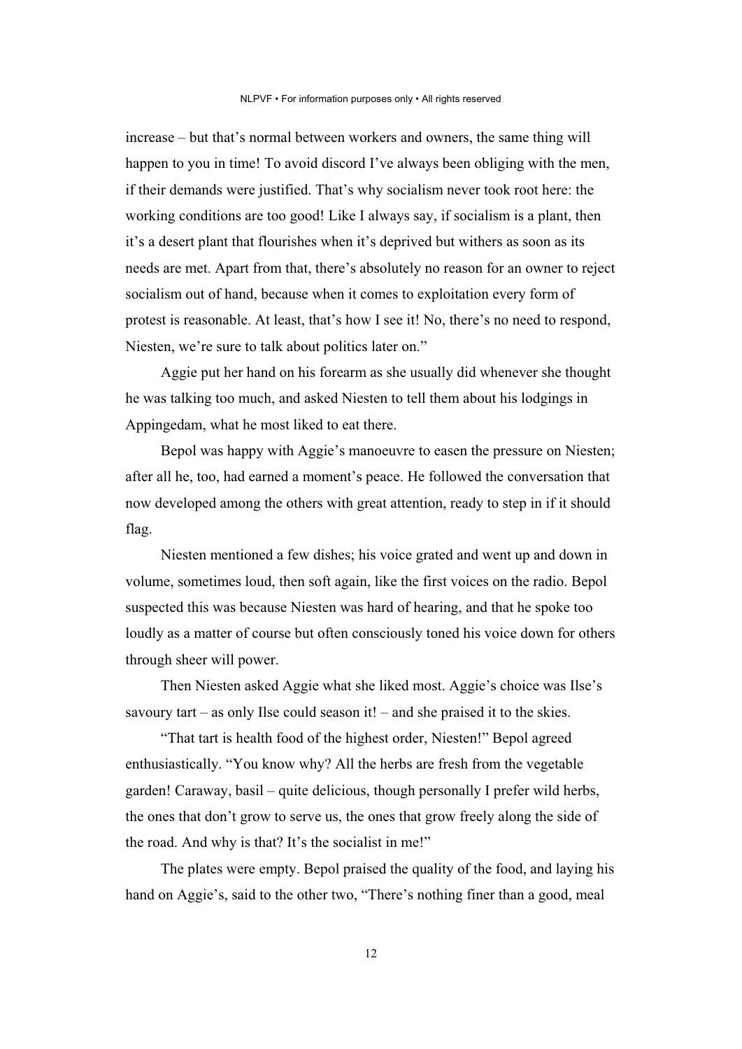increase – but that's normal between workers and owners, the same thing will happen to you in time! To avoid discord I've always been obliging with the men, if their demands were justified. That's why socialism never took root here: the working conditions are too good! Like I always say, if socialism is a plant, then it's a desert plant that flourishes when it's deprived but withers as soon as its needs are met. Apart from that, there's absolutely no reason for an owner to reject socialism out of hand, because when it comes to exploitation every form of protest is reasonable. At least, that's how I see it! No, there's no need to respond, Niesten, we're sure to talk about politics later on."

Aggie put her hand on his forearm as she usually did whenever she thought he was talking too much, and asked Niesten to tell them about his lodgings in Appingedam, what he most liked to eat there.

Bepol was happy with Aggie's manoeuvre to easen the pressure on Niesten; after all he, too, had earned a moment's peace. He followed the conversation that now developed among the others with great attention, ready to step in if it should flag.

Niesten mentioned a few dishes; his voice grated and went up and down in volume, sometimes loud, then soft again, like the first voices on the radio. Bepol suspected this was because Niesten was hard of hearing, and that he spoke too loudly as a matter of course but often consciously toned his voice down for others through sheer will power.

Then Niesten asked Aggie what she liked most. Aggie's choice was Ilse's savoury tart – as only Ilse could season it! – and she praised it to the skies.

"That tart is health food of the highest order, Niesten!" Bepol agreed enthusiastically. "You know why? All the herbs are fresh from the vegetable garden! Caraway, basil – quite delicious, though personally I prefer wild herbs, the ones that don't grow to serve us, the ones that grow freely along the side of the road. And why is that? It's the socialist in me!"

The plates were empty. Bepol praised the quality of the food, and laying his hand on Aggie's, said to the other two, "There's nothing finer than a good, meal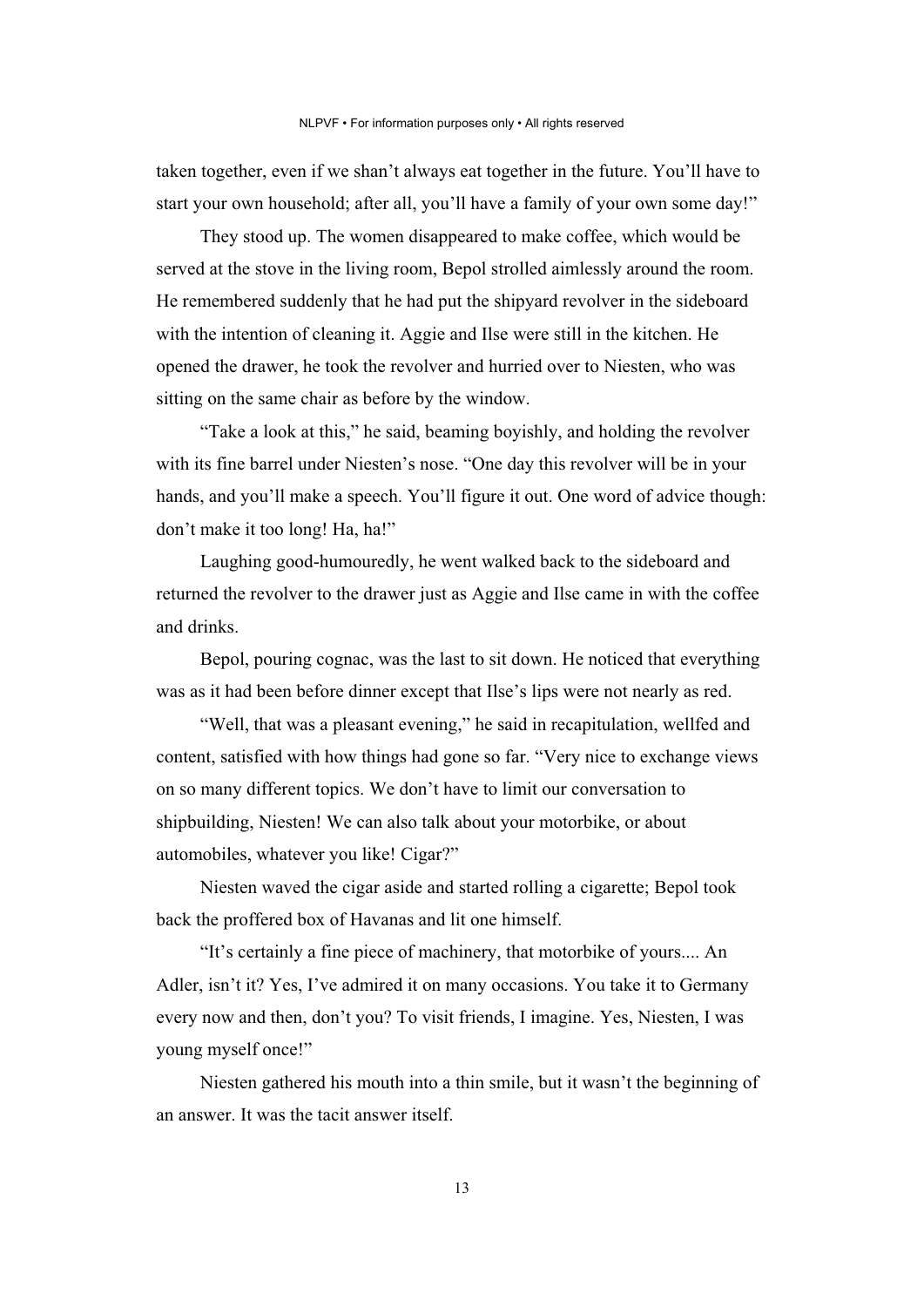taken together, even if we shan't always eat together in the future. You'll have to start your own household; after all, you'll have a family of your own some day!"

They stood up. The women disappeared to make coffee, which would be served at the stove in the living room, Bepol strolled aimlessly around the room. He remembered suddenly that he had put the shipyard revolver in the sideboard with the intention of cleaning it. Aggie and Ilse were still in the kitchen. He opened the drawer, he took the revolver and hurried over to Niesten, who was sitting on the same chair as before by the window.

"Take a look at this," he said, beaming boyishly, and holding the revolver with its fine barrel under Niesten's nose. "One day this revolver will be in your hands, and you'll make a speech. You'll figure it out. One word of advice though: don't make it too long! Ha, ha!"

Laughing good-humouredly, he went walked back to the sideboard and returned the revolver to the drawer just as Aggie and Ilse came in with the coffee and drinks.

Bepol, pouring cognac, was the last to sit down. He noticed that everything was as it had been before dinner except that Ilse's lips were not nearly as red.

"Well, that was a pleasant evening," he said in recapitulation, wellfed and content, satisfied with how things had gone so far. "Very nice to exchange views on so many different topics. We don't have to limit our conversation to shipbuilding, Niesten! We can also talk about your motorbike, or about automobiles, whatever you like! Cigar?"

Niesten waved the cigar aside and started rolling a cigarette; Bepol took back the proffered box of Havanas and lit one himself.

"It's certainly a fine piece of machinery, that motorbike of yours.... An Adler, isn't it? Yes, I've admired it on many occasions. You take it to Germany every now and then, don't you? To visit friends, I imagine. Yes, Niesten, I was young myself once!"

Niesten gathered his mouth into a thin smile, but it wasn't the beginning of an answer. It was the tacit answer itself.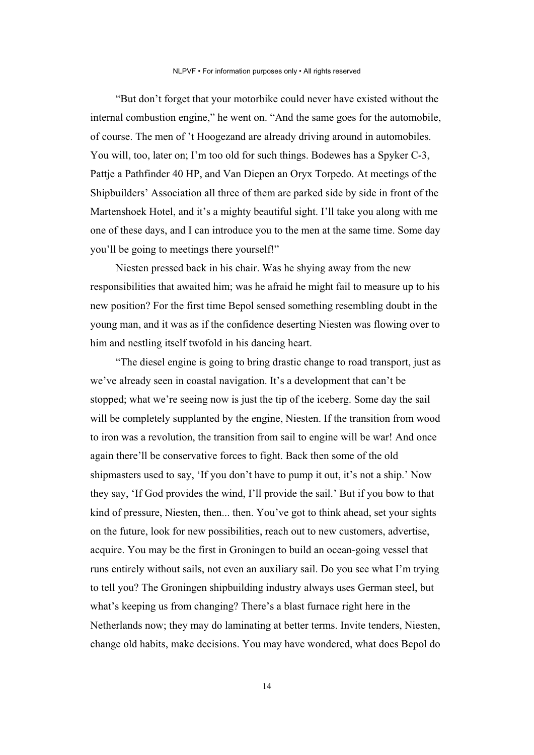"But don't forget that your motorbike could never have existed without the internal combustion engine," he went on. "And the same goes for the automobile, of course. The men of 't Hoogezand are already driving around in automobiles. You will, too, later on; I'm too old for such things. Bodewes has a Spyker C-3, Pattje a Pathfinder 40 HP, and Van Diepen an Oryx Torpedo. At meetings of the Shipbuilders' Association all three of them are parked side by side in front of the Martenshoek Hotel, and it's a mighty beautiful sight. I'll take you along with me one of these days, and I can introduce you to the men at the same time. Some day you'll be going to meetings there yourself!"

Niesten pressed back in his chair. Was he shying away from the new responsibilities that awaited him; was he afraid he might fail to measure up to his new position? For the first time Bepol sensed something resembling doubt in the young man, and it was as if the confidence deserting Niesten was flowing over to him and nestling itself twofold in his dancing heart.

"The diesel engine is going to bring drastic change to road transport, just as we've already seen in coastal navigation. It's a development that can't be stopped; what we're seeing now is just the tip of the iceberg. Some day the sail will be completely supplanted by the engine, Niesten. If the transition from wood to iron was a revolution, the transition from sail to engine will be war! And once again there'll be conservative forces to fight. Back then some of the old shipmasters used to say, 'If you don't have to pump it out, it's not a ship.' Now they say, 'If God provides the wind, I'll provide the sail.' But if you bow to that kind of pressure, Niesten, then... then. You've got to think ahead, set your sights on the future, look for new possibilities, reach out to new customers, advertise, acquire. You may be the first in Groningen to build an ocean-going vessel that runs entirely without sails, not even an auxiliary sail. Do you see what I'm trying to tell you? The Groningen shipbuilding industry always uses German steel, but what's keeping us from changing? There's a blast furnace right here in the Netherlands now; they may do laminating at better terms. Invite tenders, Niesten, change old habits, make decisions. You may have wondered, what does Bepol do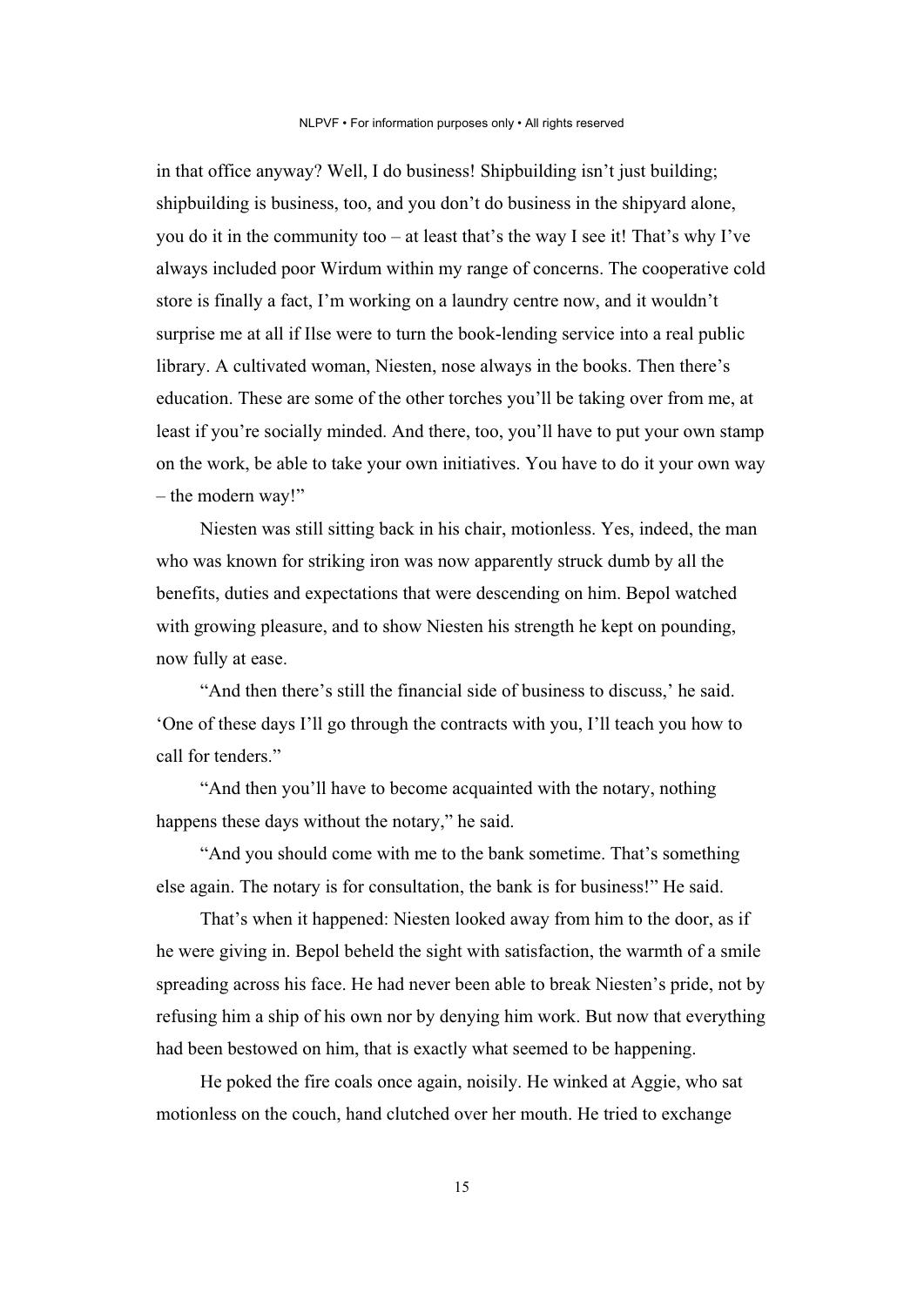in that office anyway? Well, I do business! Shipbuilding isn't just building; shipbuilding is business, too, and you don't do business in the shipyard alone, you do it in the community too – at least that's the way I see it! That's why I've always included poor Wirdum within my range of concerns. The cooperative cold store is finally a fact, I'm working on a laundry centre now, and it wouldn't surprise me at all if Ilse were to turn the book-lending service into a real public library. A cultivated woman, Niesten, nose always in the books. Then there's education. These are some of the other torches you'll be taking over from me, at least if you're socially minded. And there, too, you'll have to put your own stamp on the work, be able to take your own initiatives. You have to do it your own way – the modern way!"

Niesten was still sitting back in his chair, motionless. Yes, indeed, the man who was known for striking iron was now apparently struck dumb by all the benefits, duties and expectations that were descending on him. Bepol watched with growing pleasure, and to show Niesten his strength he kept on pounding, now fully at ease.

"And then there's still the financial side of business to discuss,' he said. 'One of these days I'll go through the contracts with you, I'll teach you how to call for tenders."

"And then you'll have to become acquainted with the notary, nothing happens these days without the notary," he said.

"And you should come with me to the bank sometime. That's something else again. The notary is for consultation, the bank is for business!" He said.

That's when it happened: Niesten looked away from him to the door, as if he were giving in. Bepol beheld the sight with satisfaction, the warmth of a smile spreading across his face. He had never been able to break Niesten's pride, not by refusing him a ship of his own nor by denying him work. But now that everything had been bestowed on him, that is exactly what seemed to be happening.

He poked the fire coals once again, noisily. He winked at Aggie, who sat motionless on the couch, hand clutched over her mouth. He tried to exchange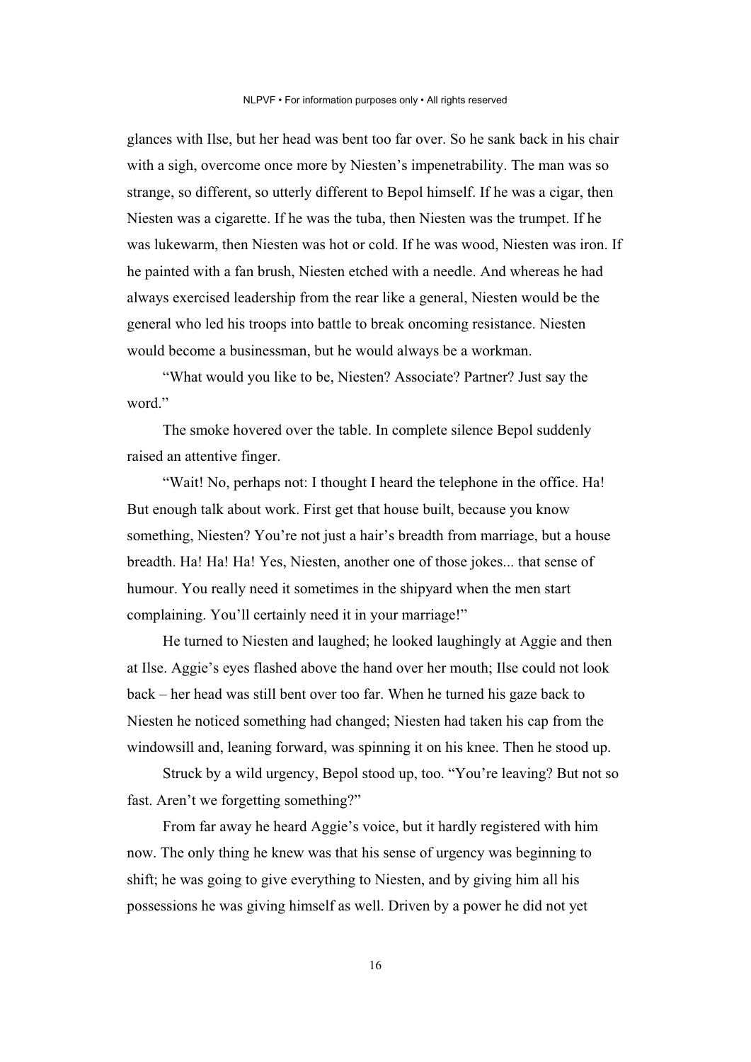glances with Ilse, but her head was bent too far over. So he sank back in his chair with a sigh, overcome once more by Niesten's impenetrability. The man was so strange, so different, so utterly different to Bepol himself. If he was a cigar, then Niesten was a cigarette. If he was the tuba, then Niesten was the trumpet. If he was lukewarm, then Niesten was hot or cold. If he was wood, Niesten was iron. If he painted with a fan brush, Niesten etched with a needle. And whereas he had always exercised leadership from the rear like a general, Niesten would be the general who led his troops into battle to break oncoming resistance. Niesten would become a businessman, but he would always be a workman.

"What would you like to be, Niesten? Associate? Partner? Just say the word."

The smoke hovered over the table. In complete silence Bepol suddenly raised an attentive finger.

"Wait! No, perhaps not: I thought I heard the telephone in the office. Ha! But enough talk about work. First get that house built, because you know something, Niesten? You're not just a hair's breadth from marriage, but a house breadth. Ha! Ha! Ha! Yes, Niesten, another one of those jokes... that sense of humour. You really need it sometimes in the shipyard when the men start complaining. You'll certainly need it in your marriage!"

He turned to Niesten and laughed; he looked laughingly at Aggie and then at Ilse. Aggie's eyes flashed above the hand over her mouth; Ilse could not look back – her head was still bent over too far. When he turned his gaze back to Niesten he noticed something had changed; Niesten had taken his cap from the windowsill and, leaning forward, was spinning it on his knee. Then he stood up.

Struck by a wild urgency, Bepol stood up, too. "You're leaving? But not so fast. Aren't we forgetting something?"

From far away he heard Aggie's voice, but it hardly registered with him now. The only thing he knew was that his sense of urgency was beginning to shift; he was going to give everything to Niesten, and by giving him all his possessions he was giving himself as well. Driven by a power he did not yet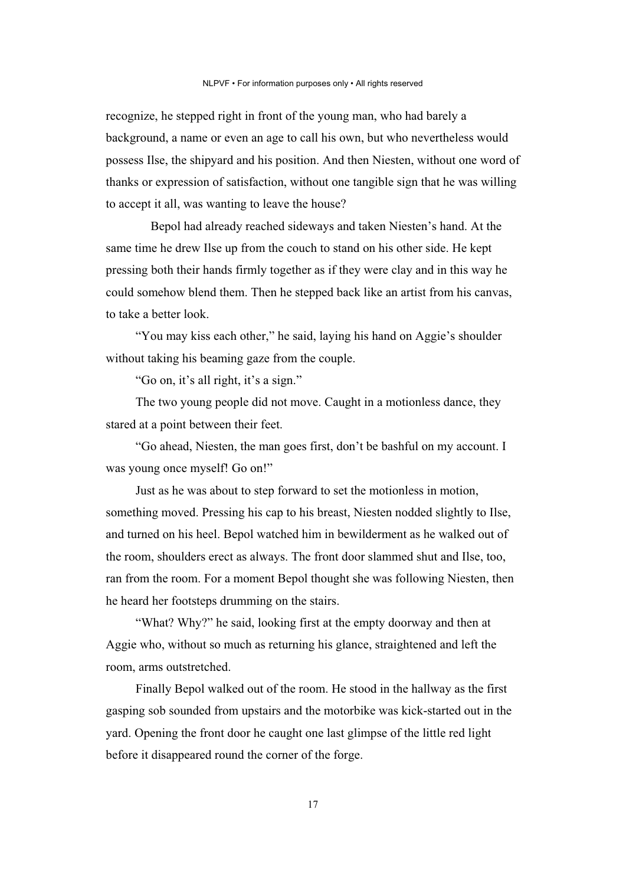recognize, he stepped right in front of the young man, who had barely a background, a name or even an age to call his own, but who nevertheless would possess Ilse, the shipyard and his position. And then Niesten, without one word of thanks or expression of satisfaction, without one tangible sign that he was willing to accept it all, was wanting to leave the house?

Bepol had already reached sideways and taken Niesten's hand. At the same time he drew Ilse up from the couch to stand on his other side. He kept pressing both their hands firmly together as if they were clay and in this way he could somehow blend them. Then he stepped back like an artist from his canvas, to take a better look.

"You may kiss each other," he said, laying his hand on Aggie's shoulder without taking his beaming gaze from the couple.

"Go on, it's all right, it's a sign."

The two young people did not move. Caught in a motionless dance, they stared at a point between their feet.

"Go ahead, Niesten, the man goes first, don't be bashful on my account. I was young once myself! Go on!"

Just as he was about to step forward to set the motionless in motion, something moved. Pressing his cap to his breast, Niesten nodded slightly to Ilse, and turned on his heel. Bepol watched him in bewilderment as he walked out of the room, shoulders erect as always. The front door slammed shut and Ilse, too, ran from the room. For a moment Bepol thought she was following Niesten, then he heard her footsteps drumming on the stairs.

"What? Why?" he said, looking first at the empty doorway and then at Aggie who, without so much as returning his glance, straightened and left the room, arms outstretched.

Finally Bepol walked out of the room. He stood in the hallway as the first gasping sob sounded from upstairs and the motorbike was kick-started out in the yard. Opening the front door he caught one last glimpse of the little red light before it disappeared round the corner of the forge.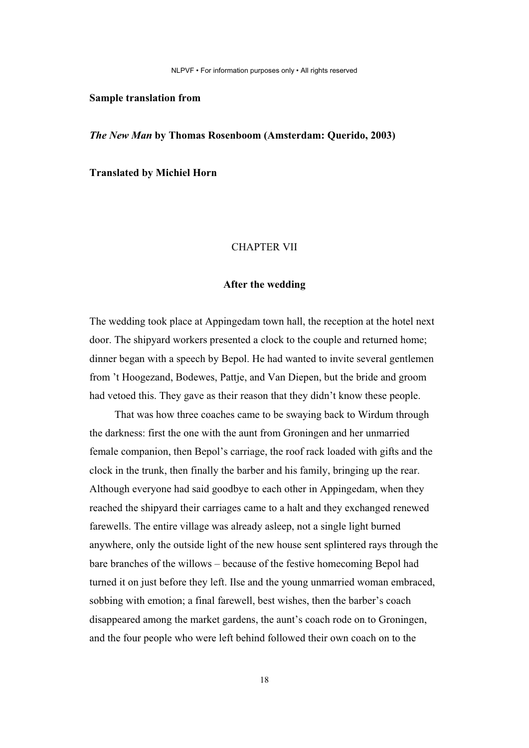**Sample translation from**

***The New Man* by Thomas Rosenboom (Amsterdam: Querido, 2003)**

**Translated by Michiel Horn**

CHAPTER VII

**After the wedding**

The wedding took place at Appingedam town hall, the reception at the hotel next door. The shipyard workers presented a clock to the couple and returned home; dinner began with a speech by Bepol. He had wanted to invite several gentlemen from ’t Hoogezand, Bodewes, Pattje, and Van Diepen, but the bride and groom had vetoed this. They gave as their reason that they didn’t know these people.

That was how three coaches came to be swaying back to Wirdum through the darkness: first the one with the aunt from Groningen and her unmarried female companion, then Bepol’s carriage, the roof rack loaded with gifts and the clock in the trunk, then finally the barber and his family, bringing up the rear. Although everyone had said goodbye to each other in Appingedam, when they reached the shipyard their carriages came to a halt and they exchanged renewed farewells. The entire village was already asleep, not a single light burned anywhere, only the outside light of the new house sent splintered rays through the bare branches of the willows – because of the festive homecoming Bepol had turned it on just before they left. Ilse and the young unmarried woman embraced, sobbing with emotion; a final farewell, best wishes, then the barber’s coach disappeared among the market gardens, the aunt’s coach rode on to Groningen, and the four people who were left behind followed their own coach on to the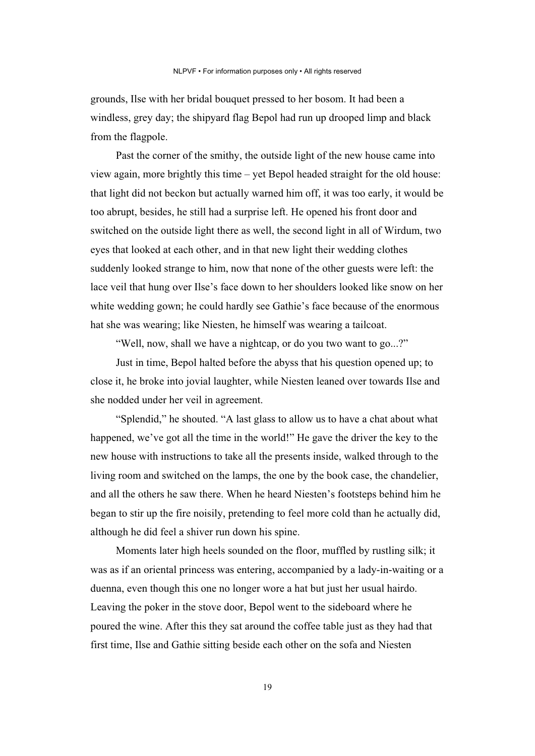grounds, Ilse with her bridal bouquet pressed to her bosom. It had been a windless, grey day; the shipyard flag Bepol had run up drooped limp and black from the flagpole.

Past the corner of the smithy, the outside light of the new house came into view again, more brightly this time – yet Bepol headed straight for the old house: that light did not beckon but actually warned him off, it was too early, it would be too abrupt, besides, he still had a surprise left. He opened his front door and switched on the outside light there as well, the second light in all of Wirdum, two eyes that looked at each other, and in that new light their wedding clothes suddenly looked strange to him, now that none of the other guests were left: the lace veil that hung over Ilse's face down to her shoulders looked like snow on her white wedding gown; he could hardly see Gathie's face because of the enormous hat she was wearing; like Niesten, he himself was wearing a tailcoat.

"Well, now, shall we have a nightcap, or do you two want to go...?"

Just in time, Bepol halted before the abyss that his question opened up; to close it, he broke into jovial laughter, while Niesten leaned over towards Ilse and she nodded under her veil in agreement.

"Splendid," he shouted. "A last glass to allow us to have a chat about what happened, we've got all the time in the world!" He gave the driver the key to the new house with instructions to take all the presents inside, walked through to the living room and switched on the lamps, the one by the book case, the chandelier, and all the others he saw there. When he heard Niesten's footsteps behind him he began to stir up the fire noisily, pretending to feel more cold than he actually did, although he did feel a shiver run down his spine.

Moments later high heels sounded on the floor, muffled by rustling silk; it was as if an oriental princess was entering, accompanied by a lady-in-waiting or a duenna, even though this one no longer wore a hat but just her usual hairdo. Leaving the poker in the stove door, Bepol went to the sideboard where he poured the wine. After this they sat around the coffee table just as they had that first time, Ilse and Gathie sitting beside each other on the sofa and Niesten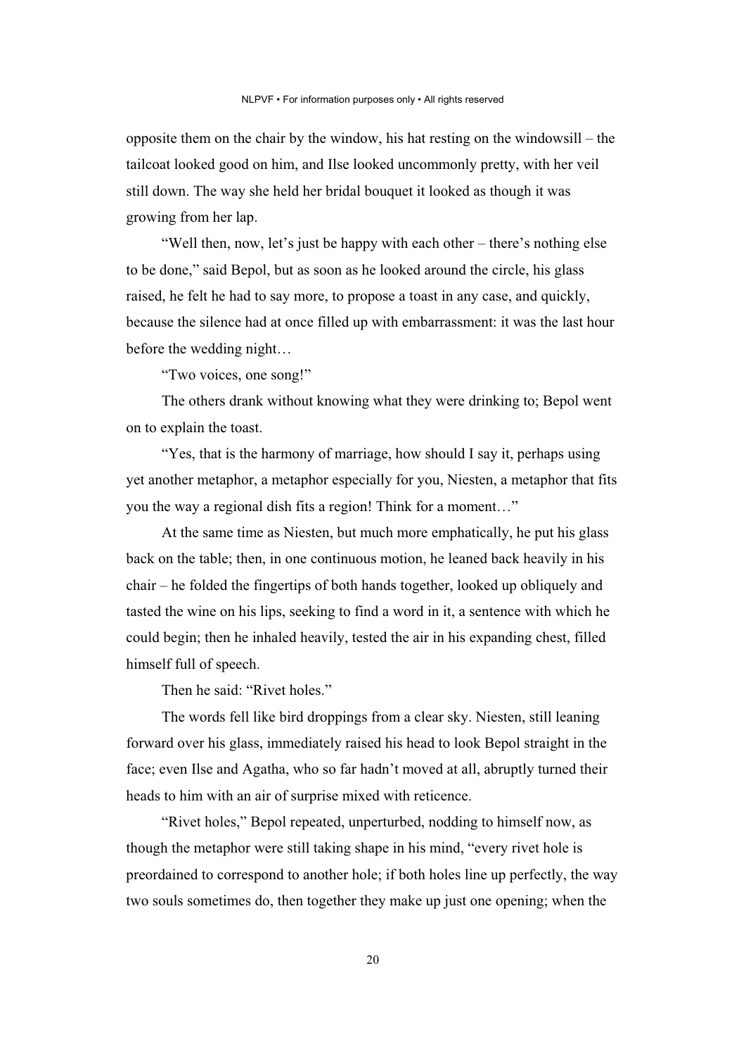opposite them on the chair by the window, his hat resting on the windowsill – the tailcoat looked good on him, and Ilse looked uncommonly pretty, with her veil still down. The way she held her bridal bouquet it looked as though it was growing from her lap.

"Well then, now, let's just be happy with each other – there's nothing else to be done," said Bepol, but as soon as he looked around the circle, his glass raised, he felt he had to say more, to propose a toast in any case, and quickly, because the silence had at once filled up with embarrassment: it was the last hour before the wedding night…

"Two voices, one song!"

The others drank without knowing what they were drinking to; Bepol went on to explain the toast.

"Yes, that is the harmony of marriage, how should I say it, perhaps using yet another metaphor, a metaphor especially for you, Niesten, a metaphor that fits you the way a regional dish fits a region! Think for a moment…"

At the same time as Niesten, but much more emphatically, he put his glass back on the table; then, in one continuous motion, he leaned back heavily in his chair – he folded the fingertips of both hands together, looked up obliquely and tasted the wine on his lips, seeking to find a word in it, a sentence with which he could begin; then he inhaled heavily, tested the air in his expanding chest, filled himself full of speech.

Then he said: "Rivet holes."

The words fell like bird droppings from a clear sky. Niesten, still leaning forward over his glass, immediately raised his head to look Bepol straight in the face; even Ilse and Agatha, who so far hadn't moved at all, abruptly turned their heads to him with an air of surprise mixed with reticence.

"Rivet holes," Bepol repeated, unperturbed, nodding to himself now, as though the metaphor were still taking shape in his mind, "every rivet hole is preordained to correspond to another hole; if both holes line up perfectly, the way two souls sometimes do, then together they make up just one opening; when the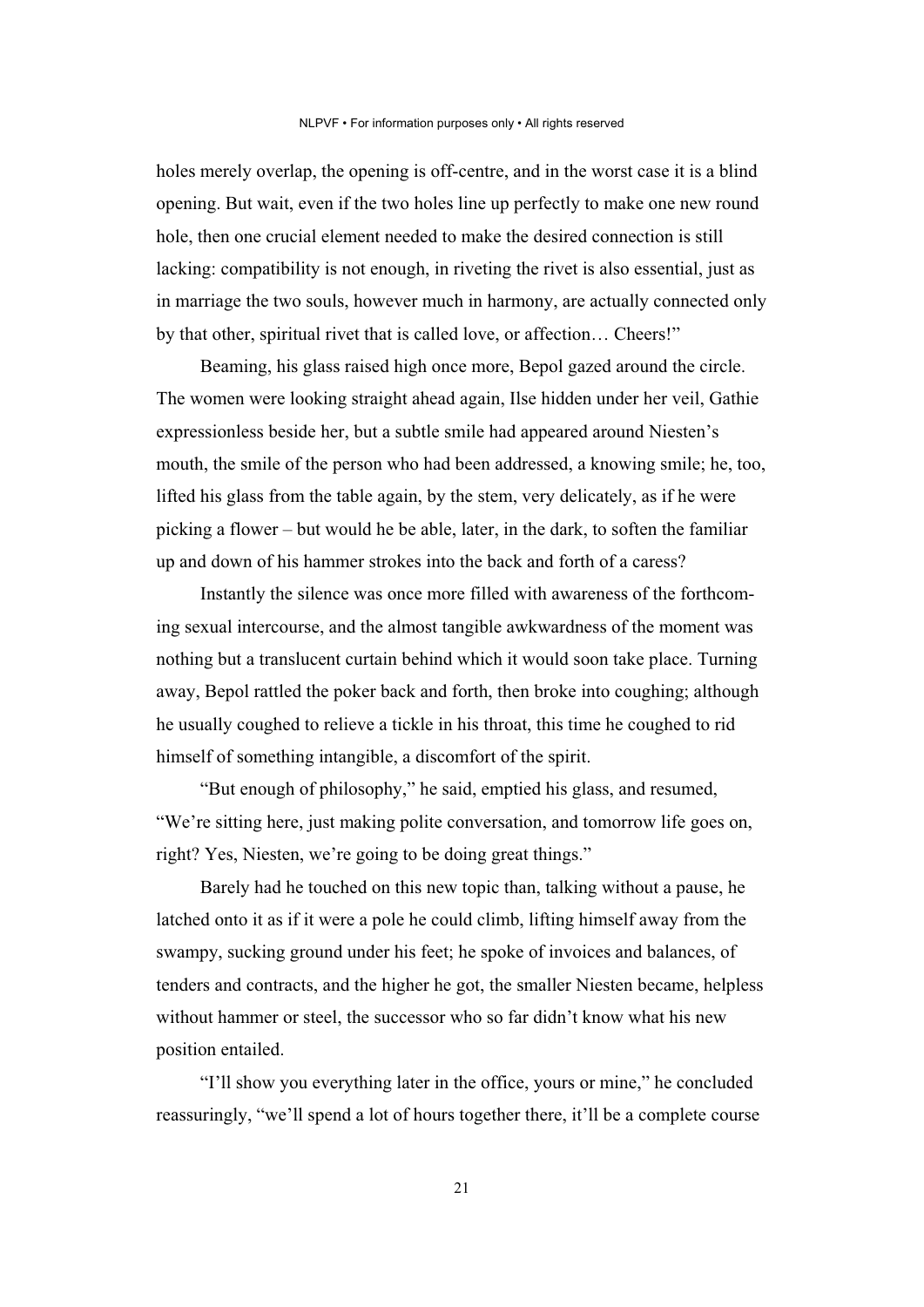holes merely overlap, the opening is off-centre, and in the worst case it is a blind opening. But wait, even if the two holes line up perfectly to make one new round hole, then one crucial element needed to make the desired connection is still lacking: compatibility is not enough, in riveting the rivet is also essential, just as in marriage the two souls, however much in harmony, are actually connected only by that other, spiritual rivet that is called love, or affection… Cheers!"

Beaming, his glass raised high once more, Bepol gazed around the circle. The women were looking straight ahead again, Ilse hidden under her veil, Gathie expressionless beside her, but a subtle smile had appeared around Niesten's mouth, the smile of the person who had been addressed, a knowing smile; he, too, lifted his glass from the table again, by the stem, very delicately, as if he were picking a flower – but would he be able, later, in the dark, to soften the familiar up and down of his hammer strokes into the back and forth of a caress?

Instantly the silence was once more filled with awareness of the forthcoming sexual intercourse, and the almost tangible awkwardness of the moment was nothing but a translucent curtain behind which it would soon take place. Turning away, Bepol rattled the poker back and forth, then broke into coughing; although he usually coughed to relieve a tickle in his throat, this time he coughed to rid himself of something intangible, a discomfort of the spirit.

"But enough of philosophy," he said, emptied his glass, and resumed, "We're sitting here, just making polite conversation, and tomorrow life goes on, right? Yes, Niesten, we're going to be doing great things."

Barely had he touched on this new topic than, talking without a pause, he latched onto it as if it were a pole he could climb, lifting himself away from the swampy, sucking ground under his feet; he spoke of invoices and balances, of tenders and contracts, and the higher he got, the smaller Niesten became, helpless without hammer or steel, the successor who so far didn't know what his new position entailed.

"I'll show you everything later in the office, yours or mine," he concluded reassuringly, "we'll spend a lot of hours together there, it'll be a complete course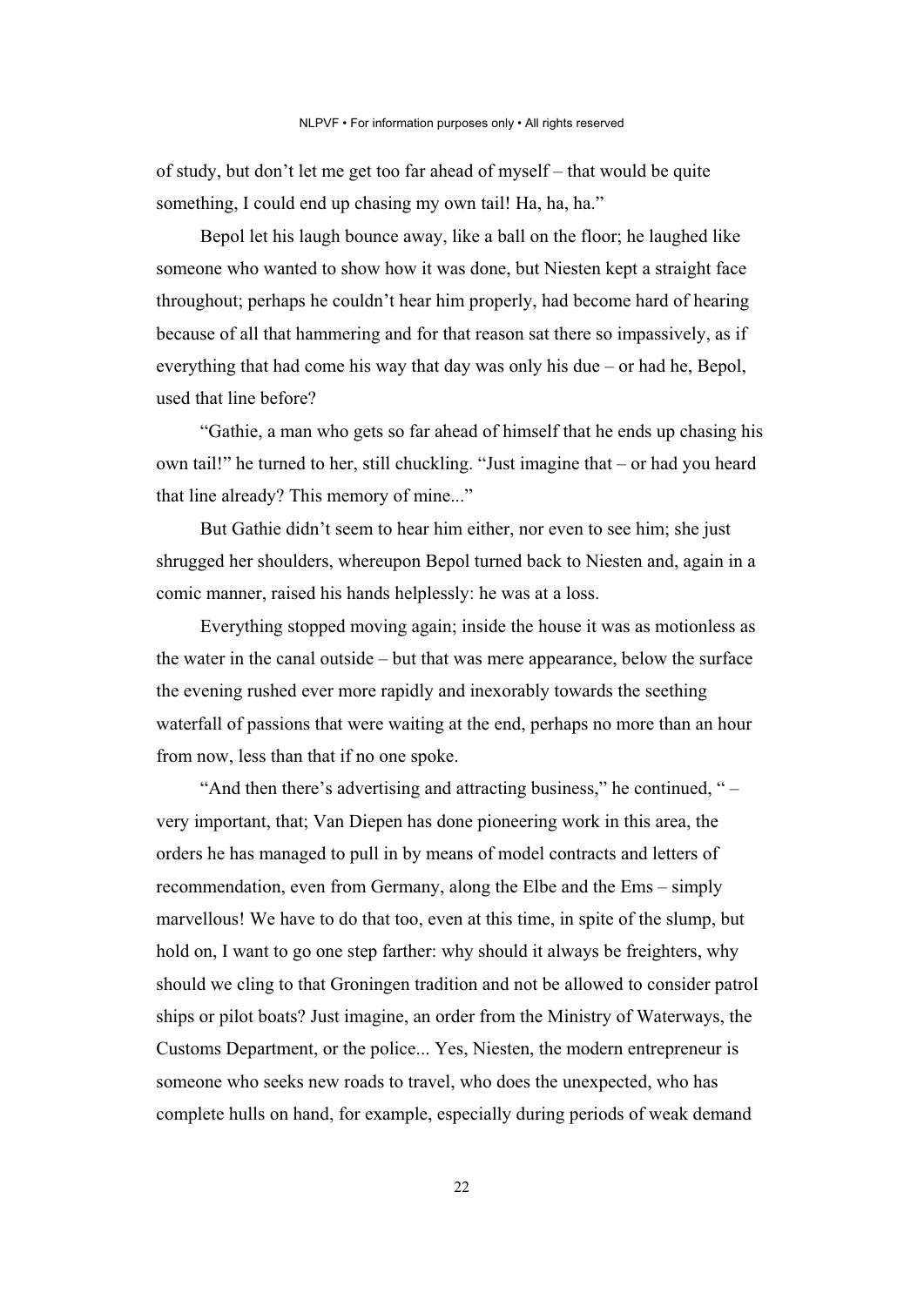of study, but don’t let me get too far ahead of myself – that would be quite something, I could end up chasing my own tail! Ha, ha, ha.”

Bepol let his laugh bounce away, like a ball on the floor; he laughed like someone who wanted to show how it was done, but Niesten kept a straight face throughout; perhaps he couldn’t hear him properly, had become hard of hearing because of all that hammering and for that reason sat there so impassively, as if everything that had come his way that day was only his due – or had he, Bepol, used that line before?

“Gathie, a man who gets so far ahead of himself that he ends up chasing his own tail!” he turned to her, still chuckling. “Just imagine that – or had you heard that line already? This memory of mine...”

But Gathie didn’t seem to hear him either, nor even to see him; she just shrugged her shoulders, whereupon Bepol turned back to Niesten and, again in a comic manner, raised his hands helplessly: he was at a loss.

Everything stopped moving again; inside the house it was as motionless as the water in the canal outside – but that was mere appearance, below the surface the evening rushed ever more rapidly and inexorably towards the seething waterfall of passions that were waiting at the end, perhaps no more than an hour from now, less than that if no one spoke.

“And then there’s advertising and attracting business,” he continued, “ – very important, that; Van Diepen has done pioneering work in this area, the orders he has managed to pull in by means of model contracts and letters of recommendation, even from Germany, along the Elbe and the Ems – simply marvellous! We have to do that too, even at this time, in spite of the slump, but hold on, I want to go one step farther: why should it always be freighters, why should we cling to that Groningen tradition and not be allowed to consider patrol ships or pilot boats? Just imagine, an order from the Ministry of Waterways, the Customs Department, or the police... Yes, Niesten, the modern entrepreneur is someone who seeks new roads to travel, who does the unexpected, who has complete hulls on hand, for example, especially during periods of weak demand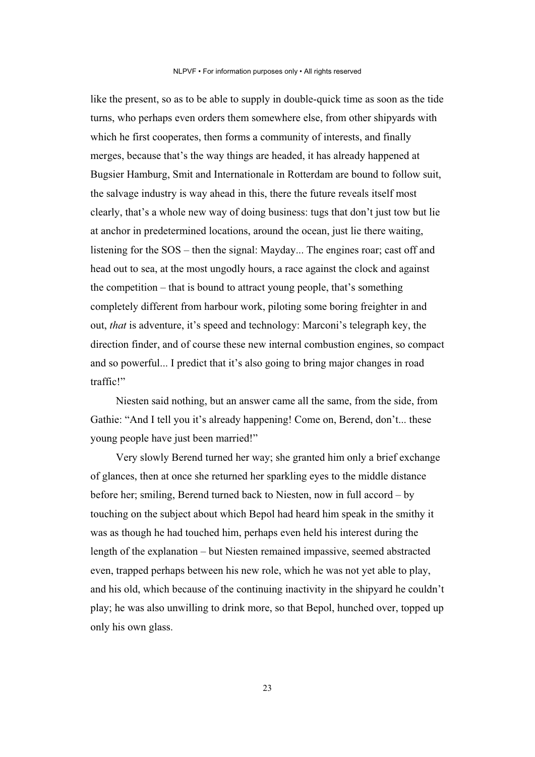like the present, so as to be able to supply in double-quick time as soon as the tide turns, who perhaps even orders them somewhere else, from other shipyards with which he first cooperates, then forms a community of interests, and finally merges, because that's the way things are headed, it has already happened at Bugsier Hamburg, Smit and Internationale in Rotterdam are bound to follow suit, the salvage industry is way ahead in this, there the future reveals itself most clearly, that's a whole new way of doing business: tugs that don't just tow but lie at anchor in predetermined locations, around the ocean, just lie there waiting, listening for the SOS – then the signal: Mayday... The engines roar; cast off and head out to sea, at the most ungodly hours, a race against the clock and against the competition – that is bound to attract young people, that's something completely different from harbour work, piloting some boring freighter in and out, *that* is adventure, it's speed and technology: Marconi's telegraph key, the direction finder, and of course these new internal combustion engines, so compact and so powerful... I predict that it's also going to bring major changes in road traffic!"

Niesten said nothing, but an answer came all the same, from the side, from Gathie: "And I tell you it's already happening! Come on, Berend, don't... these young people have just been married!"

Very slowly Berend turned her way; she granted him only a brief exchange of glances, then at once she returned her sparkling eyes to the middle distance before her; smiling, Berend turned back to Niesten, now in full accord – by touching on the subject about which Bepol had heard him speak in the smithy it was as though he had touched him, perhaps even held his interest during the length of the explanation – but Niesten remained impassive, seemed abstracted even, trapped perhaps between his new role, which he was not yet able to play, and his old, which because of the continuing inactivity in the shipyard he couldn't play; he was also unwilling to drink more, so that Bepol, hunched over, topped up only his own glass.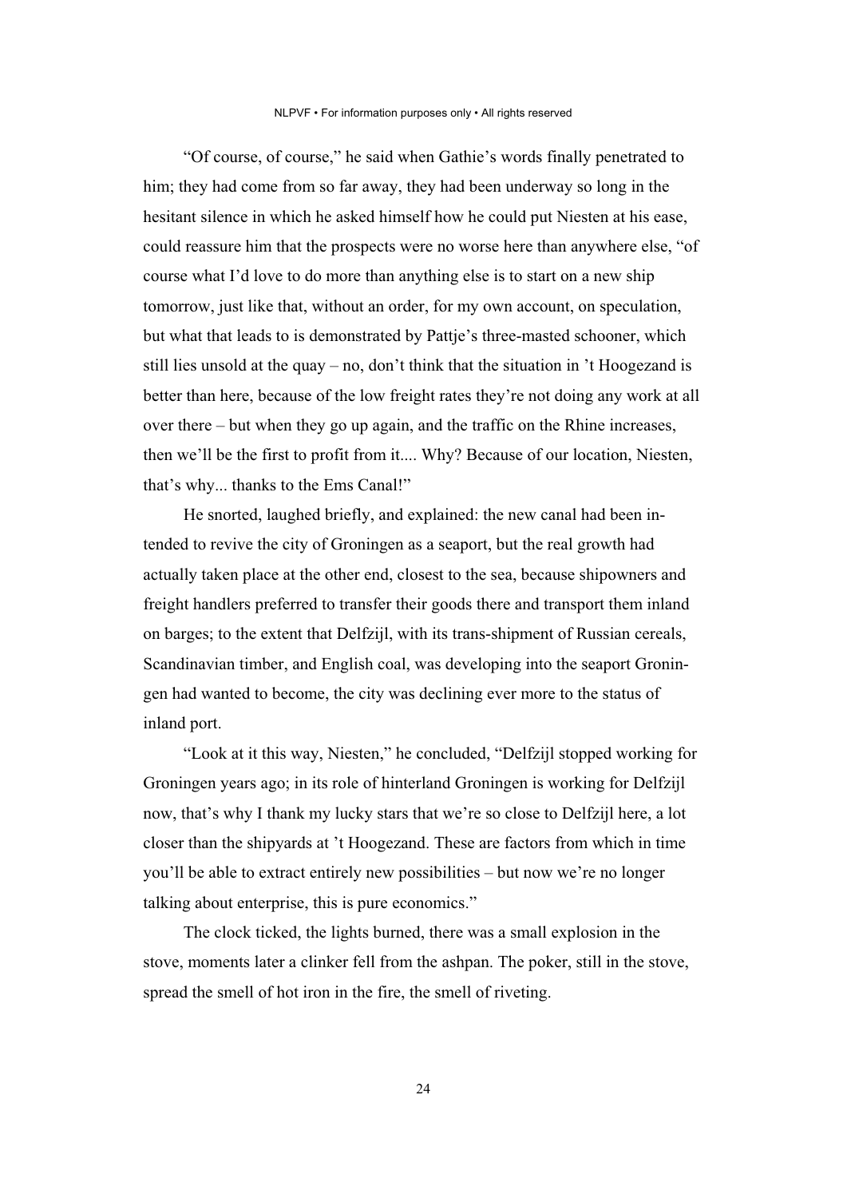"Of course, of course," he said when Gathie's words finally penetrated to him; they had come from so far away, they had been underway so long in the hesitant silence in which he asked himself how he could put Niesten at his ease, could reassure him that the prospects were no worse here than anywhere else, "of course what I'd love to do more than anything else is to start on a new ship tomorrow, just like that, without an order, for my own account, on speculation, but what that leads to is demonstrated by Pattje's three-masted schooner, which still lies unsold at the quay – no, don't think that the situation in 't Hoogezand is better than here, because of the low freight rates they're not doing any work at all over there – but when they go up again, and the traffic on the Rhine increases, then we'll be the first to profit from it.... Why? Because of our location, Niesten, that's why... thanks to the Ems Canal!"

He snorted, laughed briefly, and explained: the new canal had been intended to revive the city of Groningen as a seaport, but the real growth had actually taken place at the other end, closest to the sea, because shipowners and freight handlers preferred to transfer their goods there and transport them inland on barges; to the extent that Delfzijl, with its trans-shipment of Russian cereals, Scandinavian timber, and English coal, was developing into the seaport Groningen had wanted to become, the city was declining ever more to the status of inland port.

"Look at it this way, Niesten," he concluded, "Delfzijl stopped working for Groningen years ago; in its role of hinterland Groningen is working for Delfzijl now, that's why I thank my lucky stars that we're so close to Delfzijl here, a lot closer than the shipyards at 't Hoogezand. These are factors from which in time you'll be able to extract entirely new possibilities – but now we're no longer talking about enterprise, this is pure economics."

The clock ticked, the lights burned, there was a small explosion in the stove, moments later a clinker fell from the ashpan. The poker, still in the stove, spread the smell of hot iron in the fire, the smell of riveting.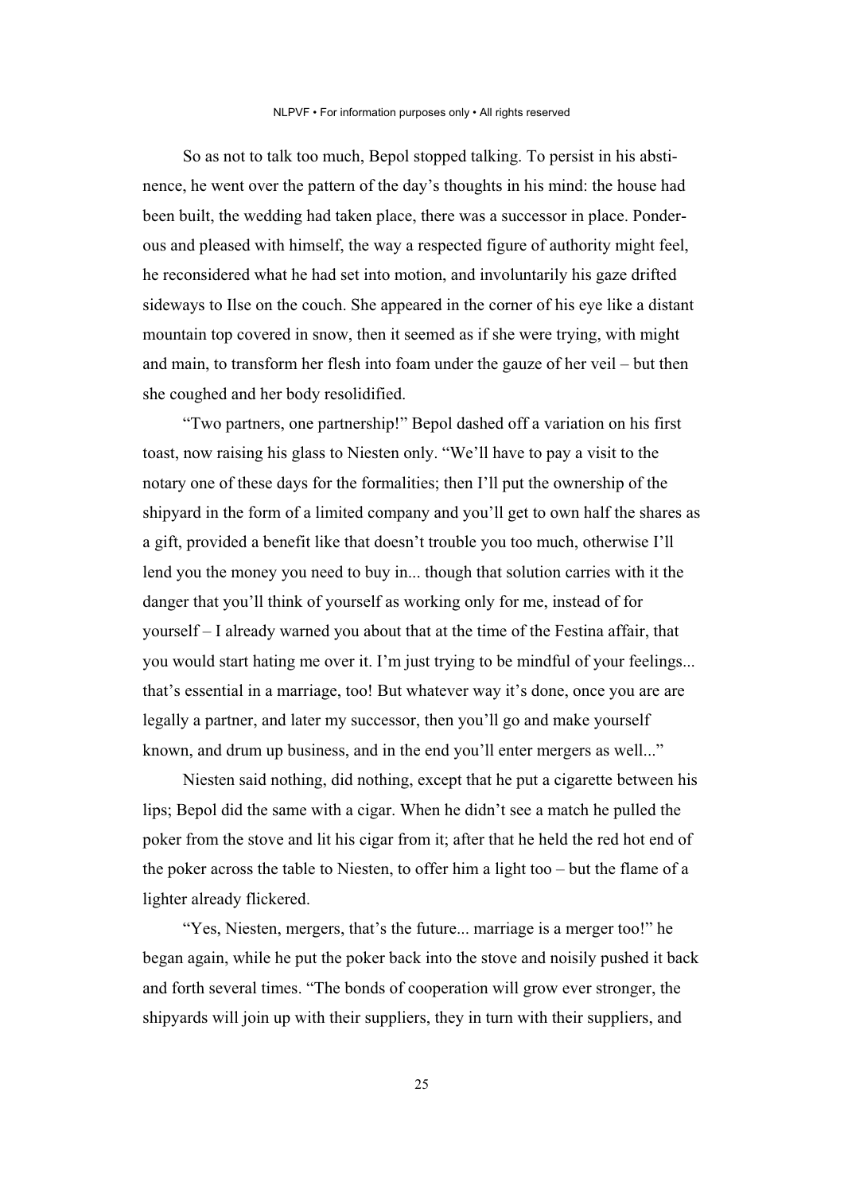So as not to talk too much, Bepol stopped talking. To persist in his abstinence, he went over the pattern of the day's thoughts in his mind: the house had been built, the wedding had taken place, there was a successor in place. Ponderous and pleased with himself, the way a respected figure of authority might feel, he reconsidered what he had set into motion, and involuntarily his gaze drifted sideways to Ilse on the couch. She appeared in the corner of his eye like a distant mountain top covered in snow, then it seemed as if she were trying, with might and main, to transform her flesh into foam under the gauze of her veil – but then she coughed and her body resolidified.

"Two partners, one partnership!" Bepol dashed off a variation on his first toast, now raising his glass to Niesten only. "We'll have to pay a visit to the notary one of these days for the formalities; then I'll put the ownership of the shipyard in the form of a limited company and you'll get to own half the shares as a gift, provided a benefit like that doesn't trouble you too much, otherwise I'll lend you the money you need to buy in... though that solution carries with it the danger that you'll think of yourself as working only for me, instead of for yourself – I already warned you about that at the time of the Festina affair, that you would start hating me over it. I'm just trying to be mindful of your feelings... that's essential in a marriage, too! But whatever way it's done, once you are are legally a partner, and later my successor, then you'll go and make yourself known, and drum up business, and in the end you'll enter mergers as well..."

Niesten said nothing, did nothing, except that he put a cigarette between his lips; Bepol did the same with a cigar. When he didn't see a match he pulled the poker from the stove and lit his cigar from it; after that he held the red hot end of the poker across the table to Niesten, to offer him a light too – but the flame of a lighter already flickered.

"Yes, Niesten, mergers, that's the future... marriage is a merger too!" he began again, while he put the poker back into the stove and noisily pushed it back and forth several times. "The bonds of cooperation will grow ever stronger, the shipyards will join up with their suppliers, they in turn with their suppliers, and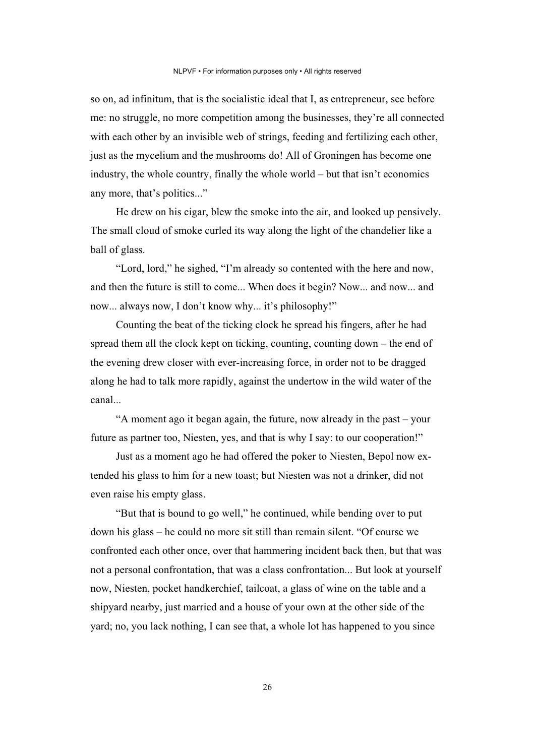so on, ad infinitum, that is the socialistic ideal that I, as entrepreneur, see before me: no struggle, no more competition among the businesses, they're all connected with each other by an invisible web of strings, feeding and fertilizing each other, just as the mycelium and the mushrooms do! All of Groningen has become one industry, the whole country, finally the whole world – but that isn't economics any more, that's politics..."

He drew on his cigar, blew the smoke into the air, and looked up pensively. The small cloud of smoke curled its way along the light of the chandelier like a ball of glass.

"Lord, lord," he sighed, "I'm already so contented with the here and now, and then the future is still to come... When does it begin? Now... and now... and now... always now, I don't know why... it's philosophy!"

Counting the beat of the ticking clock he spread his fingers, after he had spread them all the clock kept on ticking, counting, counting down – the end of the evening drew closer with ever-increasing force, in order not to be dragged along he had to talk more rapidly, against the undertow in the wild water of the canal...

"A moment ago it began again, the future, now already in the past – your future as partner too, Niesten, yes, and that is why I say: to our cooperation!"

Just as a moment ago he had offered the poker to Niesten, Bepol now extended his glass to him for a new toast; but Niesten was not a drinker, did not even raise his empty glass.

"But that is bound to go well," he continued, while bending over to put down his glass – he could no more sit still than remain silent. "Of course we confronted each other once, over that hammering incident back then, but that was not a personal confrontation, that was a class confrontation... But look at yourself now, Niesten, pocket handkerchief, tailcoat, a glass of wine on the table and a shipyard nearby, just married and a house of your own at the other side of the yard; no, you lack nothing, I can see that, a whole lot has happened to you since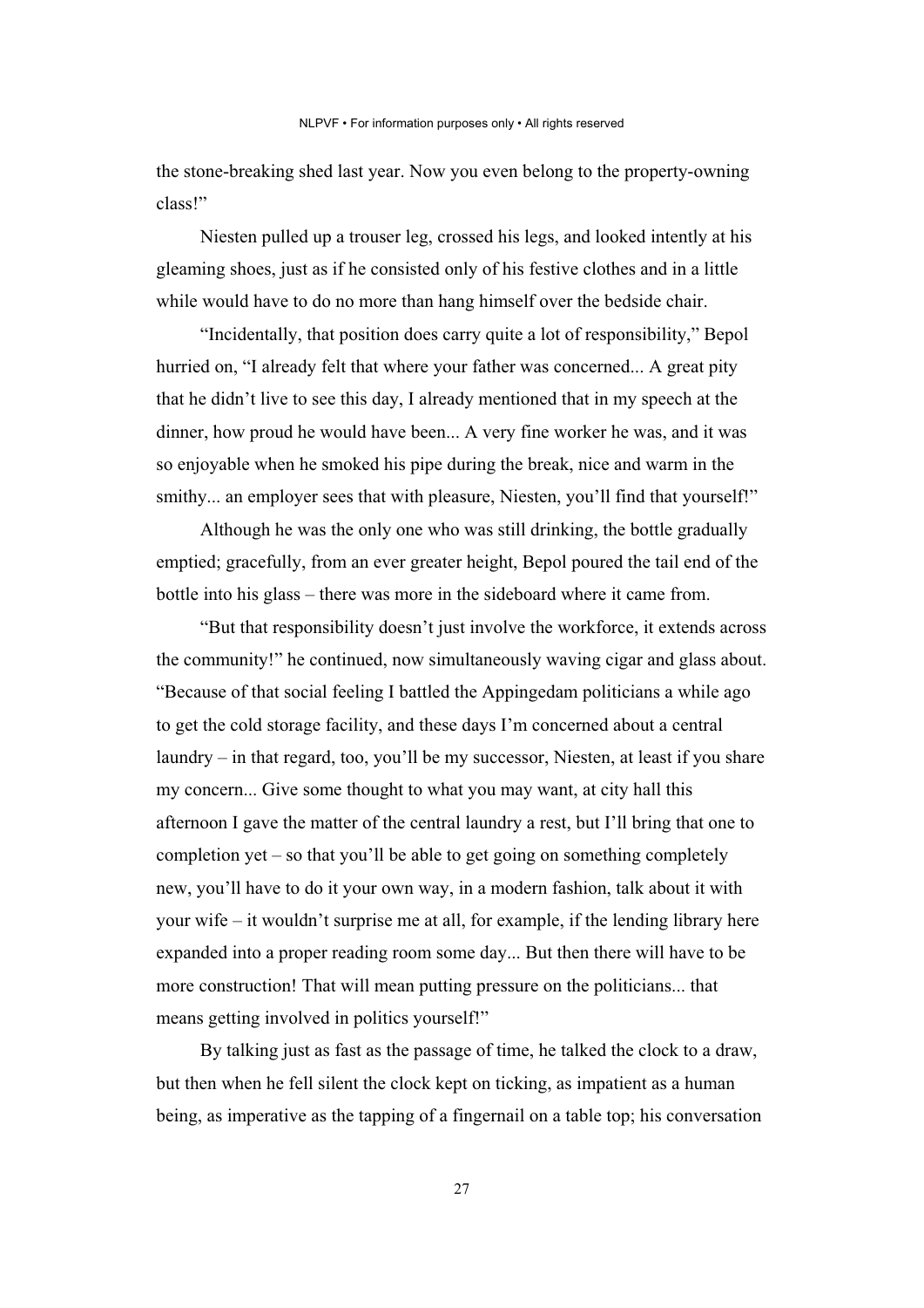the stone-breaking shed last year. Now you even belong to the property-owning class!"

Niesten pulled up a trouser leg, crossed his legs, and looked intently at his gleaming shoes, just as if he consisted only of his festive clothes and in a little while would have to do no more than hang himself over the bedside chair.

"Incidentally, that position does carry quite a lot of responsibility," Bepol hurried on, "I already felt that where your father was concerned... A great pity that he didn't live to see this day, I already mentioned that in my speech at the dinner, how proud he would have been... A very fine worker he was, and it was so enjoyable when he smoked his pipe during the break, nice and warm in the smithy... an employer sees that with pleasure, Niesten, you'll find that yourself!"

Although he was the only one who was still drinking, the bottle gradually emptied; gracefully, from an ever greater height, Bepol poured the tail end of the bottle into his glass – there was more in the sideboard where it came from.

"But that responsibility doesn't just involve the workforce, it extends across the community!" he continued, now simultaneously waving cigar and glass about. "Because of that social feeling I battled the Appingedam politicians a while ago to get the cold storage facility, and these days I'm concerned about a central laundry – in that regard, too, you'll be my successor, Niesten, at least if you share my concern... Give some thought to what you may want, at city hall this afternoon I gave the matter of the central laundry a rest, but I'll bring that one to completion yet – so that you'll be able to get going on something completely new, you'll have to do it your own way, in a modern fashion, talk about it with your wife – it wouldn't surprise me at all, for example, if the lending library here expanded into a proper reading room some day... But then there will have to be more construction! That will mean putting pressure on the politicians... that means getting involved in politics yourself!"

By talking just as fast as the passage of time, he talked the clock to a draw, but then when he fell silent the clock kept on ticking, as impatient as a human being, as imperative as the tapping of a fingernail on a table top; his conversation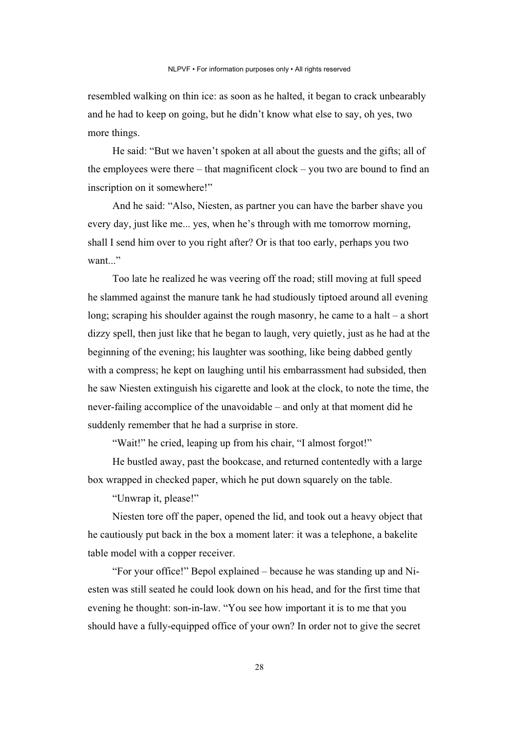resembled walking on thin ice: as soon as he halted, it began to crack unbearably and he had to keep on going, but he didn't know what else to say, oh yes, two more things.

He said: "But we haven't spoken at all about the guests and the gifts; all of the employees were there – that magnificent clock – you two are bound to find an inscription on it somewhere!"

And he said: "Also, Niesten, as partner you can have the barber shave you every day, just like me... yes, when he's through with me tomorrow morning, shall I send him over to you right after? Or is that too early, perhaps you two want..."

Too late he realized he was veering off the road; still moving at full speed he slammed against the manure tank he had studiously tiptoed around all evening long; scraping his shoulder against the rough masonry, he came to a halt – a short dizzy spell, then just like that he began to laugh, very quietly, just as he had at the beginning of the evening; his laughter was soothing, like being dabbed gently with a compress; he kept on laughing until his embarrassment had subsided, then he saw Niesten extinguish his cigarette and look at the clock, to note the time, the never-failing accomplice of the unavoidable – and only at that moment did he suddenly remember that he had a surprise in store.

"Wait!" he cried, leaping up from his chair, "I almost forgot!"

He bustled away, past the bookcase, and returned contentedly with a large box wrapped in checked paper, which he put down squarely on the table.

"Unwrap it, please!"

Niesten tore off the paper, opened the lid, and took out a heavy object that he cautiously put back in the box a moment later: it was a telephone, a bakelite table model with a copper receiver.

"For your office!" Bepol explained – because he was standing up and Niesten was still seated he could look down on his head, and for the first time that evening he thought: son-in-law. "You see how important it is to me that you should have a fully-equipped office of your own? In order not to give the secret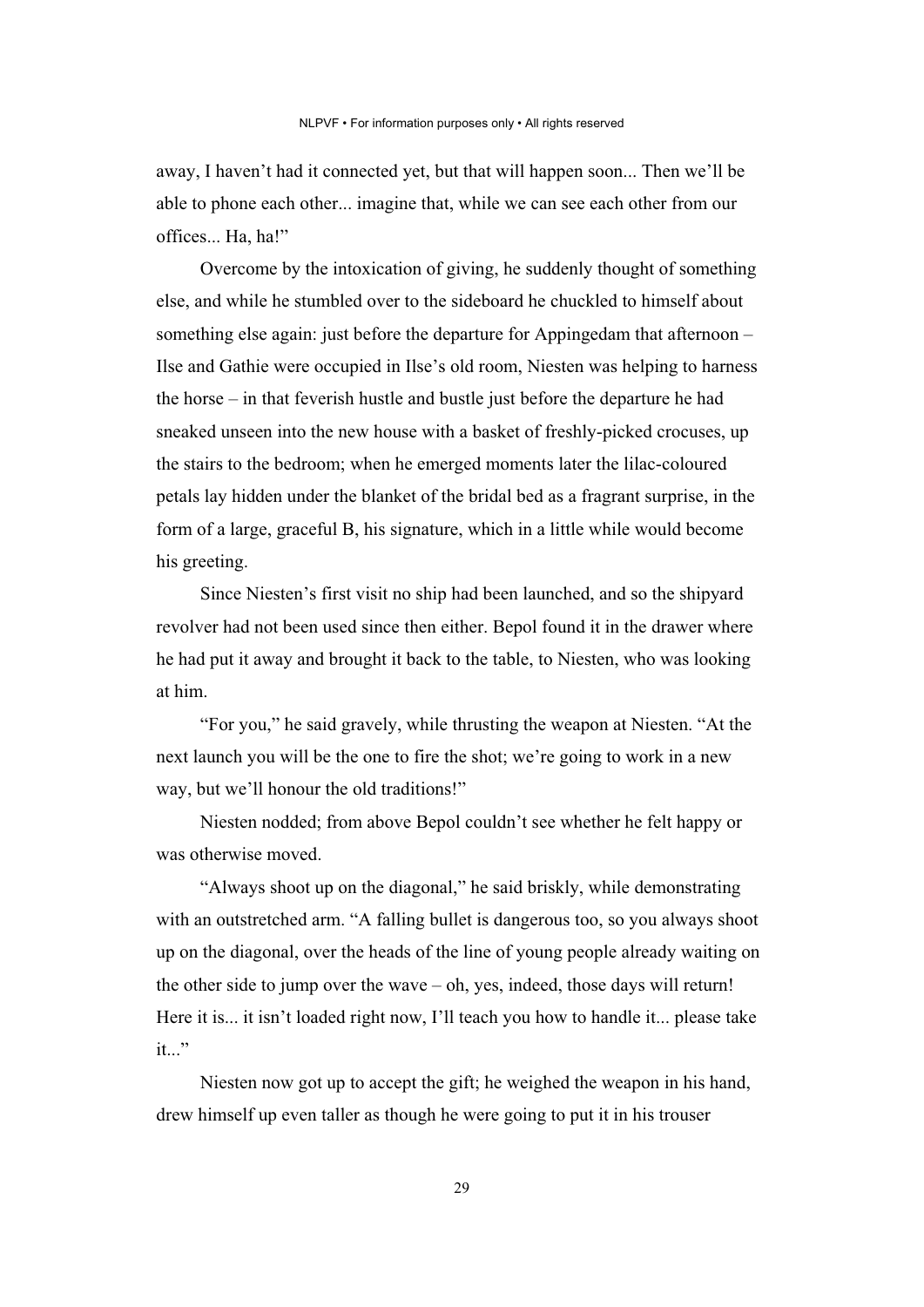away, I haven't had it connected yet, but that will happen soon... Then we'll be able to phone each other... imagine that, while we can see each other from our offices... Ha, ha!"

Overcome by the intoxication of giving, he suddenly thought of something else, and while he stumbled over to the sideboard he chuckled to himself about something else again: just before the departure for Appingedam that afternoon – Ilse and Gathie were occupied in Ilse's old room, Niesten was helping to harness the horse – in that feverish hustle and bustle just before the departure he had sneaked unseen into the new house with a basket of freshly-picked crocuses, up the stairs to the bedroom; when he emerged moments later the lilac-coloured petals lay hidden under the blanket of the bridal bed as a fragrant surprise, in the form of a large, graceful B, his signature, which in a little while would become his greeting.

Since Niesten's first visit no ship had been launched, and so the shipyard revolver had not been used since then either. Bepol found it in the drawer where he had put it away and brought it back to the table, to Niesten, who was looking at him.

"For you," he said gravely, while thrusting the weapon at Niesten. "At the next launch you will be the one to fire the shot; we're going to work in a new way, but we'll honour the old traditions!"

Niesten nodded; from above Bepol couldn't see whether he felt happy or was otherwise moved.

"Always shoot up on the diagonal," he said briskly, while demonstrating with an outstretched arm. "A falling bullet is dangerous too, so you always shoot up on the diagonal, over the heads of the line of young people already waiting on the other side to jump over the wave – oh, yes, indeed, those days will return! Here it is... it isn't loaded right now, I'll teach you how to handle it... please take it..."

Niesten now got up to accept the gift; he weighed the weapon in his hand, drew himself up even taller as though he were going to put it in his trouser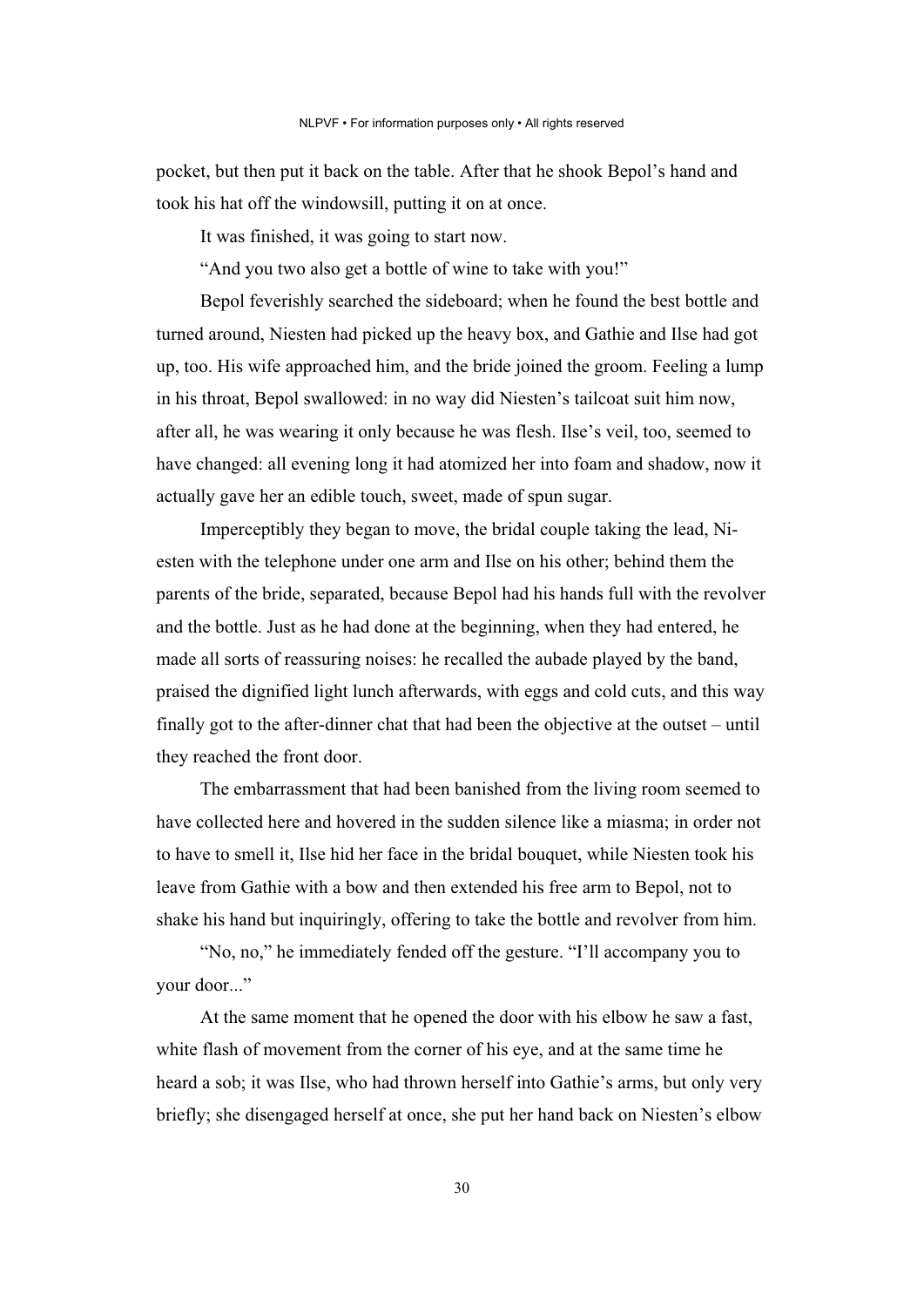pocket, but then put it back on the table. After that he shook Bepol's hand and took his hat off the windowsill, putting it on at once.

It was finished, it was going to start now.

"And you two also get a bottle of wine to take with you!"

Bepol feverishly searched the sideboard; when he found the best bottle and turned around, Niesten had picked up the heavy box, and Gathie and Ilse had got up, too. His wife approached him, and the bride joined the groom. Feeling a lump in his throat, Bepol swallowed: in no way did Niesten's tailcoat suit him now, after all, he was wearing it only because he was flesh. Ilse's veil, too, seemed to have changed: all evening long it had atomized her into foam and shadow, now it actually gave her an edible touch, sweet, made of spun sugar.

Imperceptibly they began to move, the bridal couple taking the lead, Niesten with the telephone under one arm and Ilse on his other; behind them the parents of the bride, separated, because Bepol had his hands full with the revolver and the bottle. Just as he had done at the beginning, when they had entered, he made all sorts of reassuring noises: he recalled the aubade played by the band, praised the dignified light lunch afterwards, with eggs and cold cuts, and this way finally got to the after-dinner chat that had been the objective at the outset – until they reached the front door.

The embarrassment that had been banished from the living room seemed to have collected here and hovered in the sudden silence like a miasma; in order not to have to smell it, Ilse hid her face in the bridal bouquet, while Niesten took his leave from Gathie with a bow and then extended his free arm to Bepol, not to shake his hand but inquiringly, offering to take the bottle and revolver from him.

"No, no," he immediately fended off the gesture. "I'll accompany you to your door..."

At the same moment that he opened the door with his elbow he saw a fast, white flash of movement from the corner of his eye, and at the same time he heard a sob; it was Ilse, who had thrown herself into Gathie's arms, but only very briefly; she disengaged herself at once, she put her hand back on Niesten's elbow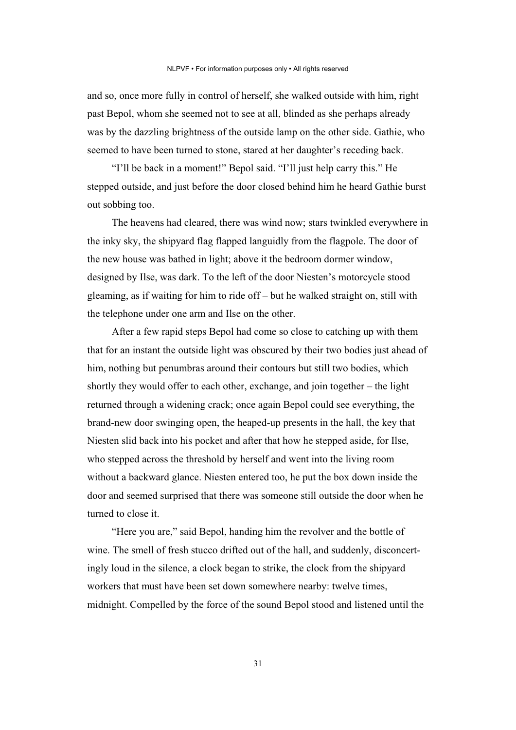and so, once more fully in control of herself, she walked outside with him, right past Bepol, whom she seemed not to see at all, blinded as she perhaps already was by the dazzling brightness of the outside lamp on the other side. Gathie, who seemed to have been turned to stone, stared at her daughter's receding back.

"I'll be back in a moment!" Bepol said. "I'll just help carry this." He stepped outside, and just before the door closed behind him he heard Gathie burst out sobbing too.

The heavens had cleared, there was wind now; stars twinkled everywhere in the inky sky, the shipyard flag flapped languidly from the flagpole. The door of the new house was bathed in light; above it the bedroom dormer window, designed by Ilse, was dark. To the left of the door Niesten's motorcycle stood gleaming, as if waiting for him to ride off – but he walked straight on, still with the telephone under one arm and Ilse on the other.

After a few rapid steps Bepol had come so close to catching up with them that for an instant the outside light was obscured by their two bodies just ahead of him, nothing but penumbras around their contours but still two bodies, which shortly they would offer to each other, exchange, and join together – the light returned through a widening crack; once again Bepol could see everything, the brand-new door swinging open, the heaped-up presents in the hall, the key that Niesten slid back into his pocket and after that how he stepped aside, for Ilse, who stepped across the threshold by herself and went into the living room without a backward glance. Niesten entered too, he put the box down inside the door and seemed surprised that there was someone still outside the door when he turned to close it.

"Here you are," said Bepol, handing him the revolver and the bottle of wine. The smell of fresh stucco drifted out of the hall, and suddenly, disconcertingly loud in the silence, a clock began to strike, the clock from the shipyard workers that must have been set down somewhere nearby: twelve times, midnight. Compelled by the force of the sound Bepol stood and listened until the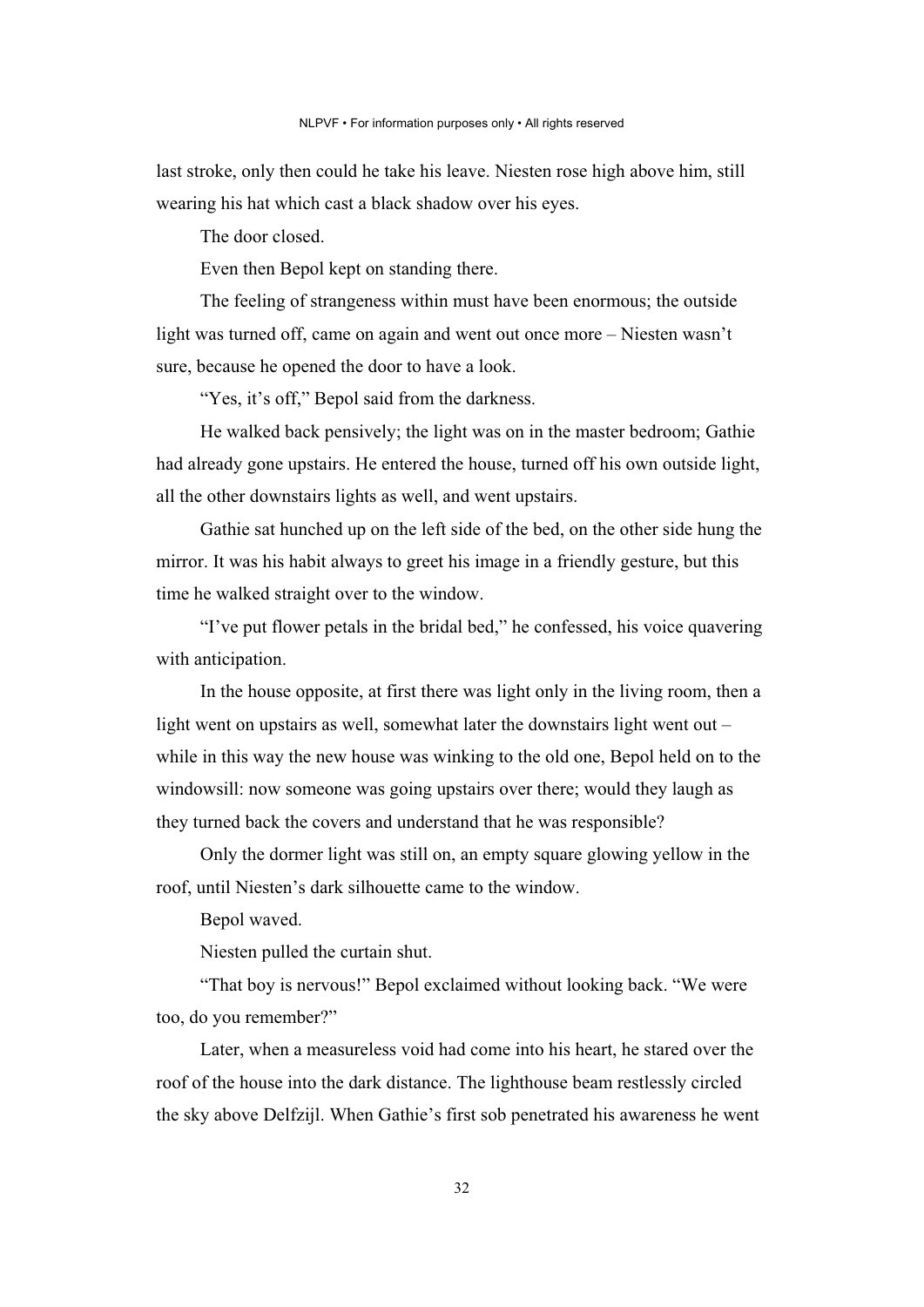last stroke, only then could he take his leave. Niesten rose high above him, still wearing his hat which cast a black shadow over his eyes.

The door closed.

Even then Bepol kept on standing there.

The feeling of strangeness within must have been enormous; the outside light was turned off, came on again and went out once more – Niesten wasn't sure, because he opened the door to have a look.

"Yes, it's off," Bepol said from the darkness.

He walked back pensively; the light was on in the master bedroom; Gathie had already gone upstairs. He entered the house, turned off his own outside light, all the other downstairs lights as well, and went upstairs.

Gathie sat hunched up on the left side of the bed, on the other side hung the mirror. It was his habit always to greet his image in a friendly gesture, but this time he walked straight over to the window.

"I've put flower petals in the bridal bed," he confessed, his voice quavering with anticipation.

In the house opposite, at first there was light only in the living room, then a light went on upstairs as well, somewhat later the downstairs light went out – while in this way the new house was winking to the old one, Bepol held on to the windowsill: now someone was going upstairs over there; would they laugh as they turned back the covers and understand that he was responsible?

Only the dormer light was still on, an empty square glowing yellow in the roof, until Niesten's dark silhouette came to the window.

Bepol waved.

Niesten pulled the curtain shut.

"That boy is nervous!" Bepol exclaimed without looking back. "We were too, do you remember?"

Later, when a measureless void had come into his heart, he stared over the roof of the house into the dark distance. The lighthouse beam restlessly circled the sky above Delfzijl. When Gathie's first sob penetrated his awareness he went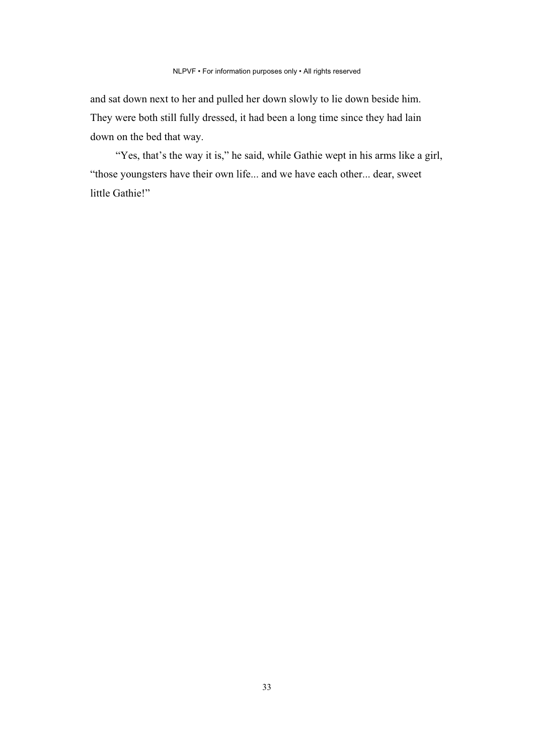and sat down next to her and pulled her down slowly to lie down beside him. They were both still fully dressed, it had been a long time since they had lain down on the bed that way.

"Yes, that's the way it is," he said, while Gathie wept in his arms like a girl, "those youngsters have their own life... and we have each other... dear, sweet little Gathie!"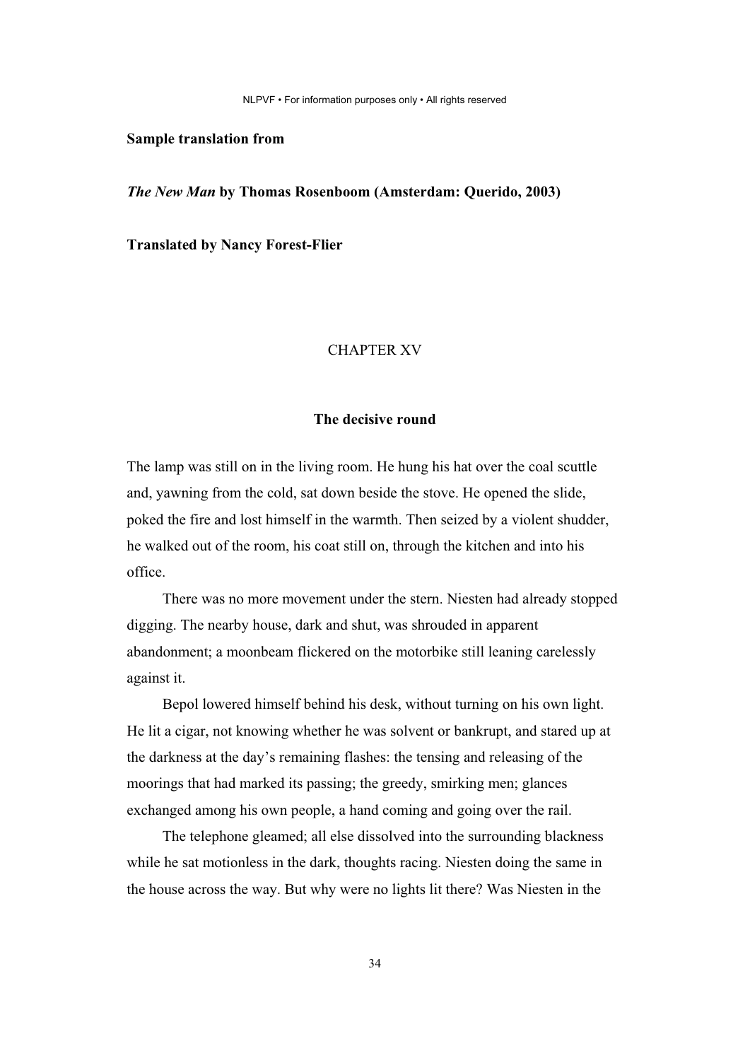**Sample translation from**

***The New Man*** **by Thomas Rosenboom (Amsterdam: Querido, 2003)**

**Translated by Nancy Forest-Flier**

## CHAPTER XV

### The decisive round

The lamp was still on in the living room. He hung his hat over the coal scuttle and, yawning from the cold, sat down beside the stove. He opened the slide, poked the fire and lost himself in the warmth. Then seized by a violent shudder, he walked out of the room, his coat still on, through the kitchen and into his office.

There was no more movement under the stern. Niesten had already stopped digging. The nearby house, dark and shut, was shrouded in apparent abandonment; a moonbeam flickered on the motorbike still leaning carelessly against it.

Bepol lowered himself behind his desk, without turning on his own light. He lit a cigar, not knowing whether he was solvent or bankrupt, and stared up at the darkness at the day's remaining flashes: the tensing and releasing of the moorings that had marked its passing; the greedy, smirking men; glances exchanged among his own people, a hand coming and going over the rail.

The telephone gleamed; all else dissolved into the surrounding blackness while he sat motionless in the dark, thoughts racing. Niesten doing the same in the house across the way. But why were no lights lit there? Was Niesten in the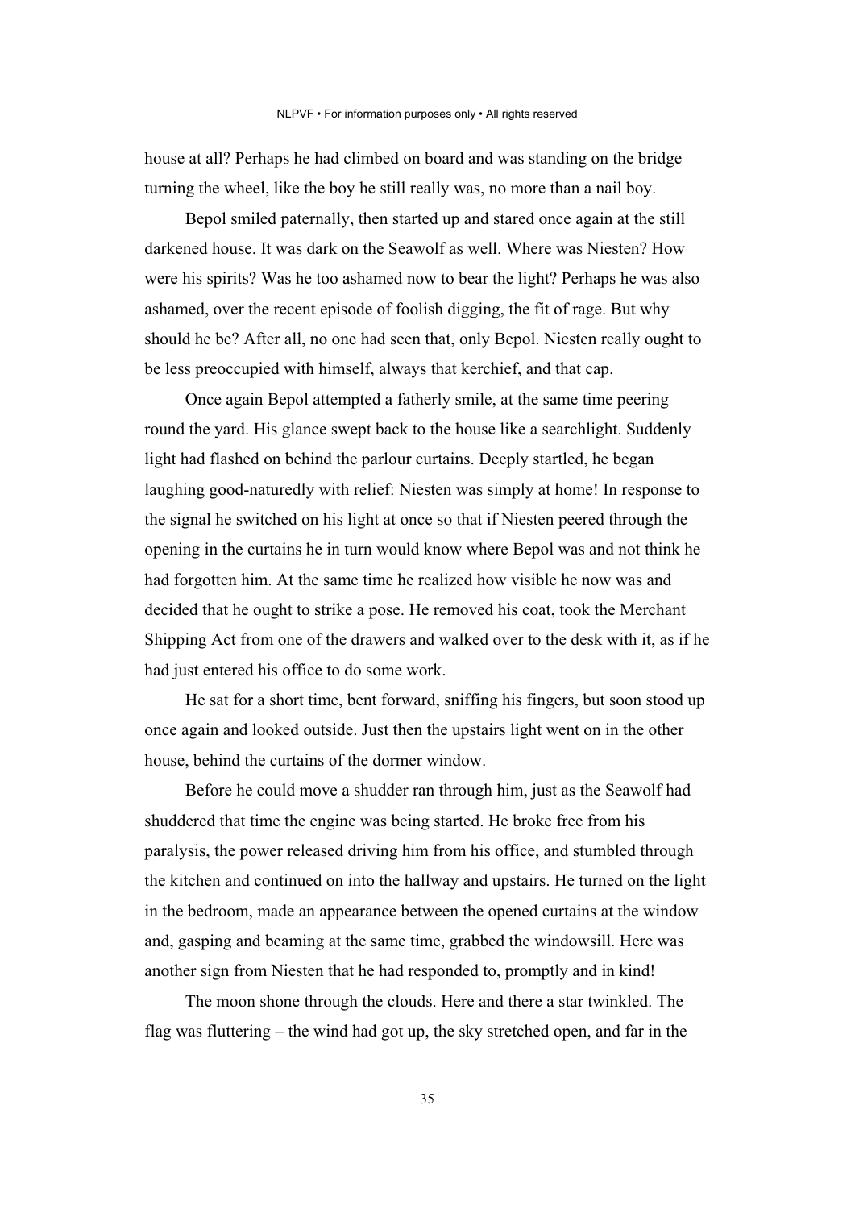house at all? Perhaps he had climbed on board and was standing on the bridge turning the wheel, like the boy he still really was, no more than a nail boy.

Bepol smiled paternally, then started up and stared once again at the still darkened house. It was dark on the Seawolf as well. Where was Niesten? How were his spirits? Was he too ashamed now to bear the light? Perhaps he was also ashamed, over the recent episode of foolish digging, the fit of rage. But why should he be? After all, no one had seen that, only Bepol. Niesten really ought to be less preoccupied with himself, always that kerchief, and that cap.

Once again Bepol attempted a fatherly smile, at the same time peering round the yard. His glance swept back to the house like a searchlight. Suddenly light had flashed on behind the parlour curtains. Deeply startled, he began laughing good-naturedly with relief: Niesten was simply at home! In response to the signal he switched on his light at once so that if Niesten peered through the opening in the curtains he in turn would know where Bepol was and not think he had forgotten him. At the same time he realized how visible he now was and decided that he ought to strike a pose. He removed his coat, took the Merchant Shipping Act from one of the drawers and walked over to the desk with it, as if he had just entered his office to do some work.

He sat for a short time, bent forward, sniffing his fingers, but soon stood up once again and looked outside. Just then the upstairs light went on in the other house, behind the curtains of the dormer window.

Before he could move a shudder ran through him, just as the Seawolf had shuddered that time the engine was being started. He broke free from his paralysis, the power released driving him from his office, and stumbled through the kitchen and continued on into the hallway and upstairs. He turned on the light in the bedroom, made an appearance between the opened curtains at the window and, gasping and beaming at the same time, grabbed the windowsill. Here was another sign from Niesten that he had responded to, promptly and in kind!

The moon shone through the clouds. Here and there a star twinkled. The flag was fluttering – the wind had got up, the sky stretched open, and far in the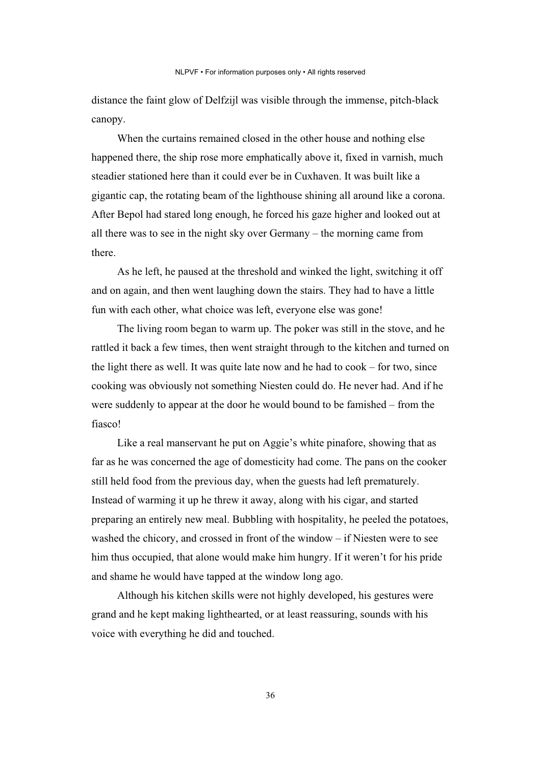distance the faint glow of Delfzijl was visible through the immense, pitch-black canopy.

When the curtains remained closed in the other house and nothing else happened there, the ship rose more emphatically above it, fixed in varnish, much steadier stationed here than it could ever be in Cuxhaven. It was built like a gigantic cap, the rotating beam of the lighthouse shining all around like a corona. After Bepol had stared long enough, he forced his gaze higher and looked out at all there was to see in the night sky over Germany – the morning came from there.

As he left, he paused at the threshold and winked the light, switching it off and on again, and then went laughing down the stairs. They had to have a little fun with each other, what choice was left, everyone else was gone!

The living room began to warm up. The poker was still in the stove, and he rattled it back a few times, then went straight through to the kitchen and turned on the light there as well. It was quite late now and he had to cook – for two, since cooking was obviously not something Niesten could do. He never had. And if he were suddenly to appear at the door he would bound to be famished – from the fiasco!

Like a real manservant he put on Aggie's white pinafore, showing that as far as he was concerned the age of domesticity had come. The pans on the cooker still held food from the previous day, when the guests had left prematurely. Instead of warming it up he threw it away, along with his cigar, and started preparing an entirely new meal. Bubbling with hospitality, he peeled the potatoes, washed the chicory, and crossed in front of the window – if Niesten were to see him thus occupied, that alone would make him hungry. If it weren't for his pride and shame he would have tapped at the window long ago.

Although his kitchen skills were not highly developed, his gestures were grand and he kept making lighthearted, or at least reassuring, sounds with his voice with everything he did and touched.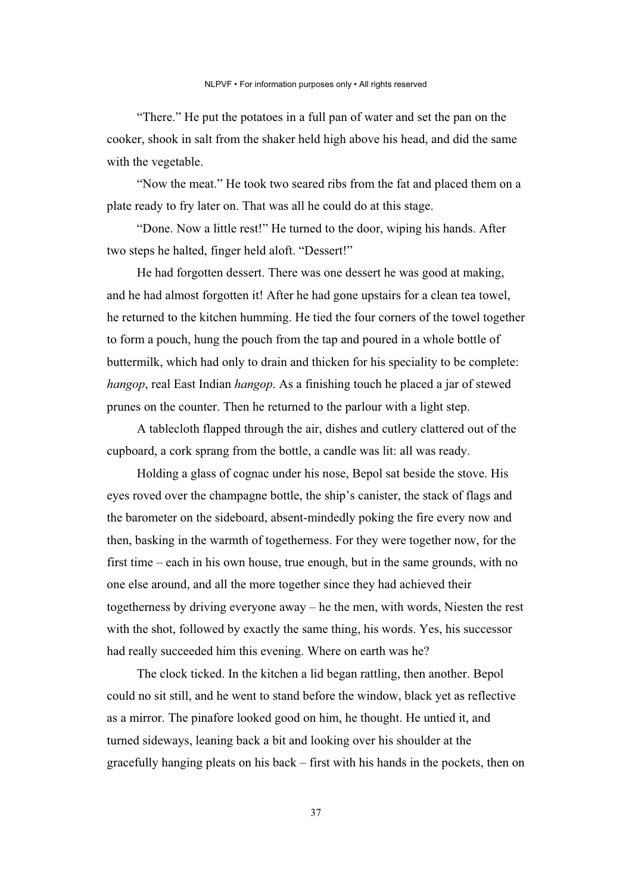"There." He put the potatoes in a full pan of water and set the pan on the cooker, shook in salt from the shaker held high above his head, and did the same with the vegetable.

"Now the meat." He took two seared ribs from the fat and placed them on a plate ready to fry later on. That was all he could do at this stage.

"Done. Now a little rest!" He turned to the door, wiping his hands. After two steps he halted, finger held aloft. "Dessert!"

He had forgotten dessert. There was one dessert he was good at making, and he had almost forgotten it! After he had gone upstairs for a clean tea towel, he returned to the kitchen humming. He tied the four corners of the towel together to form a pouch, hung the pouch from the tap and poured in a whole bottle of buttermilk, which had only to drain and thicken for his speciality to be complete: *hangop*, real East Indian *hangop*. As a finishing touch he placed a jar of stewed prunes on the counter. Then he returned to the parlour with a light step.

A tablecloth flapped through the air, dishes and cutlery clattered out of the cupboard, a cork sprang from the bottle, a candle was lit: all was ready.

Holding a glass of cognac under his nose, Bepol sat beside the stove. His eyes roved over the champagne bottle, the ship's canister, the stack of flags and the barometer on the sideboard, absent-mindedly poking the fire every now and then, basking in the warmth of togetherness. For they were together now, for the first time – each in his own house, true enough, but in the same grounds, with no one else around, and all the more together since they had achieved their togetherness by driving everyone away – he the men, with words, Niesten the rest with the shot, followed by exactly the same thing, his words. Yes, his successor had really succeeded him this evening. Where on earth was he?

The clock ticked. In the kitchen a lid began rattling, then another. Bepol could no sit still, and he went to stand before the window, black yet as reflective as a mirror. The pinafore looked good on him, he thought. He untied it, and turned sideways, leaning back a bit and looking over his shoulder at the gracefully hanging pleats on his back – first with his hands in the pockets, then on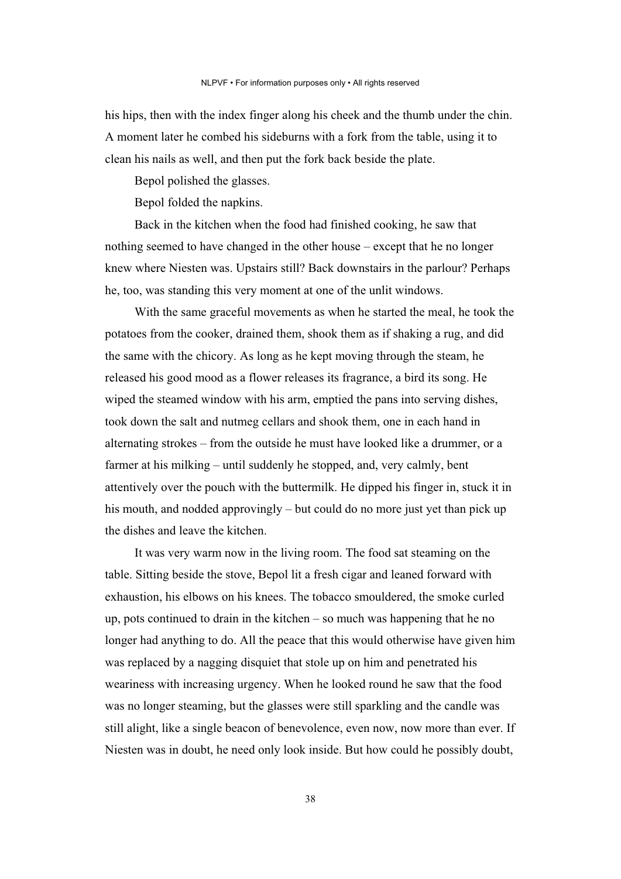his hips, then with the index finger along his cheek and the thumb under the chin. A moment later he combed his sideburns with a fork from the table, using it to clean his nails as well, and then put the fork back beside the plate.

Bepol polished the glasses.

Bepol folded the napkins.

Back in the kitchen when the food had finished cooking, he saw that nothing seemed to have changed in the other house – except that he no longer knew where Niesten was. Upstairs still? Back downstairs in the parlour? Perhaps he, too, was standing this very moment at one of the unlit windows.

With the same graceful movements as when he started the meal, he took the potatoes from the cooker, drained them, shook them as if shaking a rug, and did the same with the chicory. As long as he kept moving through the steam, he released his good mood as a flower releases its fragrance, a bird its song. He wiped the steamed window with his arm, emptied the pans into serving dishes, took down the salt and nutmeg cellars and shook them, one in each hand in alternating strokes – from the outside he must have looked like a drummer, or a farmer at his milking – until suddenly he stopped, and, very calmly, bent attentively over the pouch with the buttermilk. He dipped his finger in, stuck it in his mouth, and nodded approvingly – but could do no more just yet than pick up the dishes and leave the kitchen.

It was very warm now in the living room. The food sat steaming on the table. Sitting beside the stove, Bepol lit a fresh cigar and leaned forward with exhaustion, his elbows on his knees. The tobacco smouldered, the smoke curled up, pots continued to drain in the kitchen – so much was happening that he no longer had anything to do. All the peace that this would otherwise have given him was replaced by a nagging disquiet that stole up on him and penetrated his weariness with increasing urgency. When he looked round he saw that the food was no longer steaming, but the glasses were still sparkling and the candle was still alight, like a single beacon of benevolence, even now, now more than ever. If Niesten was in doubt, he need only look inside. But how could he possibly doubt,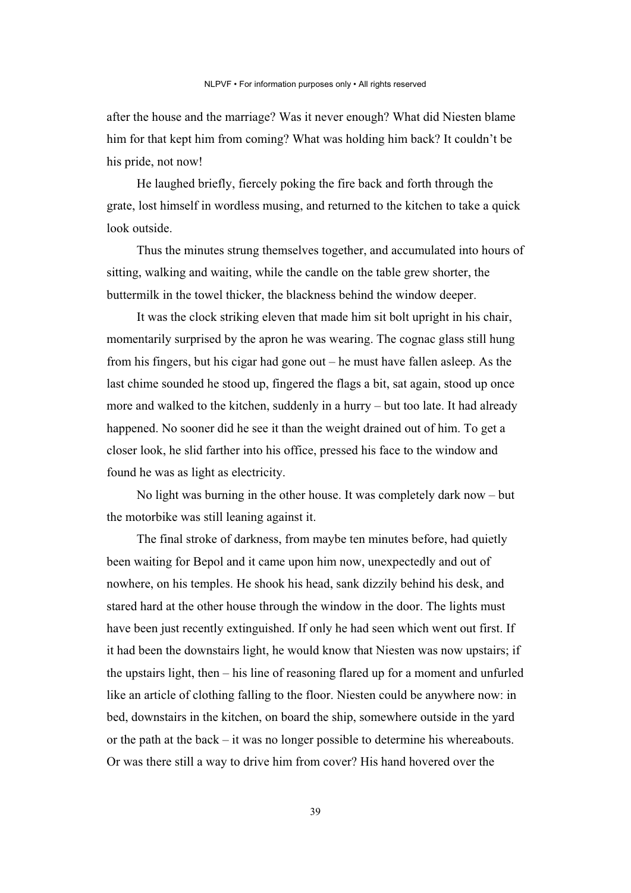after the house and the marriage? Was it never enough? What did Niesten blame him for that kept him from coming? What was holding him back? It couldn't be his pride, not now!

He laughed briefly, fiercely poking the fire back and forth through the grate, lost himself in wordless musing, and returned to the kitchen to take a quick look outside.

Thus the minutes strung themselves together, and accumulated into hours of sitting, walking and waiting, while the candle on the table grew shorter, the buttermilk in the towel thicker, the blackness behind the window deeper.

It was the clock striking eleven that made him sit bolt upright in his chair, momentarily surprised by the apron he was wearing. The cognac glass still hung from his fingers, but his cigar had gone out – he must have fallen asleep. As the last chime sounded he stood up, fingered the flags a bit, sat again, stood up once more and walked to the kitchen, suddenly in a hurry – but too late. It had already happened. No sooner did he see it than the weight drained out of him. To get a closer look, he slid farther into his office, pressed his face to the window and found he was as light as electricity.

No light was burning in the other house. It was completely dark now – but the motorbike was still leaning against it.

The final stroke of darkness, from maybe ten minutes before, had quietly been waiting for Bepol and it came upon him now, unexpectedly and out of nowhere, on his temples. He shook his head, sank dizzily behind his desk, and stared hard at the other house through the window in the door. The lights must have been just recently extinguished. If only he had seen which went out first. If it had been the downstairs light, he would know that Niesten was now upstairs; if the upstairs light, then – his line of reasoning flared up for a moment and unfurled like an article of clothing falling to the floor. Niesten could be anywhere now: in bed, downstairs in the kitchen, on board the ship, somewhere outside in the yard or the path at the back – it was no longer possible to determine his whereabouts. Or was there still a way to drive him from cover? His hand hovered over the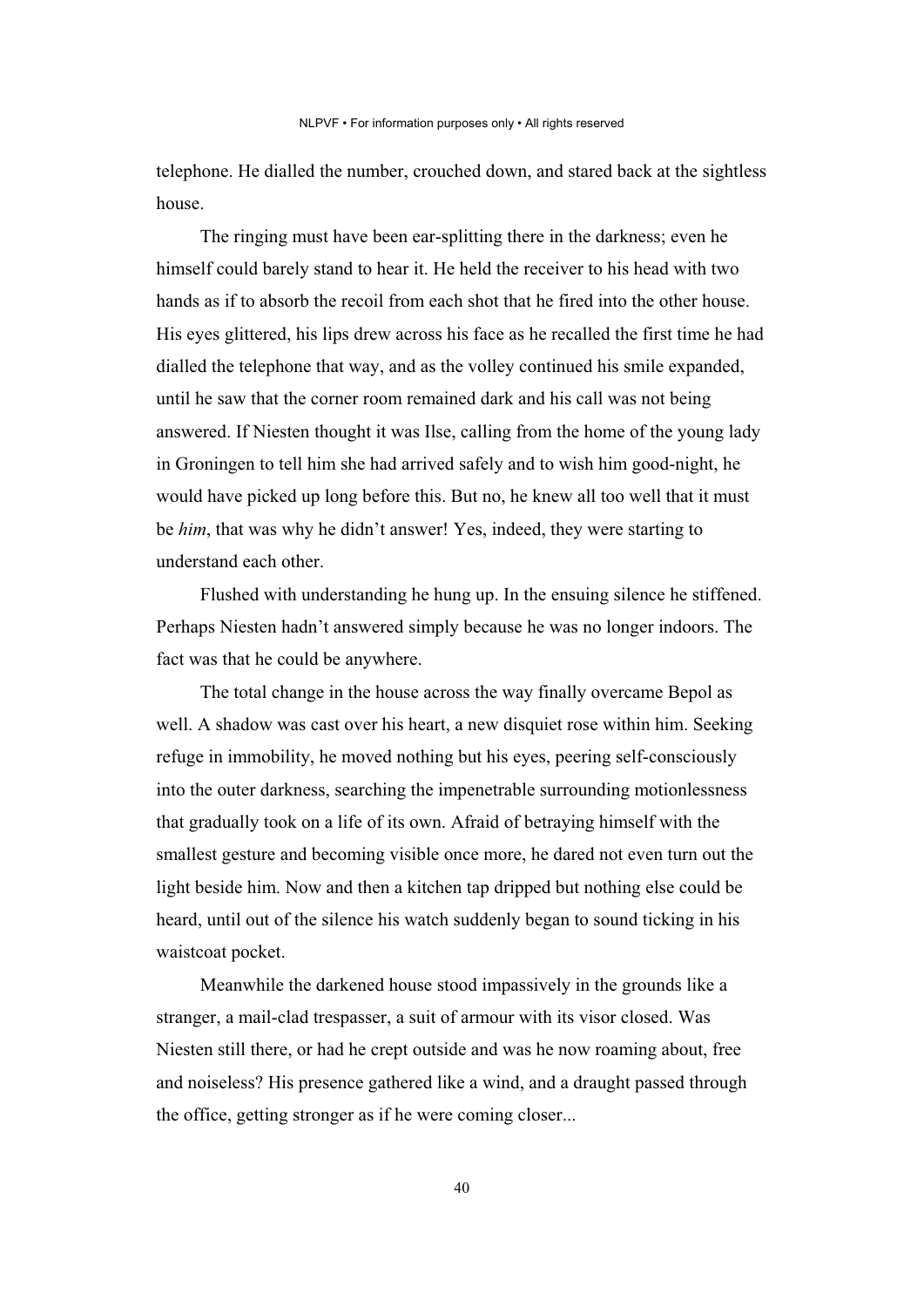telephone. He dialled the number, crouched down, and stared back at the sightless house.

The ringing must have been ear-splitting there in the darkness; even he himself could barely stand to hear it. He held the receiver to his head with two hands as if to absorb the recoil from each shot that he fired into the other house. His eyes glittered, his lips drew across his face as he recalled the first time he had dialled the telephone that way, and as the volley continued his smile expanded, until he saw that the corner room remained dark and his call was not being answered. If Niesten thought it was Ilse, calling from the home of the young lady in Groningen to tell him she had arrived safely and to wish him good-night, he would have picked up long before this. But no, he knew all too well that it must be *him*, that was why he didn't answer! Yes, indeed, they were starting to understand each other.

Flushed with understanding he hung up. In the ensuing silence he stiffened. Perhaps Niesten hadn't answered simply because he was no longer indoors. The fact was that he could be anywhere.

The total change in the house across the way finally overcame Bepol as well. A shadow was cast over his heart, a new disquiet rose within him. Seeking refuge in immobility, he moved nothing but his eyes, peering self-consciously into the outer darkness, searching the impenetrable surrounding motionlessness that gradually took on a life of its own. Afraid of betraying himself with the smallest gesture and becoming visible once more, he dared not even turn out the light beside him. Now and then a kitchen tap dripped but nothing else could be heard, until out of the silence his watch suddenly began to sound ticking in his waistcoat pocket.

Meanwhile the darkened house stood impassively in the grounds like a stranger, a mail-clad trespasser, a suit of armour with its visor closed. Was Niesten still there, or had he crept outside and was he now roaming about, free and noiseless? His presence gathered like a wind, and a draught passed through the office, getting stronger as if he were coming closer...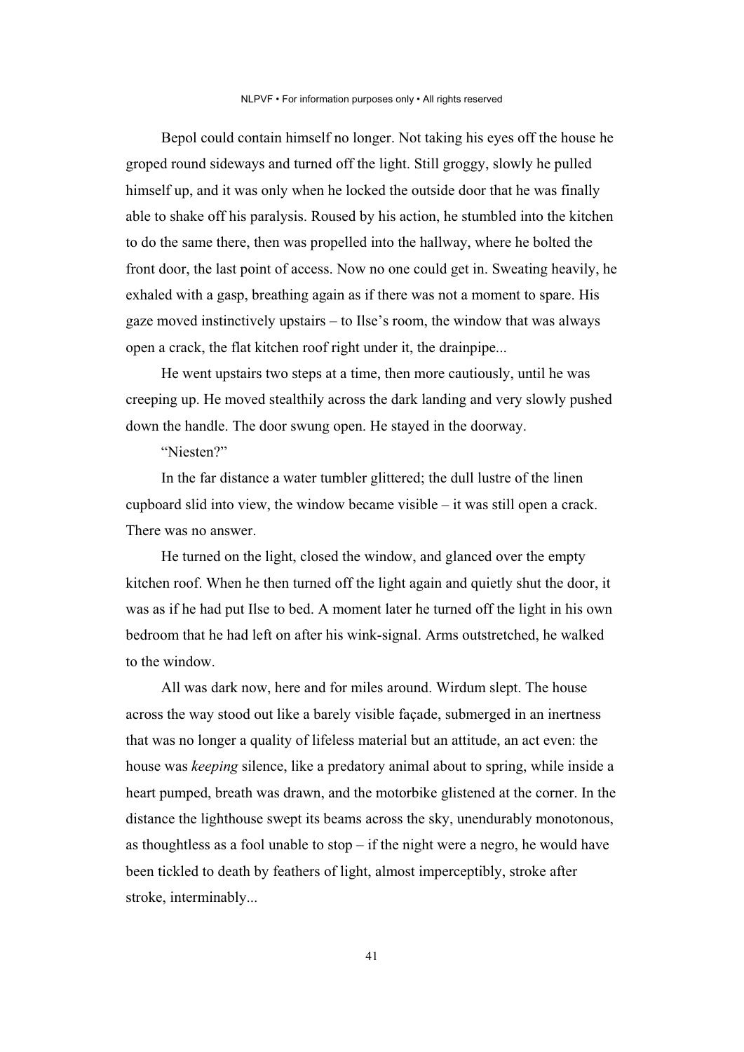Bepol could contain himself no longer. Not taking his eyes off the house he groped round sideways and turned off the light. Still groggy, slowly he pulled himself up, and it was only when he locked the outside door that he was finally able to shake off his paralysis. Roused by his action, he stumbled into the kitchen to do the same there, then was propelled into the hallway, where he bolted the front door, the last point of access. Now no one could get in. Sweating heavily, he exhaled with a gasp, breathing again as if there was not a moment to spare. His gaze moved instinctively upstairs – to Ilse's room, the window that was always open a crack, the flat kitchen roof right under it, the drainpipe...

He went upstairs two steps at a time, then more cautiously, until he was creeping up. He moved stealthily across the dark landing and very slowly pushed down the handle. The door swung open. He stayed in the doorway.

"Niesten?"

In the far distance a water tumbler glittered; the dull lustre of the linen cupboard slid into view, the window became visible – it was still open a crack. There was no answer.

He turned on the light, closed the window, and glanced over the empty kitchen roof. When he then turned off the light again and quietly shut the door, it was as if he had put Ilse to bed. A moment later he turned off the light in his own bedroom that he had left on after his wink-signal. Arms outstretched, he walked to the window.

All was dark now, here and for miles around. Wirdum slept. The house across the way stood out like a barely visible façade, submerged in an inertness that was no longer a quality of lifeless material but an attitude, an act even: the house was *keeping* silence, like a predatory animal about to spring, while inside a heart pumped, breath was drawn, and the motorbike glistened at the corner. In the distance the lighthouse swept its beams across the sky, unendurably monotonous, as thoughtless as a fool unable to stop – if the night were a negro, he would have been tickled to death by feathers of light, almost imperceptibly, stroke after stroke, interminably...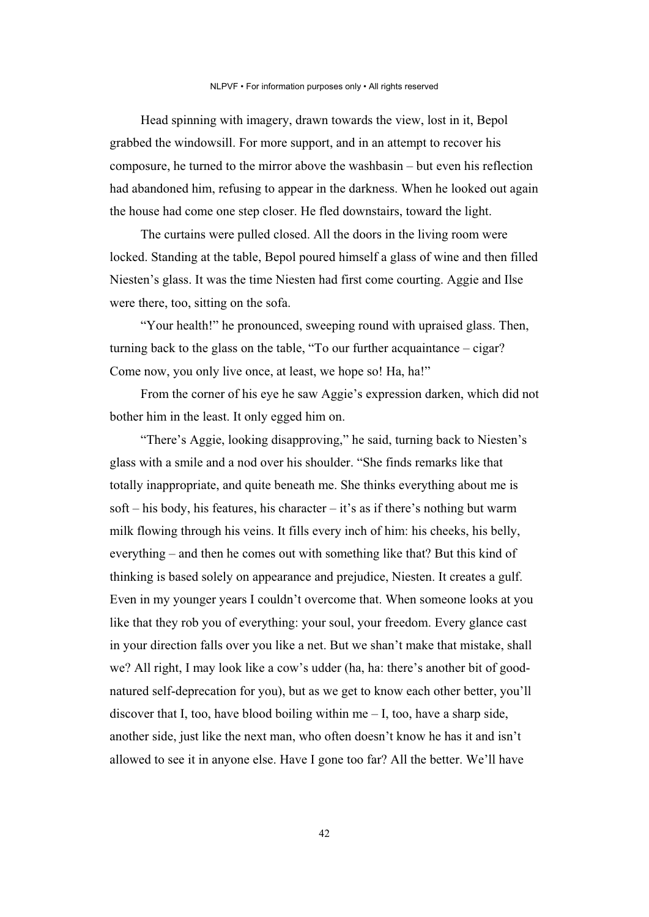Head spinning with imagery, drawn towards the view, lost in it, Bepol grabbed the windowsill. For more support, and in an attempt to recover his composure, he turned to the mirror above the washbasin – but even his reflection had abandoned him, refusing to appear in the darkness. When he looked out again the house had come one step closer. He fled downstairs, toward the light.

The curtains were pulled closed. All the doors in the living room were locked. Standing at the table, Bepol poured himself a glass of wine and then filled Niesten's glass. It was the time Niesten had first come courting. Aggie and Ilse were there, too, sitting on the sofa.

"Your health!" he pronounced, sweeping round with upraised glass. Then, turning back to the glass on the table, "To our further acquaintance – cigar? Come now, you only live once, at least, we hope so! Ha, ha!"

From the corner of his eye he saw Aggie's expression darken, which did not bother him in the least. It only egged him on.

"There's Aggie, looking disapproving," he said, turning back to Niesten's glass with a smile and a nod over his shoulder. "She finds remarks like that totally inappropriate, and quite beneath me. She thinks everything about me is soft – his body, his features, his character – it's as if there's nothing but warm milk flowing through his veins. It fills every inch of him: his cheeks, his belly, everything – and then he comes out with something like that? But this kind of thinking is based solely on appearance and prejudice, Niesten. It creates a gulf. Even in my younger years I couldn't overcome that. When someone looks at you like that they rob you of everything: your soul, your freedom. Every glance cast in your direction falls over you like a net. But we shan't make that mistake, shall we? All right, I may look like a cow's udder (ha, ha: there's another bit of good-natured self-deprecation for you), but as we get to know each other better, you'll discover that I, too, have blood boiling within me – I, too, have a sharp side, another side, just like the next man, who often doesn't know he has it and isn't allowed to see it in anyone else. Have I gone too far? All the better. We'll have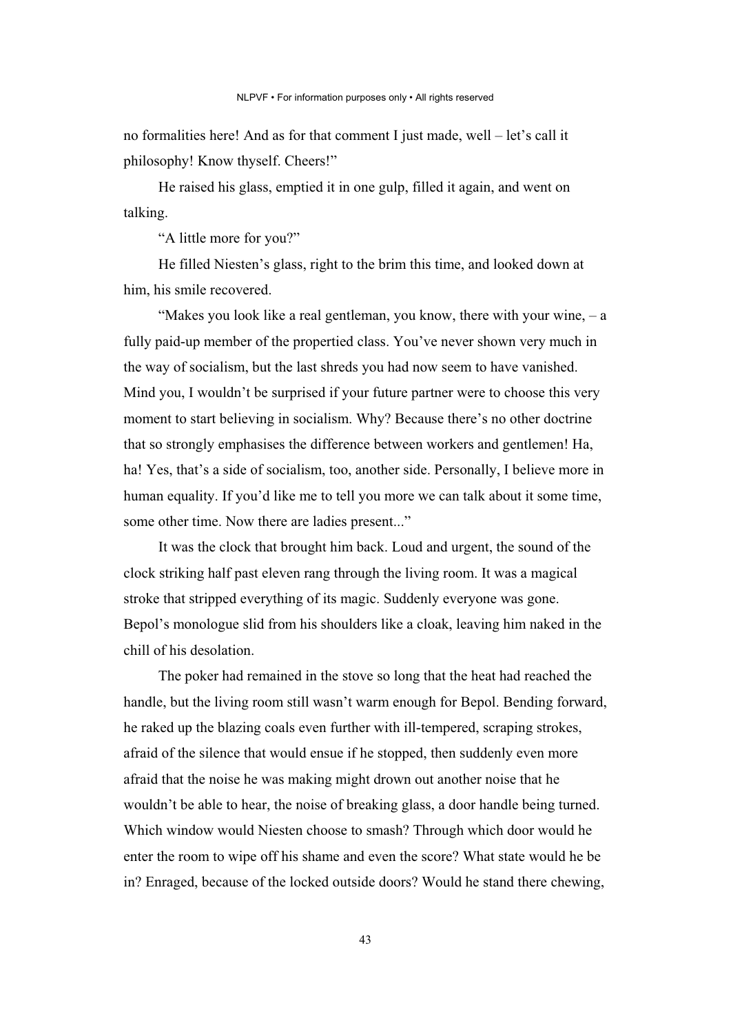no formalities here! And as for that comment I just made, well – let's call it philosophy! Know thyself. Cheers!"

He raised his glass, emptied it in one gulp, filled it again, and went on talking.

"A little more for you?"

He filled Niesten's glass, right to the brim this time, and looked down at him, his smile recovered.

"Makes you look like a real gentleman, you know, there with your wine, – a fully paid-up member of the propertied class. You've never shown very much in the way of socialism, but the last shreds you had now seem to have vanished. Mind you, I wouldn't be surprised if your future partner were to choose this very moment to start believing in socialism. Why? Because there's no other doctrine that so strongly emphasises the difference between workers and gentlemen! Ha, ha! Yes, that's a side of socialism, too, another side. Personally, I believe more in human equality. If you'd like me to tell you more we can talk about it some time, some other time. Now there are ladies present..."

It was the clock that brought him back. Loud and urgent, the sound of the clock striking half past eleven rang through the living room. It was a magical stroke that stripped everything of its magic. Suddenly everyone was gone. Bepol's monologue slid from his shoulders like a cloak, leaving him naked in the chill of his desolation.

The poker had remained in the stove so long that the heat had reached the handle, but the living room still wasn't warm enough for Bepol. Bending forward, he raked up the blazing coals even further with ill-tempered, scraping strokes, afraid of the silence that would ensue if he stopped, then suddenly even more afraid that the noise he was making might drown out another noise that he wouldn't be able to hear, the noise of breaking glass, a door handle being turned. Which window would Niesten choose to smash? Through which door would he enter the room to wipe off his shame and even the score? What state would he be in? Enraged, because of the locked outside doors? Would he stand there chewing,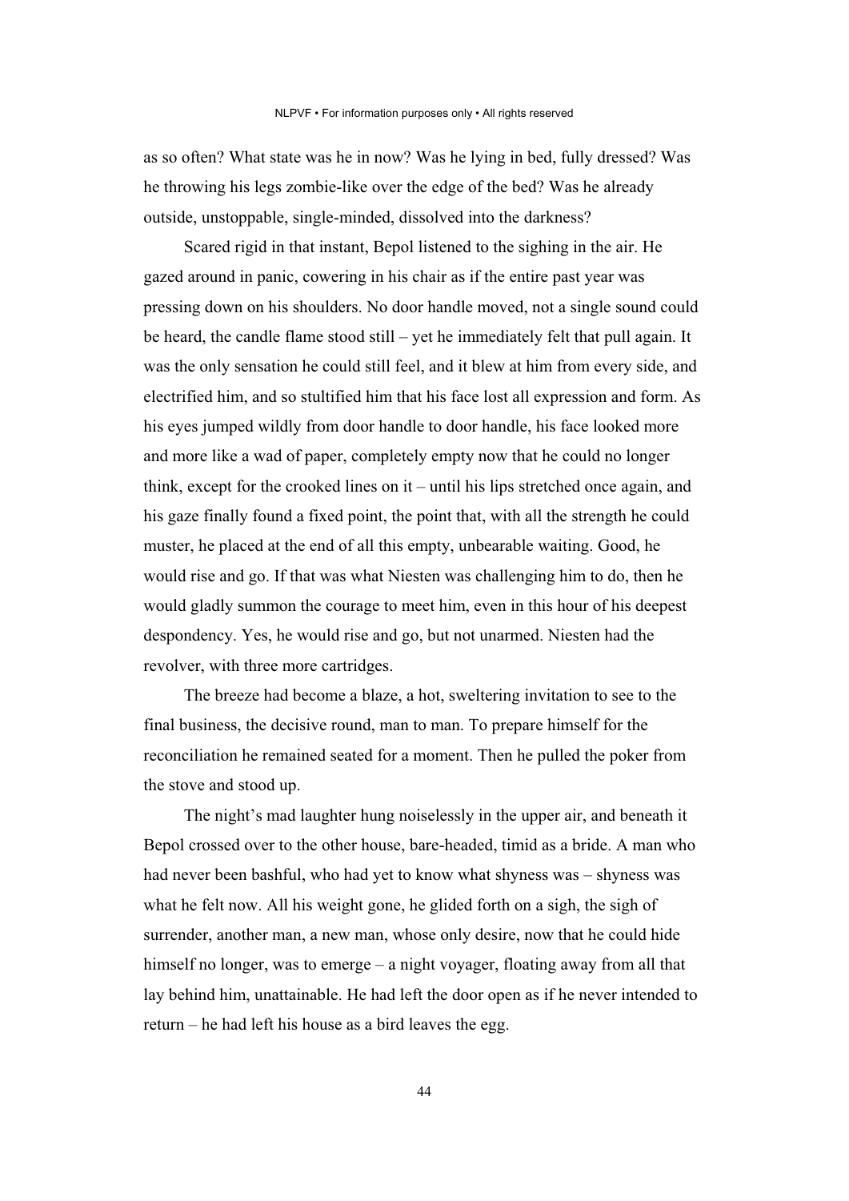as so often? What state was he in now? Was he lying in bed, fully dressed? Was he throwing his legs zombie-like over the edge of the bed? Was he already outside, unstoppable, single-minded, dissolved into the darkness?

Scared rigid in that instant, Bepol listened to the sighing in the air. He gazed around in panic, cowering in his chair as if the entire past year was pressing down on his shoulders. No door handle moved, not a single sound could be heard, the candle flame stood still – yet he immediately felt that pull again. It was the only sensation he could still feel, and it blew at him from every side, and electrified him, and so stultified him that his face lost all expression and form. As his eyes jumped wildly from door handle to door handle, his face looked more and more like a wad of paper, completely empty now that he could no longer think, except for the crooked lines on it – until his lips stretched once again, and his gaze finally found a fixed point, the point that, with all the strength he could muster, he placed at the end of all this empty, unbearable waiting. Good, he would rise and go. If that was what Niesten was challenging him to do, then he would gladly summon the courage to meet him, even in this hour of his deepest despondency. Yes, he would rise and go, but not unarmed. Niesten had the revolver, with three more cartridges.

The breeze had become a blaze, a hot, sweltering invitation to see to the final business, the decisive round, man to man. To prepare himself for the reconciliation he remained seated for a moment. Then he pulled the poker from the stove and stood up.

The night's mad laughter hung noiselessly in the upper air, and beneath it Bepol crossed over to the other house, bare-headed, timid as a bride. A man who had never been bashful, who had yet to know what shyness was – shyness was what he felt now. All his weight gone, he glided forth on a sigh, the sigh of surrender, another man, a new man, whose only desire, now that he could hide himself no longer, was to emerge – a night voyager, floating away from all that lay behind him, unattainable. He had left the door open as if he never intended to return – he had left his house as a bird leaves the egg.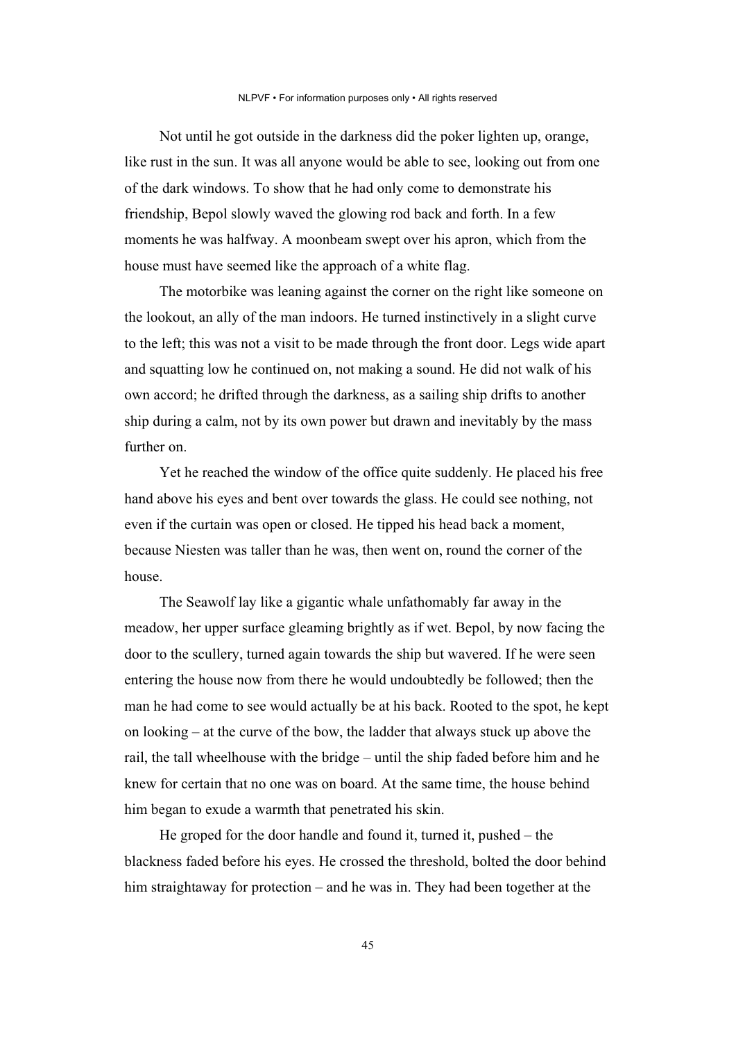Not until he got outside in the darkness did the poker lighten up, orange, like rust in the sun. It was all anyone would be able to see, looking out from one of the dark windows. To show that he had only come to demonstrate his friendship, Bepol slowly waved the glowing rod back and forth. In a few moments he was halfway. A moonbeam swept over his apron, which from the house must have seemed like the approach of a white flag.

The motorbike was leaning against the corner on the right like someone on the lookout, an ally of the man indoors. He turned instinctively in a slight curve to the left; this was not a visit to be made through the front door. Legs wide apart and squatting low he continued on, not making a sound. He did not walk of his own accord; he drifted through the darkness, as a sailing ship drifts to another ship during a calm, not by its own power but drawn and inevitably by the mass further on.

Yet he reached the window of the office quite suddenly. He placed his free hand above his eyes and bent over towards the glass. He could see nothing, not even if the curtain was open or closed. He tipped his head back a moment, because Niesten was taller than he was, then went on, round the corner of the house.

The Seawolf lay like a gigantic whale unfathomably far away in the meadow, her upper surface gleaming brightly as if wet. Bepol, by now facing the door to the scullery, turned again towards the ship but wavered. If he were seen entering the house now from there he would undoubtedly be followed; then the man he had come to see would actually be at his back. Rooted to the spot, he kept on looking – at the curve of the bow, the ladder that always stuck up above the rail, the tall wheelhouse with the bridge – until the ship faded before him and he knew for certain that no one was on board. At the same time, the house behind him began to exude a warmth that penetrated his skin.

He groped for the door handle and found it, turned it, pushed – the blackness faded before his eyes. He crossed the threshold, bolted the door behind him straightaway for protection – and he was in. They had been together at the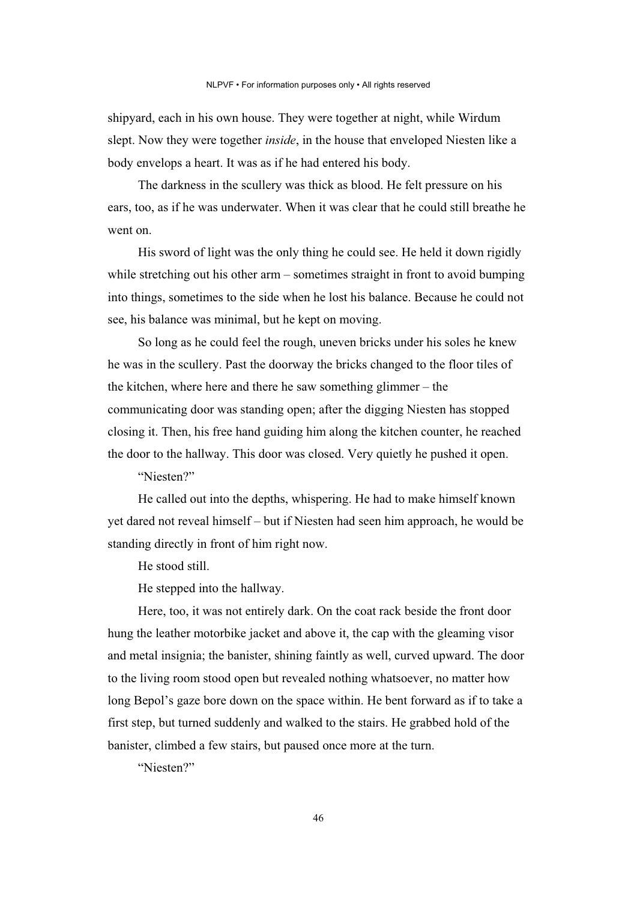shipyard, each in his own house. They were together at night, while Wirdum slept. Now they were together *inside*, in the house that enveloped Niesten like a body envelops a heart. It was as if he had entered his body.

The darkness in the scullery was thick as blood. He felt pressure on his ears, too, as if he was underwater. When it was clear that he could still breathe he went on.

His sword of light was the only thing he could see. He held it down rigidly while stretching out his other arm – sometimes straight in front to avoid bumping into things, sometimes to the side when he lost his balance. Because he could not see, his balance was minimal, but he kept on moving.

So long as he could feel the rough, uneven bricks under his soles he knew he was in the scullery. Past the doorway the bricks changed to the floor tiles of the kitchen, where here and there he saw something glimmer – the communicating door was standing open; after the digging Niesten has stopped closing it. Then, his free hand guiding him along the kitchen counter, he reached the door to the hallway. This door was closed. Very quietly he pushed it open.

"Niesten?"

He called out into the depths, whispering. He had to make himself known yet dared not reveal himself – but if Niesten had seen him approach, he would be standing directly in front of him right now.

He stood still.

He stepped into the hallway.

Here, too, it was not entirely dark. On the coat rack beside the front door hung the leather motorbike jacket and above it, the cap with the gleaming visor and metal insignia; the banister, shining faintly as well, curved upward. The door to the living room stood open but revealed nothing whatsoever, no matter how long Bepol's gaze bore down on the space within. He bent forward as if to take a first step, but turned suddenly and walked to the stairs. He grabbed hold of the banister, climbed a few stairs, but paused once more at the turn.

"Niesten?"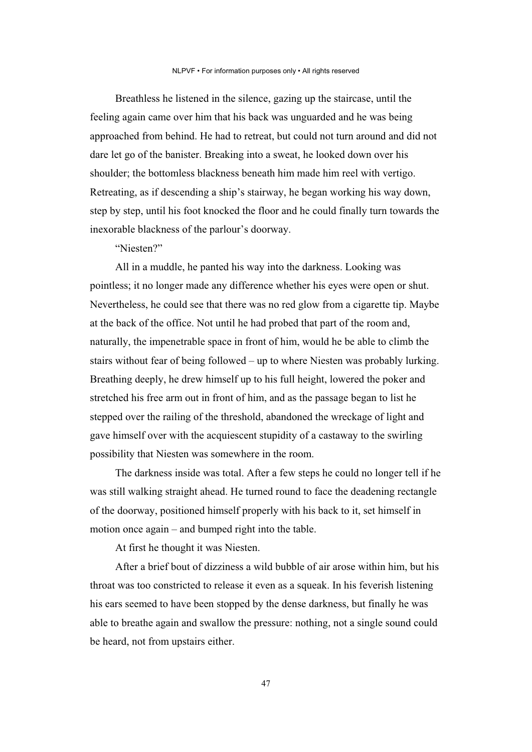Breathless he listened in the silence, gazing up the staircase, until the feeling again came over him that his back was unguarded and he was being approached from behind. He had to retreat, but could not turn around and did not dare let go of the banister. Breaking into a sweat, he looked down over his shoulder; the bottomless blackness beneath him made him reel with vertigo. Retreating, as if descending a ship's stairway, he began working his way down, step by step, until his foot knocked the floor and he could finally turn towards the inexorable blackness of the parlour's doorway.

"Niesten?"

All in a muddle, he panted his way into the darkness. Looking was pointless; it no longer made any difference whether his eyes were open or shut. Nevertheless, he could see that there was no red glow from a cigarette tip. Maybe at the back of the office. Not until he had probed that part of the room and, naturally, the impenetrable space in front of him, would he be able to climb the stairs without fear of being followed – up to where Niesten was probably lurking. Breathing deeply, he drew himself up to his full height, lowered the poker and stretched his free arm out in front of him, and as the passage began to list he stepped over the railing of the threshold, abandoned the wreckage of light and gave himself over with the acquiescent stupidity of a castaway to the swirling possibility that Niesten was somewhere in the room.

The darkness inside was total. After a few steps he could no longer tell if he was still walking straight ahead. He turned round to face the deadening rectangle of the doorway, positioned himself properly with his back to it, set himself in motion once again – and bumped right into the table.

At first he thought it was Niesten.

After a brief bout of dizziness a wild bubble of air arose within him, but his throat was too constricted to release it even as a squeak. In his feverish listening his ears seemed to have been stopped by the dense darkness, but finally he was able to breathe again and swallow the pressure: nothing, not a single sound could be heard, not from upstairs either.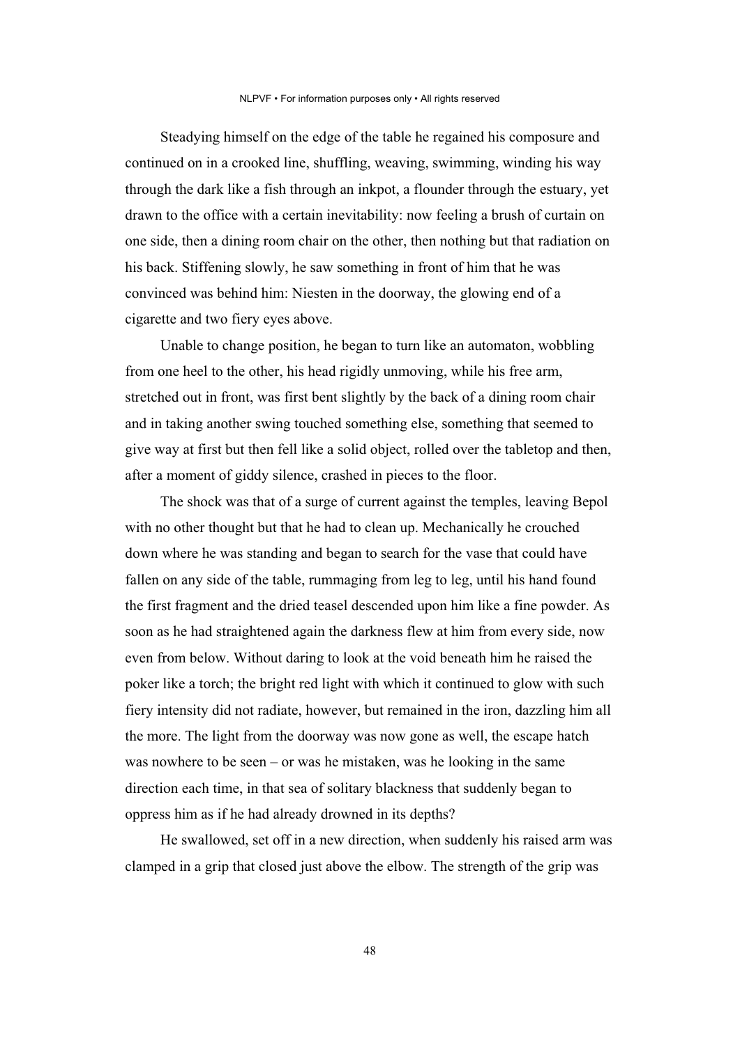Steadying himself on the edge of the table he regained his composure and continued on in a crooked line, shuffling, weaving, swimming, winding his way through the dark like a fish through an inkpot, a flounder through the estuary, yet drawn to the office with a certain inevitability: now feeling a brush of curtain on one side, then a dining room chair on the other, then nothing but that radiation on his back. Stiffening slowly, he saw something in front of him that he was convinced was behind him: Niesten in the doorway, the glowing end of a cigarette and two fiery eyes above.

Unable to change position, he began to turn like an automaton, wobbling from one heel to the other, his head rigidly unmoving, while his free arm, stretched out in front, was first bent slightly by the back of a dining room chair and in taking another swing touched something else, something that seemed to give way at first but then fell like a solid object, rolled over the tabletop and then, after a moment of giddy silence, crashed in pieces to the floor.

The shock was that of a surge of current against the temples, leaving Bepol with no other thought but that he had to clean up. Mechanically he crouched down where he was standing and began to search for the vase that could have fallen on any side of the table, rummaging from leg to leg, until his hand found the first fragment and the dried teasel descended upon him like a fine powder. As soon as he had straightened again the darkness flew at him from every side, now even from below. Without daring to look at the void beneath him he raised the poker like a torch; the bright red light with which it continued to glow with such fiery intensity did not radiate, however, but remained in the iron, dazzling him all the more. The light from the doorway was now gone as well, the escape hatch was nowhere to be seen – or was he mistaken, was he looking in the same direction each time, in that sea of solitary blackness that suddenly began to oppress him as if he had already drowned in its depths?

He swallowed, set off in a new direction, when suddenly his raised arm was clamped in a grip that closed just above the elbow. The strength of the grip was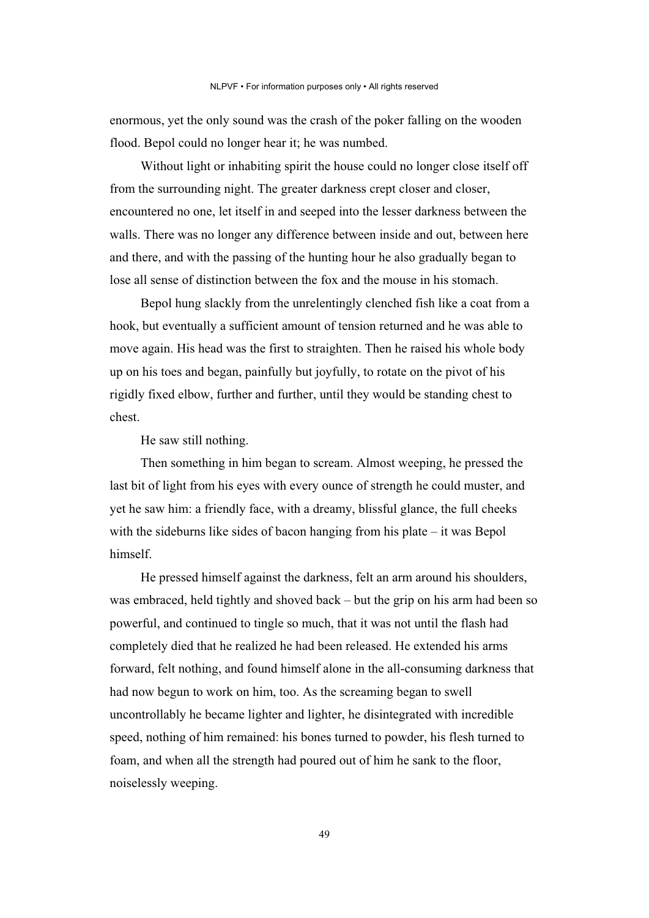enormous, yet the only sound was the crash of the poker falling on the wooden flood. Bepol could no longer hear it; he was numbed.

Without light or inhabiting spirit the house could no longer close itself off from the surrounding night. The greater darkness crept closer and closer, encountered no one, let itself in and seeped into the lesser darkness between the walls. There was no longer any difference between inside and out, between here and there, and with the passing of the hunting hour he also gradually began to lose all sense of distinction between the fox and the mouse in his stomach.

Bepol hung slackly from the unrelentingly clenched fish like a coat from a hook, but eventually a sufficient amount of tension returned and he was able to move again. His head was the first to straighten. Then he raised his whole body up on his toes and began, painfully but joyfully, to rotate on the pivot of his rigidly fixed elbow, further and further, until they would be standing chest to chest.

He saw still nothing.

Then something in him began to scream. Almost weeping, he pressed the last bit of light from his eyes with every ounce of strength he could muster, and yet he saw him: a friendly face, with a dreamy, blissful glance, the full cheeks with the sideburns like sides of bacon hanging from his plate – it was Bepol himself.

He pressed himself against the darkness, felt an arm around his shoulders, was embraced, held tightly and shoved back – but the grip on his arm had been so powerful, and continued to tingle so much, that it was not until the flash had completely died that he realized he had been released. He extended his arms forward, felt nothing, and found himself alone in the all-consuming darkness that had now begun to work on him, too. As the screaming began to swell uncontrollably he became lighter and lighter, he disintegrated with incredible speed, nothing of him remained: his bones turned to powder, his flesh turned to foam, and when all the strength had poured out of him he sank to the floor, noiselessly weeping.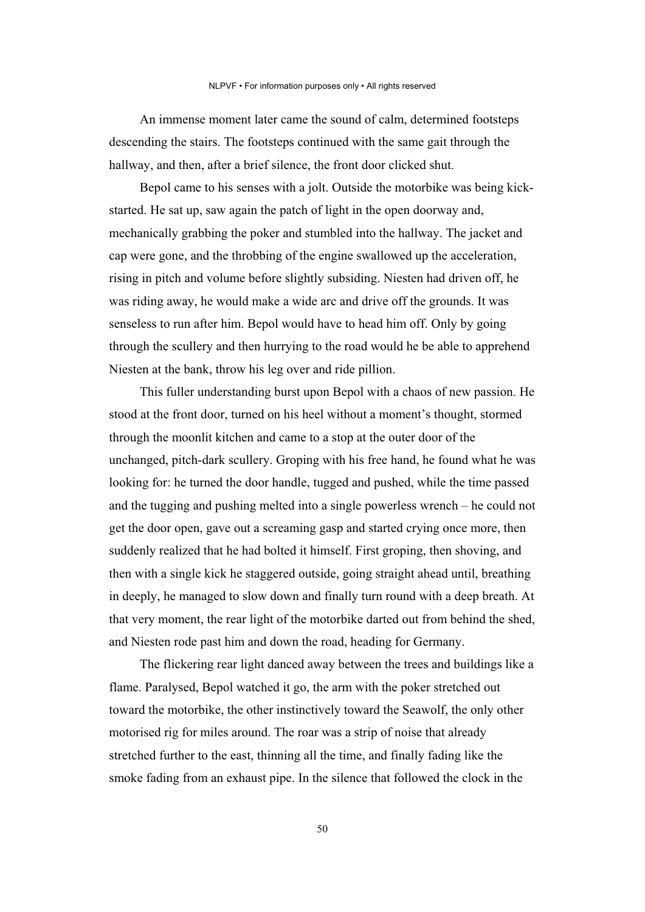An immense moment later came the sound of calm, determined footsteps descending the stairs. The footsteps continued with the same gait through the hallway, and then, after a brief silence, the front door clicked shut.

Bepol came to his senses with a jolt. Outside the motorbike was being kick-started. He sat up, saw again the patch of light in the open doorway and, mechanically grabbing the poker and stumbled into the hallway. The jacket and cap were gone, and the throbbing of the engine swallowed up the acceleration, rising in pitch and volume before slightly subsiding. Niesten had driven off, he was riding away, he would make a wide arc and drive off the grounds. It was senseless to run after him. Bepol would have to head him off. Only by going through the scullery and then hurrying to the road would he be able to apprehend Niesten at the bank, throw his leg over and ride pillion.

This fuller understanding burst upon Bepol with a chaos of new passion. He stood at the front door, turned on his heel without a moment's thought, stormed through the moonlit kitchen and came to a stop at the outer door of the unchanged, pitch-dark scullery. Groping with his free hand, he found what he was looking for: he turned the door handle, tugged and pushed, while the time passed and the tugging and pushing melted into a single powerless wrench – he could not get the door open, gave out a screaming gasp and started crying once more, then suddenly realized that he had bolted it himself. First groping, then shoving, and then with a single kick he staggered outside, going straight ahead until, breathing in deeply, he managed to slow down and finally turn round with a deep breath. At that very moment, the rear light of the motorbike darted out from behind the shed, and Niesten rode past him and down the road, heading for Germany.

The flickering rear light danced away between the trees and buildings like a flame. Paralysed, Bepol watched it go, the arm with the poker stretched out toward the motorbike, the other instinctively toward the Seawolf, the only other motorised rig for miles around. The roar was a strip of noise that already stretched further to the east, thinning all the time, and finally fading like the smoke fading from an exhaust pipe. In the silence that followed the clock in the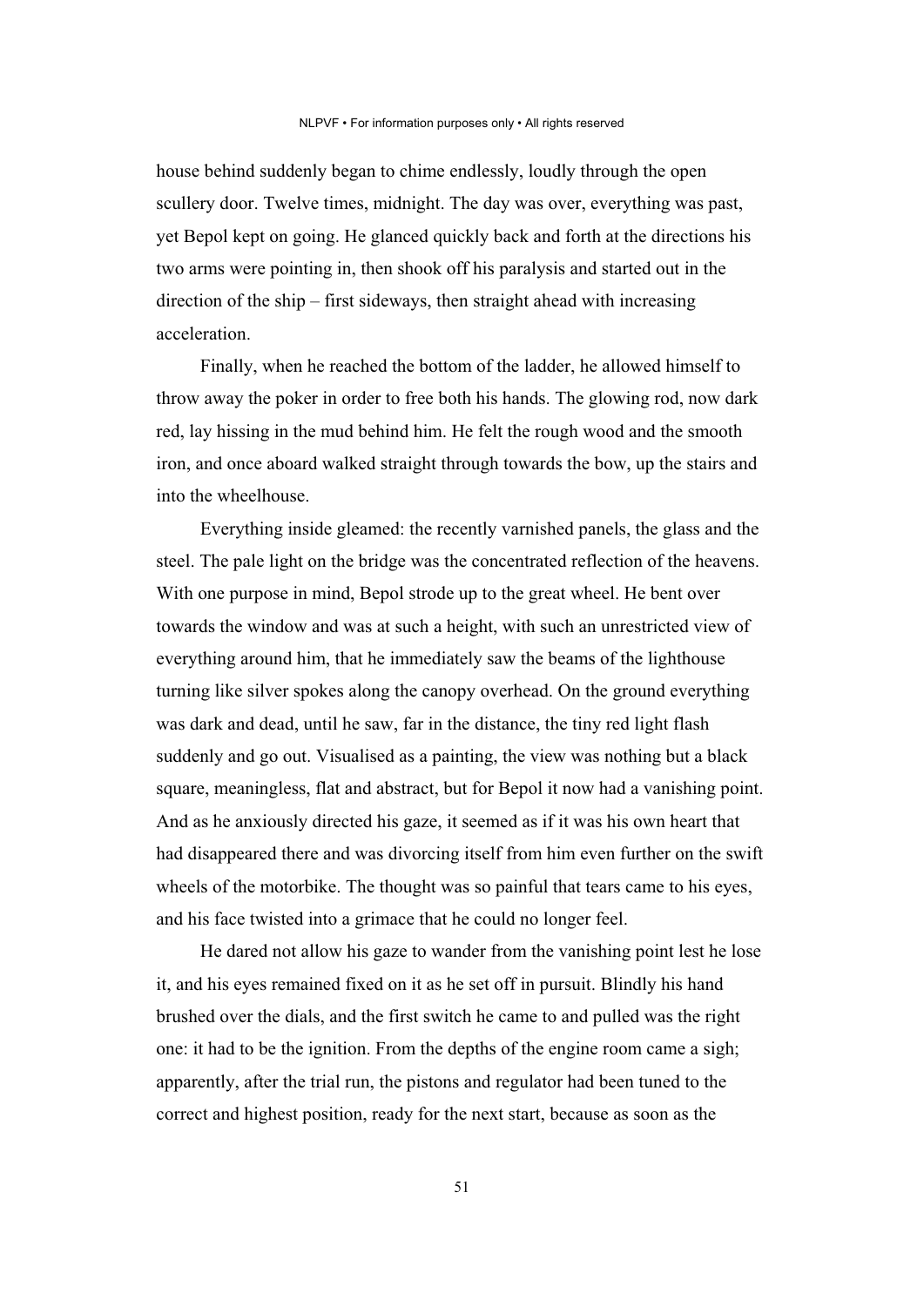house behind suddenly began to chime endlessly, loudly through the open scullery door. Twelve times, midnight. The day was over, everything was past, yet Bepol kept on going. He glanced quickly back and forth at the directions his two arms were pointing in, then shook off his paralysis and started out in the direction of the ship – first sideways, then straight ahead with increasing acceleration.

Finally, when he reached the bottom of the ladder, he allowed himself to throw away the poker in order to free both his hands. The glowing rod, now dark red, lay hissing in the mud behind him. He felt the rough wood and the smooth iron, and once aboard walked straight through towards the bow, up the stairs and into the wheelhouse.

Everything inside gleamed: the recently varnished panels, the glass and the steel. The pale light on the bridge was the concentrated reflection of the heavens. With one purpose in mind, Bepol strode up to the great wheel. He bent over towards the window and was at such a height, with such an unrestricted view of everything around him, that he immediately saw the beams of the lighthouse turning like silver spokes along the canopy overhead. On the ground everything was dark and dead, until he saw, far in the distance, the tiny red light flash suddenly and go out. Visualised as a painting, the view was nothing but a black square, meaningless, flat and abstract, but for Bepol it now had a vanishing point. And as he anxiously directed his gaze, it seemed as if it was his own heart that had disappeared there and was divorcing itself from him even further on the swift wheels of the motorbike. The thought was so painful that tears came to his eyes, and his face twisted into a grimace that he could no longer feel.

He dared not allow his gaze to wander from the vanishing point lest he lose it, and his eyes remained fixed on it as he set off in pursuit. Blindly his hand brushed over the dials, and the first switch he came to and pulled was the right one: it had to be the ignition. From the depths of the engine room came a sigh; apparently, after the trial run, the pistons and regulator had been tuned to the correct and highest position, ready for the next start, because as soon as the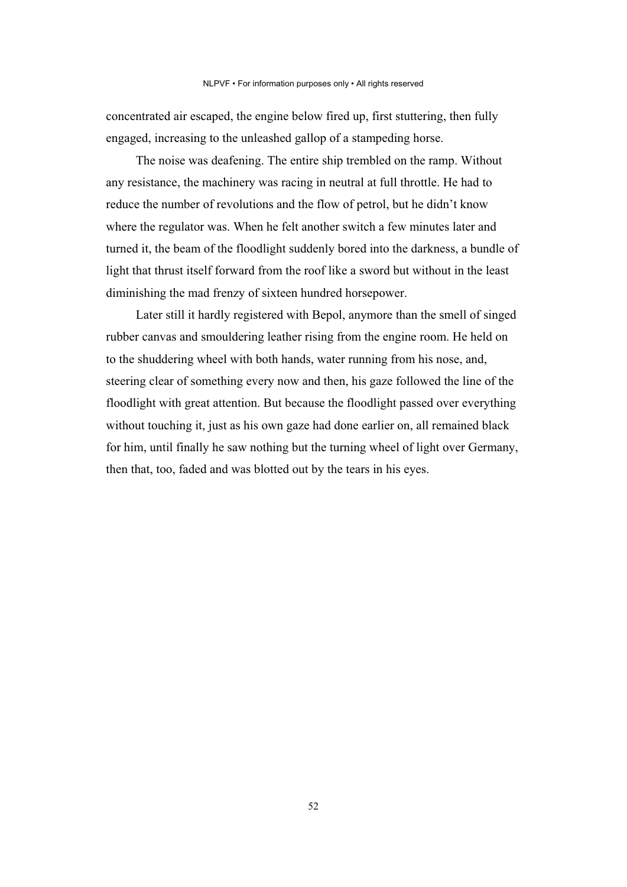concentrated air escaped, the engine below fired up, first stuttering, then fully engaged, increasing to the unleashed gallop of a stampeding horse.

The noise was deafening. The entire ship trembled on the ramp. Without any resistance, the machinery was racing in neutral at full throttle. He had to reduce the number of revolutions and the flow of petrol, but he didn't know where the regulator was. When he felt another switch a few minutes later and turned it, the beam of the floodlight suddenly bored into the darkness, a bundle of light that thrust itself forward from the roof like a sword but without in the least diminishing the mad frenzy of sixteen hundred horsepower.

Later still it hardly registered with Bepol, anymore than the smell of singed rubber canvas and smouldering leather rising from the engine room. He held on to the shuddering wheel with both hands, water running from his nose, and, steering clear of something every now and then, his gaze followed the line of the floodlight with great attention. But because the floodlight passed over everything without touching it, just as his own gaze had done earlier on, all remained black for him, until finally he saw nothing but the turning wheel of light over Germany, then that, too, faded and was blotted out by the tears in his eyes.